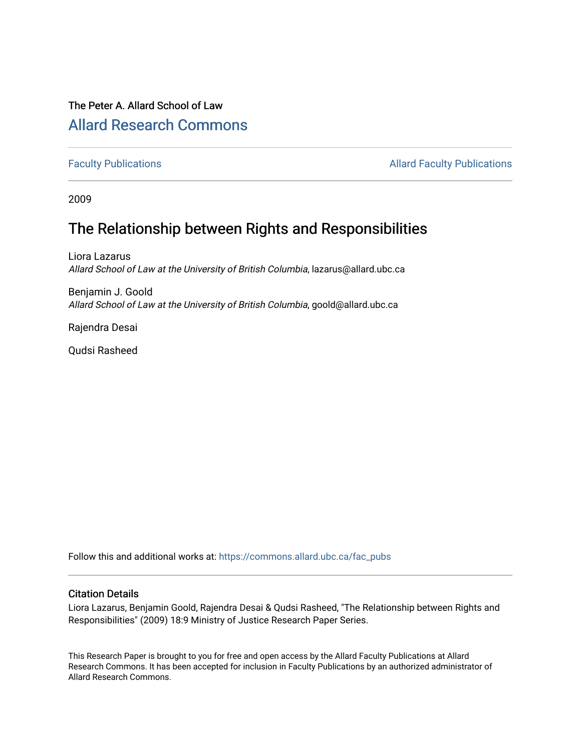The Peter A. Allard School of Law

## Allard Research Commons

Faculty Publications | Allard Faculty Publications

2009

# The Relationship between Rights and Responsibilities

Liora Lazarus
*Allard School of Law at the University of British Columbia*, lazarus@allard.ubc.ca

Benjamin J. Goold
*Allard School of Law at the University of British Columbia*, goold@allard.ubc.ca

Rajendra Desai

Qudsi Rasheed

Follow this and additional works at: https://commons.allard.ubc.ca/fac_pubs

### Citation Details

Liora Lazarus, Benjamin Goold, Rajendra Desai & Qudsi Rasheed, "The Relationship between Rights and Responsibilities" (2009) 18:9 Ministry of Justice Research Paper Series.

This Research Paper is brought to you for free and open access by the Allard Faculty Publications at Allard Research Commons. It has been accepted for inclusion in Faculty Publications by an authorized administrator of Allard Research Commons.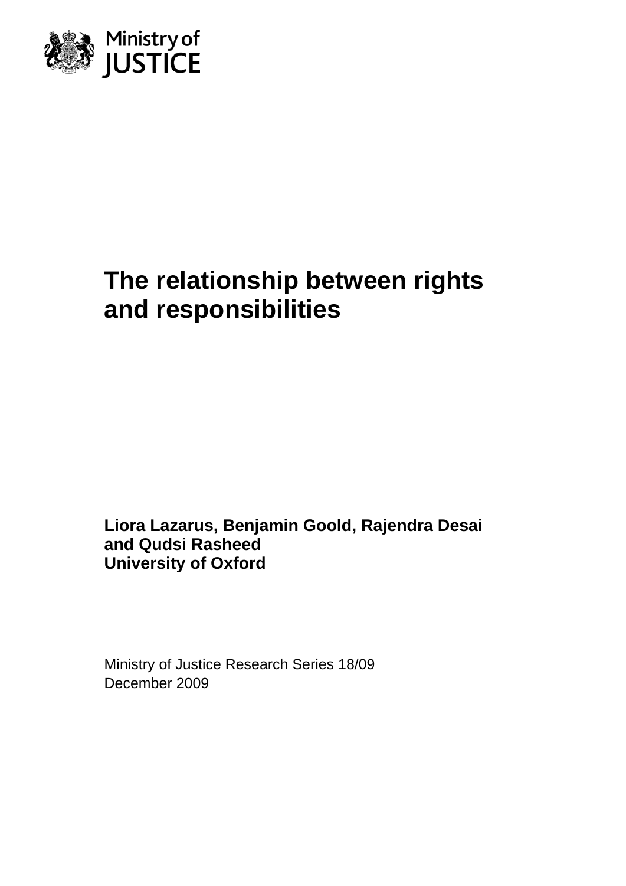Ministry of JUSTICE

# The relationship between rights and responsibilities

**Liora Lazarus, Benjamin Goold, Rajendra Desai and Qudsi Rasheed**
**University of Oxford**

Ministry of Justice Research Series 18/09
December 2009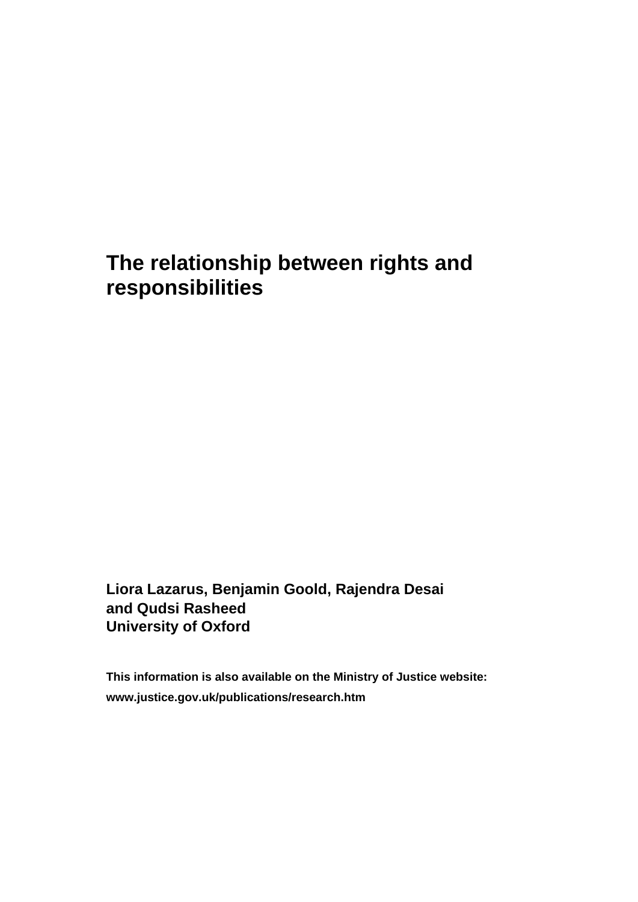# The relationship between rights and responsibilities

**Liora Lazarus, Benjamin Goold, Rajendra Desai and Qudsi Rasheed**
**University of Oxford**

**This information is also available on the Ministry of Justice website:**
**www.justice.gov.uk/publications/research.htm**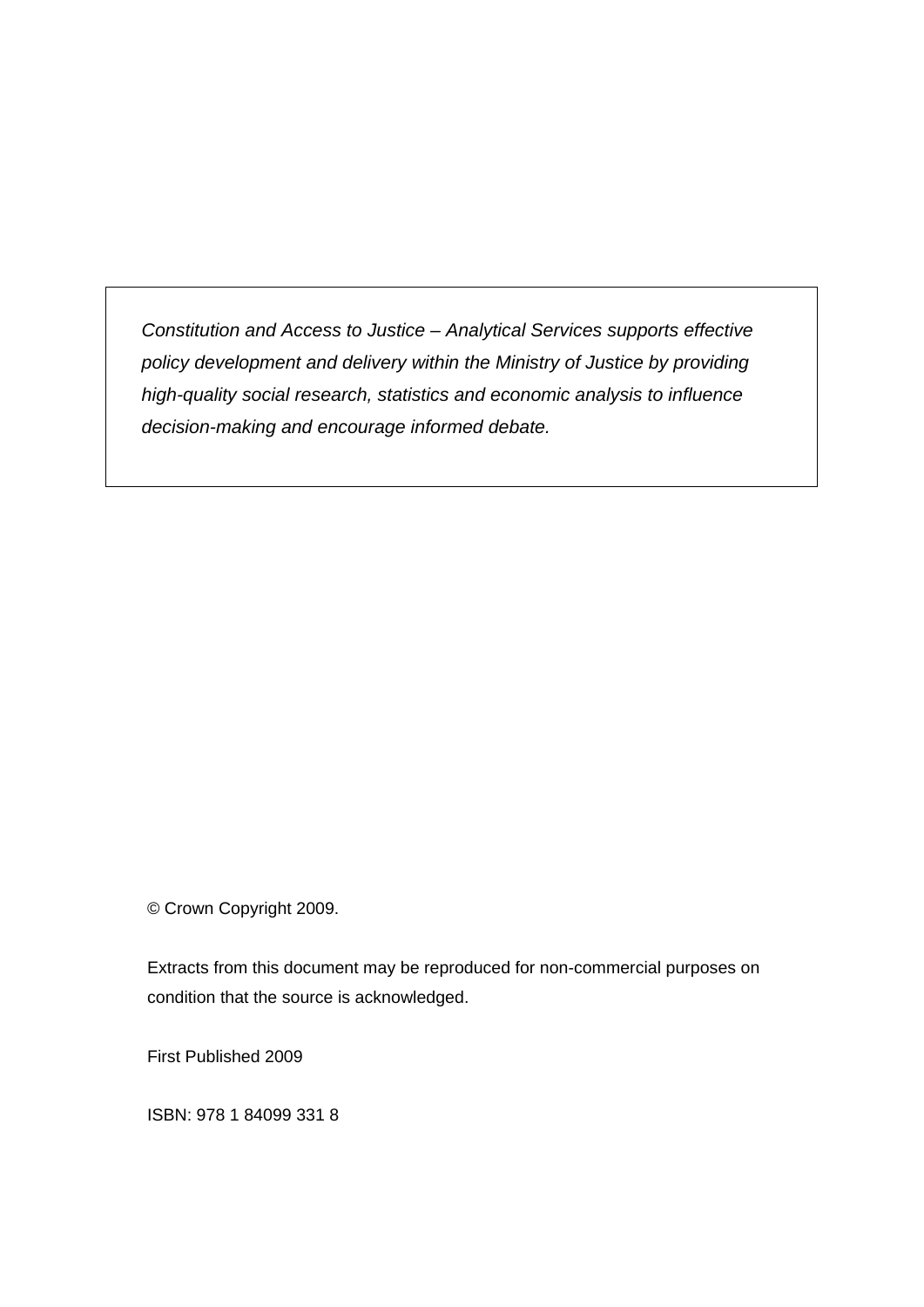*Constitution and Access to Justice – Analytical Services supports effective policy development and delivery within the Ministry of Justice by providing high-quality social research, statistics and economic analysis to influence decision-making and encourage informed debate.*

© Crown Copyright 2009.

Extracts from this document may be reproduced for non-commercial purposes on condition that the source is acknowledged.

First Published 2009

ISBN: 978 1 84099 331 8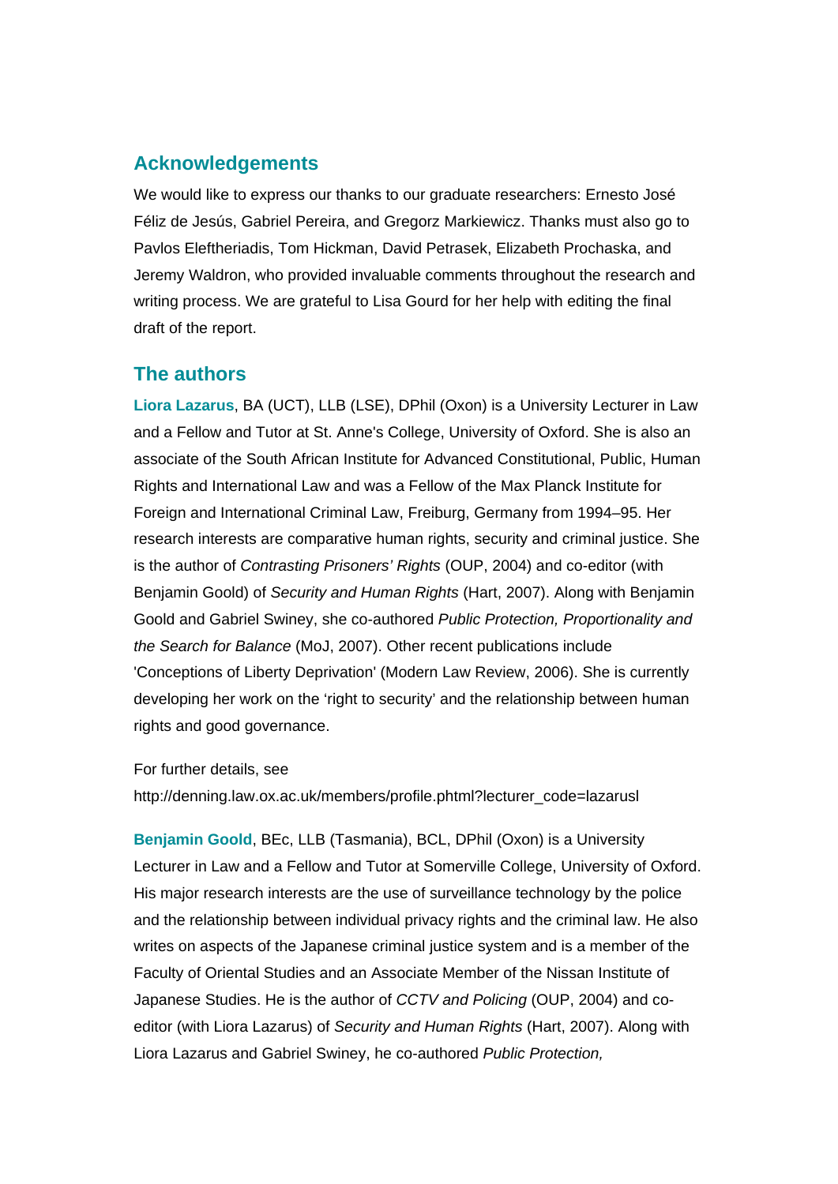## Acknowledgements

We would like to express our thanks to our graduate researchers: Ernesto José Féliz de Jesús, Gabriel Pereira, and Gregorz Markiewicz. Thanks must also go to Pavlos Eleftheriadis, Tom Hickman, David Petrasek, Elizabeth Prochaska, and Jeremy Waldron, who provided invaluable comments throughout the research and writing process. We are grateful to Lisa Gourd for her help with editing the final draft of the report.

## The authors

**Liora Lazarus**, BA (UCT), LLB (LSE), DPhil (Oxon) is a University Lecturer in Law and a Fellow and Tutor at St. Anne's College, University of Oxford. She is also an associate of the South African Institute for Advanced Constitutional, Public, Human Rights and International Law and was a Fellow of the Max Planck Institute for Foreign and International Criminal Law, Freiburg, Germany from 1994–95. Her research interests are comparative human rights, security and criminal justice. She is the author of *Contrasting Prisoners' Rights* (OUP, 2004) and co-editor (with Benjamin Goold) of *Security and Human Rights* (Hart, 2007). Along with Benjamin Goold and Gabriel Swiney, she co-authored *Public Protection, Proportionality and the Search for Balance* (MoJ, 2007). Other recent publications include 'Conceptions of Liberty Deprivation' (Modern Law Review, 2006). She is currently developing her work on the 'right to security' and the relationship between human rights and good governance.

For further details, see http://denning.law.ox.ac.uk/members/profile.phtml?lecturer_code=lazarusl

**Benjamin Goold**, BEc, LLB (Tasmania), BCL, DPhil (Oxon) is a University Lecturer in Law and a Fellow and Tutor at Somerville College, University of Oxford. His major research interests are the use of surveillance technology by the police and the relationship between individual privacy rights and the criminal law. He also writes on aspects of the Japanese criminal justice system and is a member of the Faculty of Oriental Studies and an Associate Member of the Nissan Institute of Japanese Studies. He is the author of *CCTV and Policing* (OUP, 2004) and co-editor (with Liora Lazarus) of *Security and Human Rights* (Hart, 2007). Along with Liora Lazarus and Gabriel Swiney, he co-authored *Public Protection,*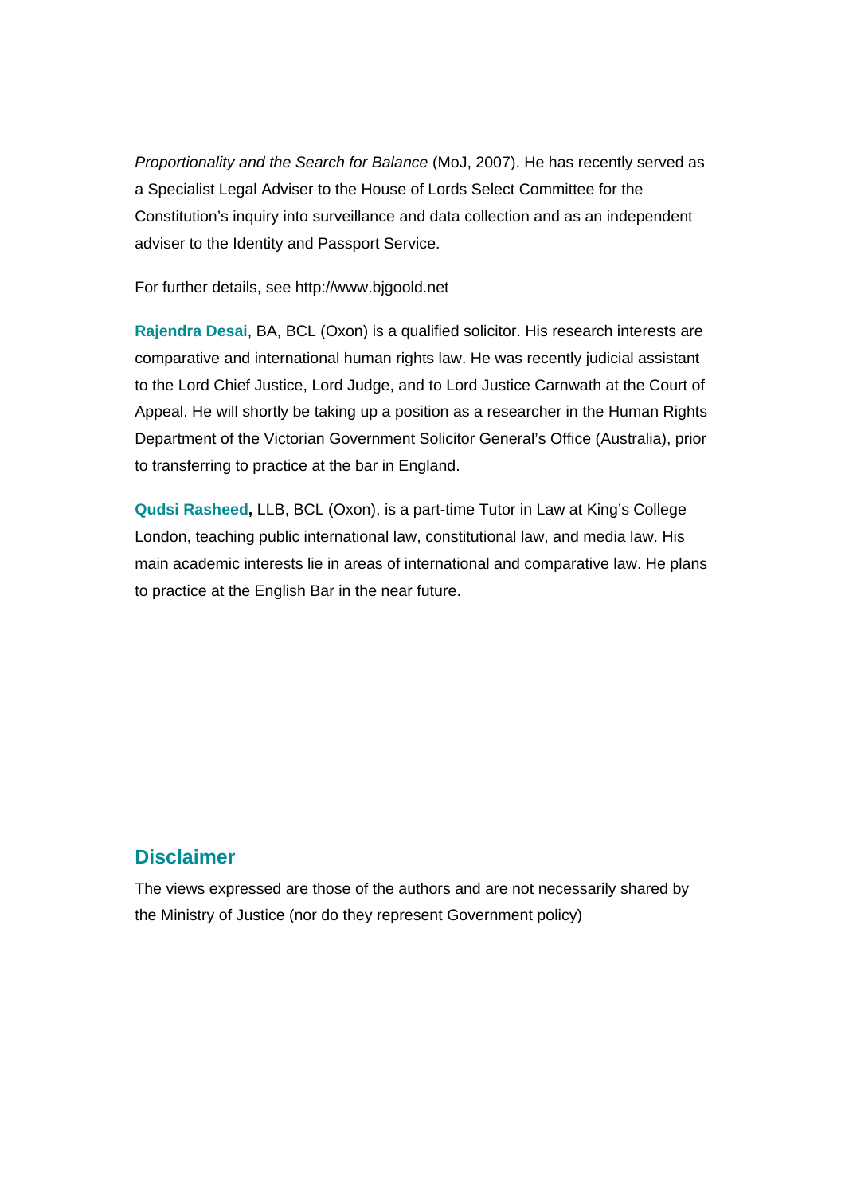*Proportionality and the Search for Balance* (MoJ, 2007). He has recently served as a Specialist Legal Adviser to the House of Lords Select Committee for the Constitution's inquiry into surveillance and data collection and as an independent adviser to the Identity and Passport Service.

For further details, see http://www.bjgoold.net

**Rajendra Desai**, BA, BCL (Oxon) is a qualified solicitor. His research interests are comparative and international human rights law. He was recently judicial assistant to the Lord Chief Justice, Lord Judge, and to Lord Justice Carnwath at the Court of Appeal. He will shortly be taking up a position as a researcher in the Human Rights Department of the Victorian Government Solicitor General's Office (Australia), prior to transferring to practice at the bar in England.

**Qudsi Rasheed,** LLB, BCL (Oxon), is a part-time Tutor in Law at King's College London, teaching public international law, constitutional law, and media law. His main academic interests lie in areas of international and comparative law. He plans to practice at the English Bar in the near future.

## Disclaimer

The views expressed are those of the authors and are not necessarily shared by the Ministry of Justice (nor do they represent Government policy)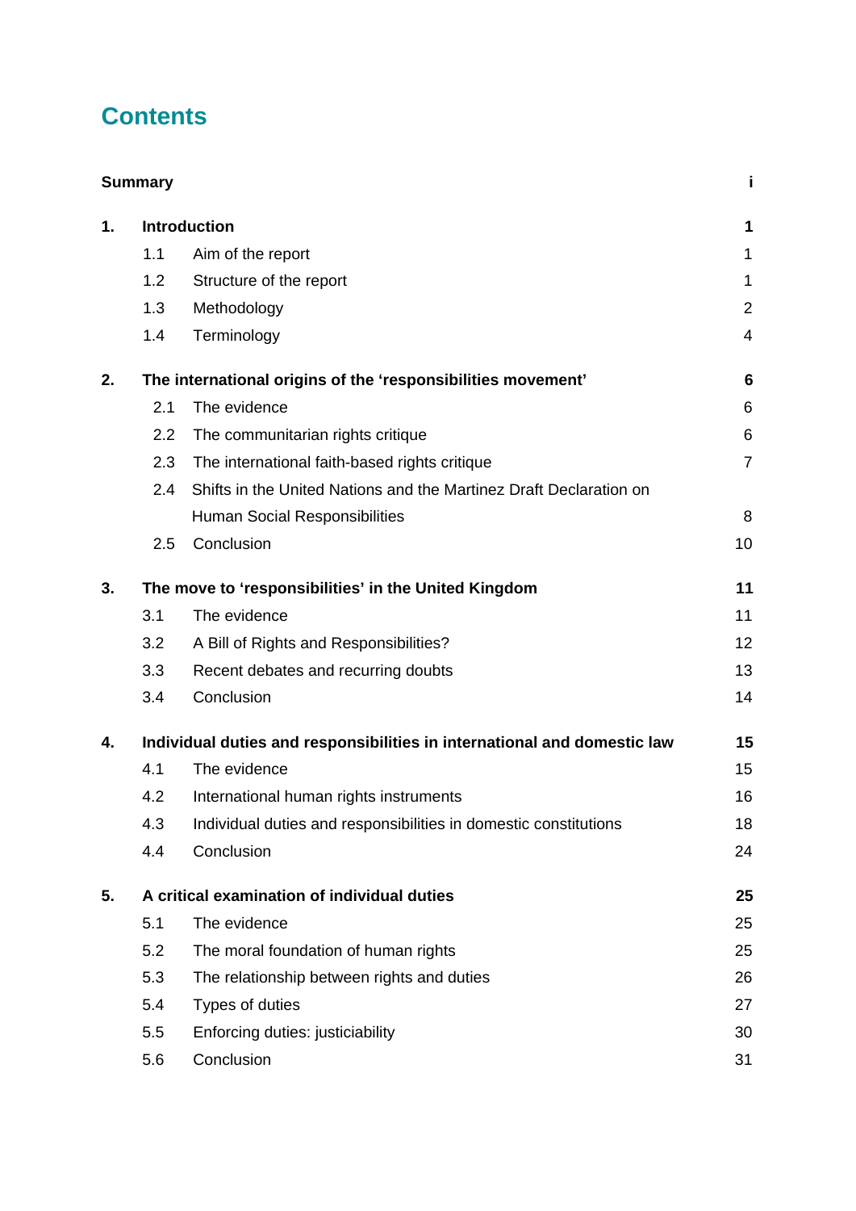# Contents

| | | |
|---|---|---|
| **Summary** | | **i** |
| **1.** | **Introduction** | **1** |
| 1.1 | Aim of the report | 1 |
| 1.2 | Structure of the report | 1 |
| 1.3 | Methodology | 2 |
| 1.4 | Terminology | 4 |
| **2.** | **The international origins of the ‘responsibilities movement’** | **6** |
| 2.1 | The evidence | 6 |
| 2.2 | The communitarian rights critique | 6 |
| 2.3 | The international faith-based rights critique | 7 |
| 2.4 | Shifts in the United Nations and the Martinez Draft Declaration on Human Social Responsibilities | 8 |
| 2.5 | Conclusion | 10 |
| **3.** | **The move to ‘responsibilities’ in the United Kingdom** | **11** |
| 3.1 | The evidence | 11 |
| 3.2 | A Bill of Rights and Responsibilities? | 12 |
| 3.3 | Recent debates and recurring doubts | 13 |
| 3.4 | Conclusion | 14 |
| **4.** | **Individual duties and responsibilities in international and domestic law** | **15** |
| 4.1 | The evidence | 15 |
| 4.2 | International human rights instruments | 16 |
| 4.3 | Individual duties and responsibilities in domestic constitutions | 18 |
| 4.4 | Conclusion | 24 |
| **5.** | **A critical examination of individual duties** | **25** |
| 5.1 | The evidence | 25 |
| 5.2 | The moral foundation of human rights | 25 |
| 5.3 | The relationship between rights and duties | 26 |
| 5.4 | Types of duties | 27 |
| 5.5 | Enforcing duties: justiciability | 30 |
| 5.6 | Conclusion | 31 |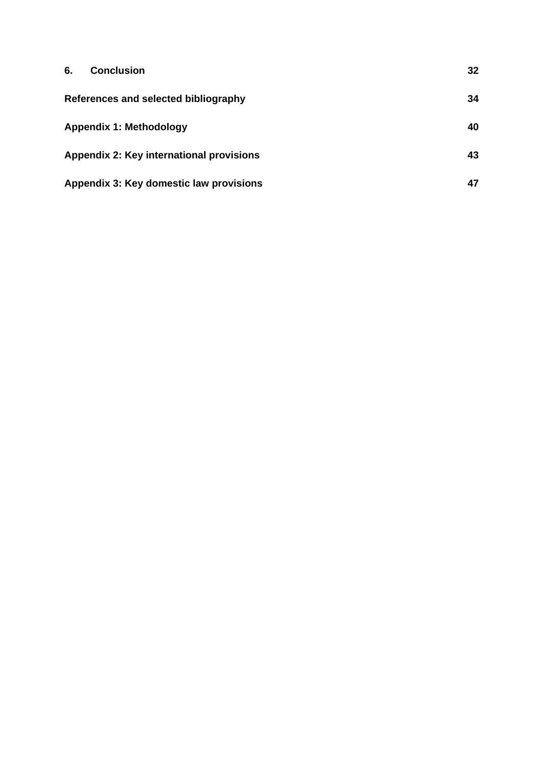| | |
|---|---|
| **6. Conclusion** | **32** |
| **References and selected bibliography** | **34** |
| **Appendix 1: Methodology** | **40** |
| **Appendix 2: Key international provisions** | **43** |
| **Appendix 3: Key domestic law provisions** | **47** |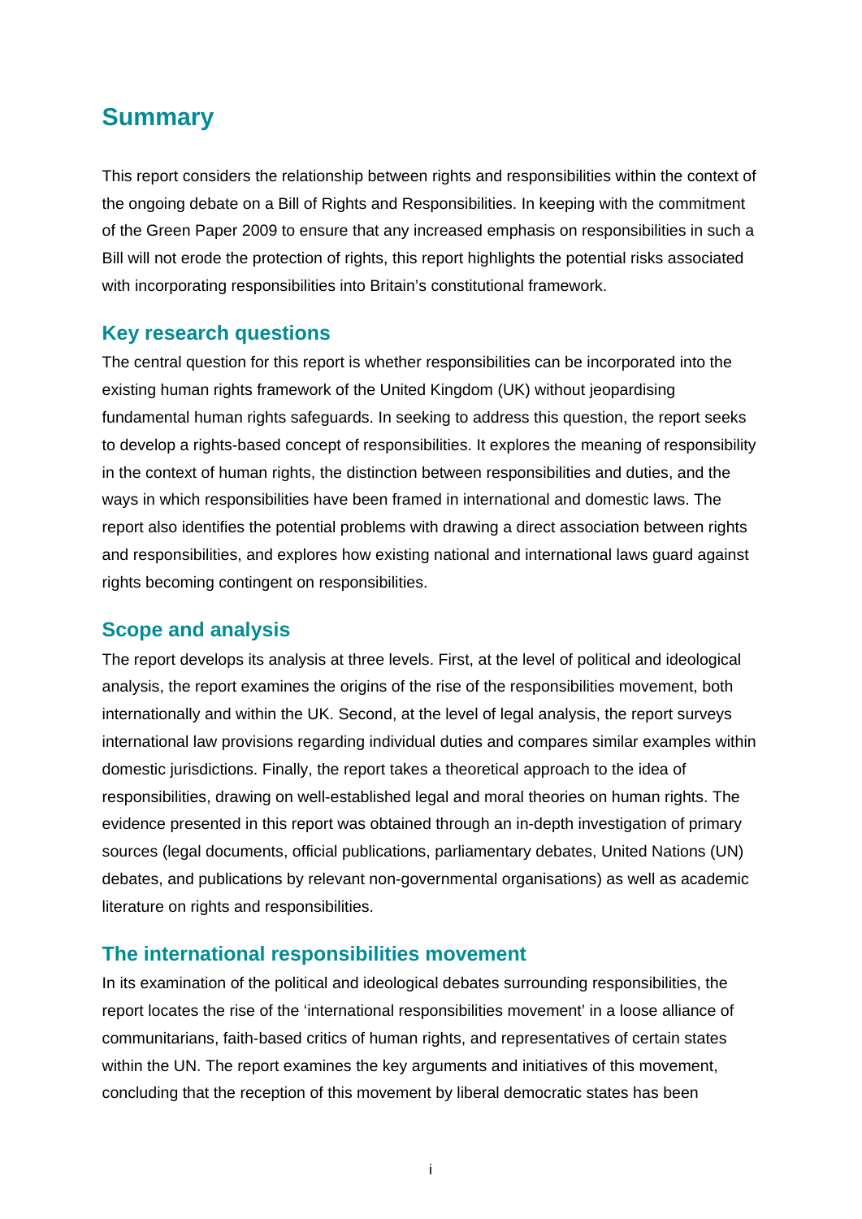# Summary

This report considers the relationship between rights and responsibilities within the context of the ongoing debate on a Bill of Rights and Responsibilities. In keeping with the commitment of the Green Paper 2009 to ensure that any increased emphasis on responsibilities in such a Bill will not erode the protection of rights, this report highlights the potential risks associated with incorporating responsibilities into Britain's constitutional framework.

## Key research questions

The central question for this report is whether responsibilities can be incorporated into the existing human rights framework of the United Kingdom (UK) without jeopardising fundamental human rights safeguards. In seeking to address this question, the report seeks to develop a rights-based concept of responsibilities. It explores the meaning of responsibility in the context of human rights, the distinction between responsibilities and duties, and the ways in which responsibilities have been framed in international and domestic laws. The report also identifies the potential problems with drawing a direct association between rights and responsibilities, and explores how existing national and international laws guard against rights becoming contingent on responsibilities.

## Scope and analysis

The report develops its analysis at three levels. First, at the level of political and ideological analysis, the report examines the origins of the rise of the responsibilities movement, both internationally and within the UK. Second, at the level of legal analysis, the report surveys international law provisions regarding individual duties and compares similar examples within domestic jurisdictions. Finally, the report takes a theoretical approach to the idea of responsibilities, drawing on well-established legal and moral theories on human rights. The evidence presented in this report was obtained through an in-depth investigation of primary sources (legal documents, official publications, parliamentary debates, United Nations (UN) debates, and publications by relevant non-governmental organisations) as well as academic literature on rights and responsibilities.

## The international responsibilities movement

In its examination of the political and ideological debates surrounding responsibilities, the report locates the rise of the 'international responsibilities movement' in a loose alliance of communitarians, faith-based critics of human rights, and representatives of certain states within the UN. The report examines the key arguments and initiatives of this movement, concluding that the reception of this movement by liberal democratic states has been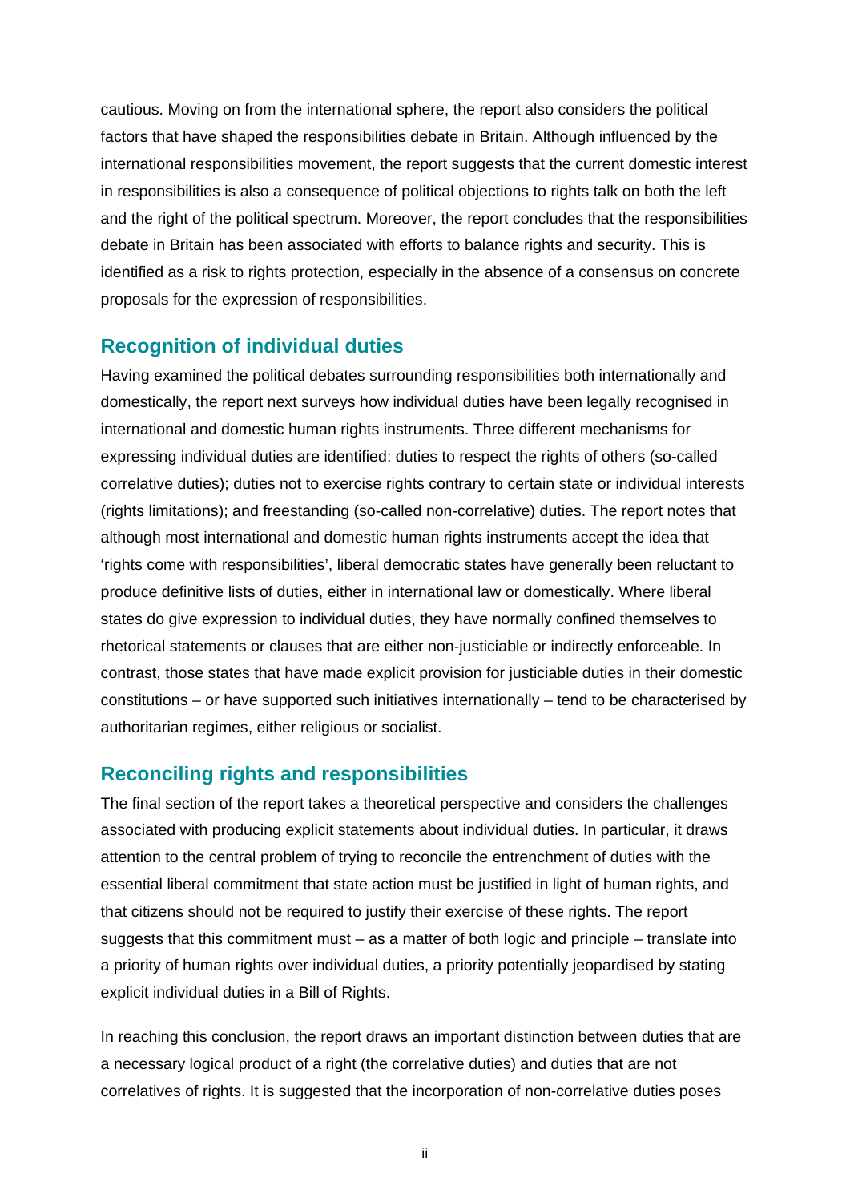cautious. Moving on from the international sphere, the report also considers the political factors that have shaped the responsibilities debate in Britain. Although influenced by the international responsibilities movement, the report suggests that the current domestic interest in responsibilities is also a consequence of political objections to rights talk on both the left and the right of the political spectrum. Moreover, the report concludes that the responsibilities debate in Britain has been associated with efforts to balance rights and security. This is identified as a risk to rights protection, especially in the absence of a consensus on concrete proposals for the expression of responsibilities.

## Recognition of individual duties

Having examined the political debates surrounding responsibilities both internationally and domestically, the report next surveys how individual duties have been legally recognised in international and domestic human rights instruments. Three different mechanisms for expressing individual duties are identified: duties to respect the rights of others (so-called correlative duties); duties not to exercise rights contrary to certain state or individual interests (rights limitations); and freestanding (so-called non-correlative) duties. The report notes that although most international and domestic human rights instruments accept the idea that 'rights come with responsibilities', liberal democratic states have generally been reluctant to produce definitive lists of duties, either in international law or domestically. Where liberal states do give expression to individual duties, they have normally confined themselves to rhetorical statements or clauses that are either non-justiciable or indirectly enforceable. In contrast, those states that have made explicit provision for justiciable duties in their domestic constitutions – or have supported such initiatives internationally – tend to be characterised by authoritarian regimes, either religious or socialist.

## Reconciling rights and responsibilities

The final section of the report takes a theoretical perspective and considers the challenges associated with producing explicit statements about individual duties. In particular, it draws attention to the central problem of trying to reconcile the entrenchment of duties with the essential liberal commitment that state action must be justified in light of human rights, and that citizens should not be required to justify their exercise of these rights. The report suggests that this commitment must – as a matter of both logic and principle – translate into a priority of human rights over individual duties, a priority potentially jeopardised by stating explicit individual duties in a Bill of Rights.

In reaching this conclusion, the report draws an important distinction between duties that are a necessary logical product of a right (the correlative duties) and duties that are not correlatives of rights. It is suggested that the incorporation of non-correlative duties poses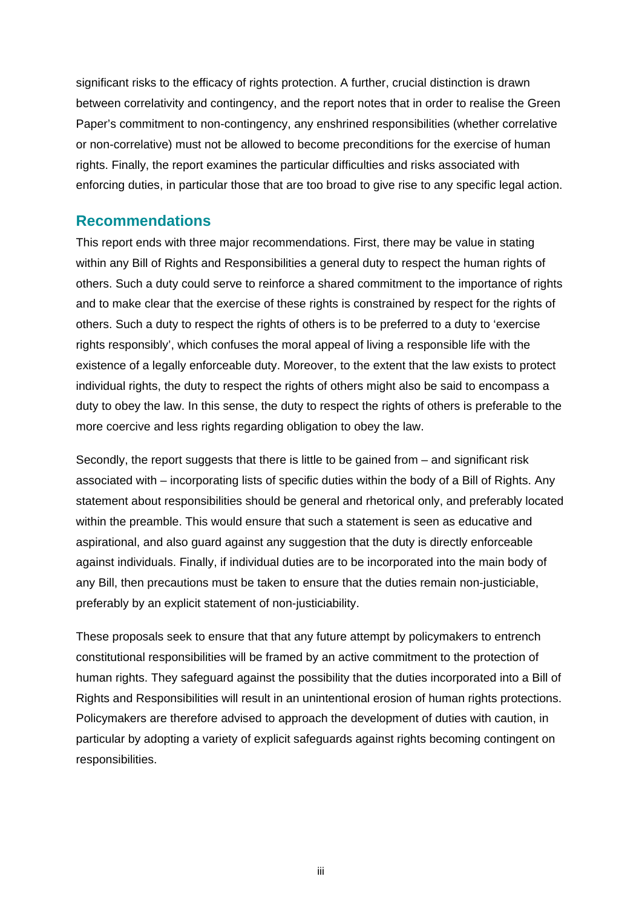significant risks to the efficacy of rights protection. A further, crucial distinction is drawn between correlativity and contingency, and the report notes that in order to realise the Green Paper's commitment to non-contingency, any enshrined responsibilities (whether correlative or non-correlative) must not be allowed to become preconditions for the exercise of human rights. Finally, the report examines the particular difficulties and risks associated with enforcing duties, in particular those that are too broad to give rise to any specific legal action.

## Recommendations

This report ends with three major recommendations. First, there may be value in stating within any Bill of Rights and Responsibilities a general duty to respect the human rights of others. Such a duty could serve to reinforce a shared commitment to the importance of rights and to make clear that the exercise of these rights is constrained by respect for the rights of others. Such a duty to respect the rights of others is to be preferred to a duty to 'exercise rights responsibly', which confuses the moral appeal of living a responsible life with the existence of a legally enforceable duty. Moreover, to the extent that the law exists to protect individual rights, the duty to respect the rights of others might also be said to encompass a duty to obey the law. In this sense, the duty to respect the rights of others is preferable to the more coercive and less rights regarding obligation to obey the law.

Secondly, the report suggests that there is little to be gained from – and significant risk associated with – incorporating lists of specific duties within the body of a Bill of Rights. Any statement about responsibilities should be general and rhetorical only, and preferably located within the preamble. This would ensure that such a statement is seen as educative and aspirational, and also guard against any suggestion that the duty is directly enforceable against individuals. Finally, if individual duties are to be incorporated into the main body of any Bill, then precautions must be taken to ensure that the duties remain non-justiciable, preferably by an explicit statement of non-justiciability.

These proposals seek to ensure that that any future attempt by policymakers to entrench constitutional responsibilities will be framed by an active commitment to the protection of human rights. They safeguard against the possibility that the duties incorporated into a Bill of Rights and Responsibilities will result in an unintentional erosion of human rights protections. Policymakers are therefore advised to approach the development of duties with caution, in particular by adopting a variety of explicit safeguards against rights becoming contingent on responsibilities.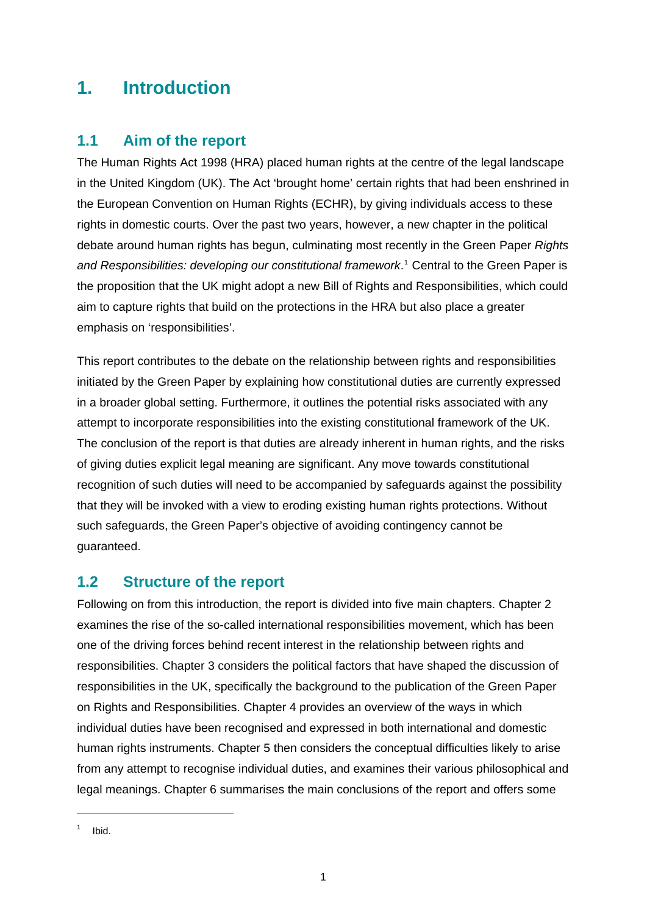# 1. Introduction

## 1.1 Aim of the report

The Human Rights Act 1998 (HRA) placed human rights at the centre of the legal landscape in the United Kingdom (UK). The Act 'brought home' certain rights that had been enshrined in the European Convention on Human Rights (ECHR), by giving individuals access to these rights in domestic courts. Over the past two years, however, a new chapter in the political debate around human rights has begun, culminating most recently in the Green Paper *Rights and Responsibilities: developing our constitutional framework*.[1] Central to the Green Paper is the proposition that the UK might adopt a new Bill of Rights and Responsibilities, which could aim to capture rights that build on the protections in the HRA but also place a greater emphasis on 'responsibilities'.

This report contributes to the debate on the relationship between rights and responsibilities initiated by the Green Paper by explaining how constitutional duties are currently expressed in a broader global setting. Furthermore, it outlines the potential risks associated with any attempt to incorporate responsibilities into the existing constitutional framework of the UK. The conclusion of the report is that duties are already inherent in human rights, and the risks of giving duties explicit legal meaning are significant. Any move towards constitutional recognition of such duties will need to be accompanied by safeguards against the possibility that they will be invoked with a view to eroding existing human rights protections. Without such safeguards, the Green Paper's objective of avoiding contingency cannot be guaranteed.

## 1.2 Structure of the report

Following on from this introduction, the report is divided into five main chapters. Chapter 2 examines the rise of the so-called international responsibilities movement, which has been one of the driving forces behind recent interest in the relationship between rights and responsibilities. Chapter 3 considers the political factors that have shaped the discussion of responsibilities in the UK, specifically the background to the publication of the Green Paper on Rights and Responsibilities. Chapter 4 provides an overview of the ways in which individual duties have been recognised and expressed in both international and domestic human rights instruments. Chapter 5 then considers the conceptual difficulties likely to arise from any attempt to recognise individual duties, and examines their various philosophical and legal meanings. Chapter 6 summarises the main conclusions of the report and offers some

---

[1] Ibid.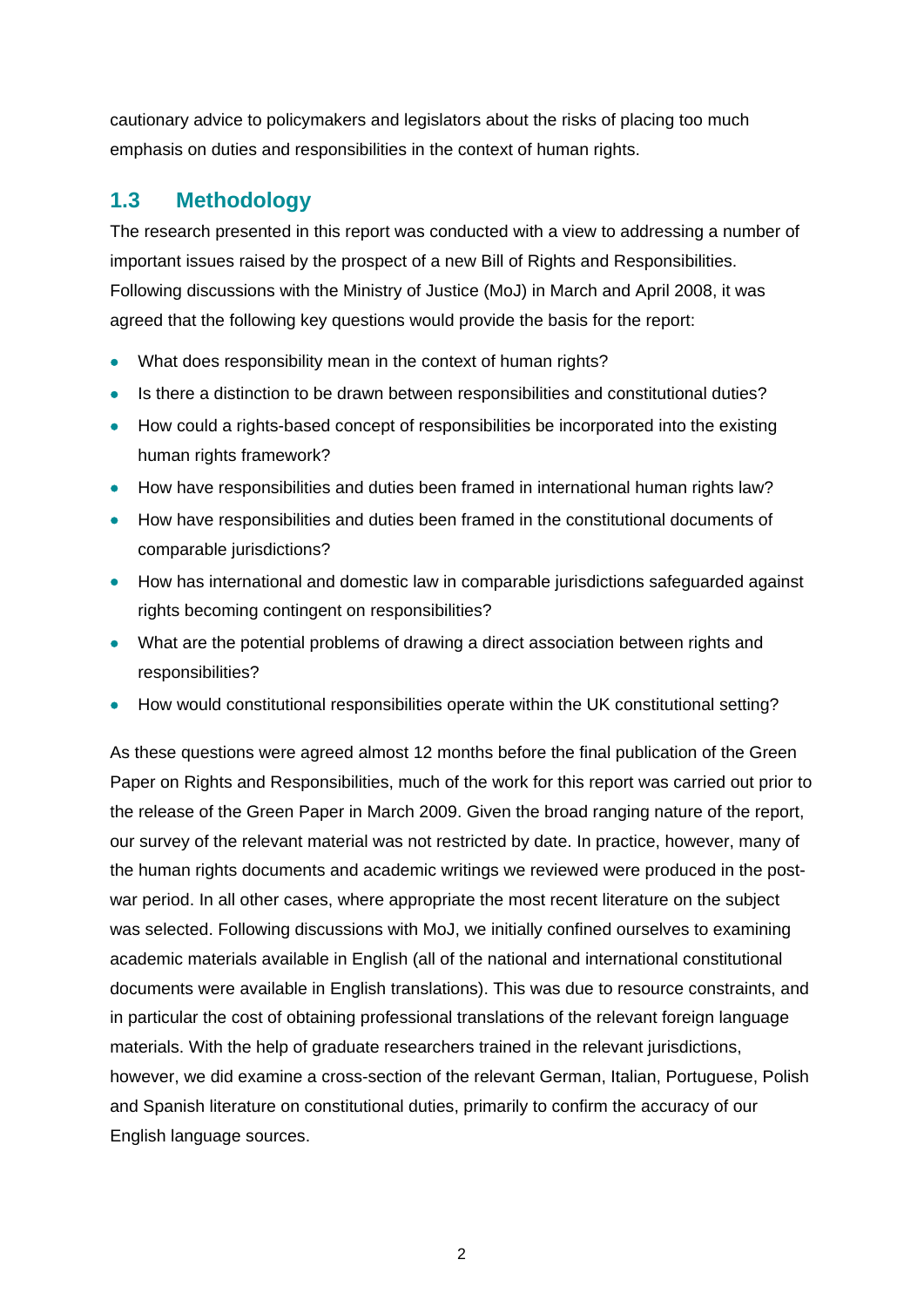cautionary advice to policymakers and legislators about the risks of placing too much emphasis on duties and responsibilities in the context of human rights.

## 1.3 Methodology

The research presented in this report was conducted with a view to addressing a number of important issues raised by the prospect of a new Bill of Rights and Responsibilities. Following discussions with the Ministry of Justice (MoJ) in March and April 2008, it was agreed that the following key questions would provide the basis for the report:

- What does responsibility mean in the context of human rights?
- Is there a distinction to be drawn between responsibilities and constitutional duties?
- How could a rights-based concept of responsibilities be incorporated into the existing human rights framework?
- How have responsibilities and duties been framed in international human rights law?
- How have responsibilities and duties been framed in the constitutional documents of comparable jurisdictions?
- How has international and domestic law in comparable jurisdictions safeguarded against rights becoming contingent on responsibilities?
- What are the potential problems of drawing a direct association between rights and responsibilities?
- How would constitutional responsibilities operate within the UK constitutional setting?

As these questions were agreed almost 12 months before the final publication of the Green Paper on Rights and Responsibilities, much of the work for this report was carried out prior to the release of the Green Paper in March 2009. Given the broad ranging nature of the report, our survey of the relevant material was not restricted by date. In practice, however, many of the human rights documents and academic writings we reviewed were produced in the post-war period. In all other cases, where appropriate the most recent literature on the subject was selected. Following discussions with MoJ, we initially confined ourselves to examining academic materials available in English (all of the national and international constitutional documents were available in English translations). This was due to resource constraints, and in particular the cost of obtaining professional translations of the relevant foreign language materials. With the help of graduate researchers trained in the relevant jurisdictions, however, we did examine a cross-section of the relevant German, Italian, Portuguese, Polish and Spanish literature on constitutional duties, primarily to confirm the accuracy of our English language sources.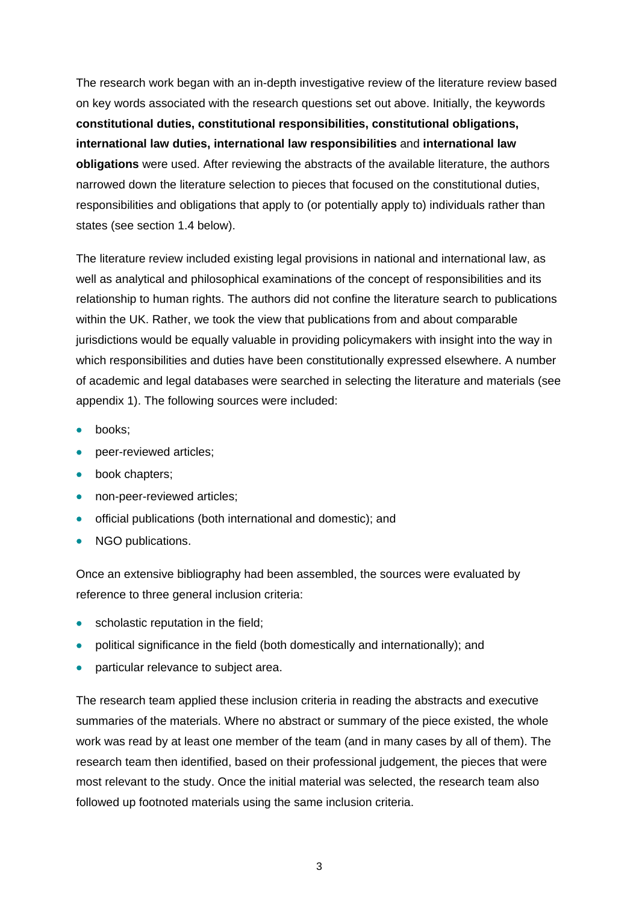The research work began with an in-depth investigative review of the literature review based on key words associated with the research questions set out above. Initially, the keywords **constitutional duties, constitutional responsibilities, constitutional obligations, international law duties, international law responsibilities** and **international law obligations** were used. After reviewing the abstracts of the available literature, the authors narrowed down the literature selection to pieces that focused on the constitutional duties, responsibilities and obligations that apply to (or potentially apply to) individuals rather than states (see section 1.4 below).

The literature review included existing legal provisions in national and international law, as well as analytical and philosophical examinations of the concept of responsibilities and its relationship to human rights. The authors did not confine the literature search to publications within the UK. Rather, we took the view that publications from and about comparable jurisdictions would be equally valuable in providing policymakers with insight into the way in which responsibilities and duties have been constitutionally expressed elsewhere. A number of academic and legal databases were searched in selecting the literature and materials (see appendix 1). The following sources were included:

- books;
- peer-reviewed articles;
- book chapters;
- non-peer-reviewed articles;
- official publications (both international and domestic); and
- NGO publications.

Once an extensive bibliography had been assembled, the sources were evaluated by reference to three general inclusion criteria:

- scholastic reputation in the field;
- political significance in the field (both domestically and internationally); and
- particular relevance to subject area.

The research team applied these inclusion criteria in reading the abstracts and executive summaries of the materials. Where no abstract or summary of the piece existed, the whole work was read by at least one member of the team (and in many cases by all of them). The research team then identified, based on their professional judgement, the pieces that were most relevant to the study. Once the initial material was selected, the research team also followed up footnoted materials using the same inclusion criteria.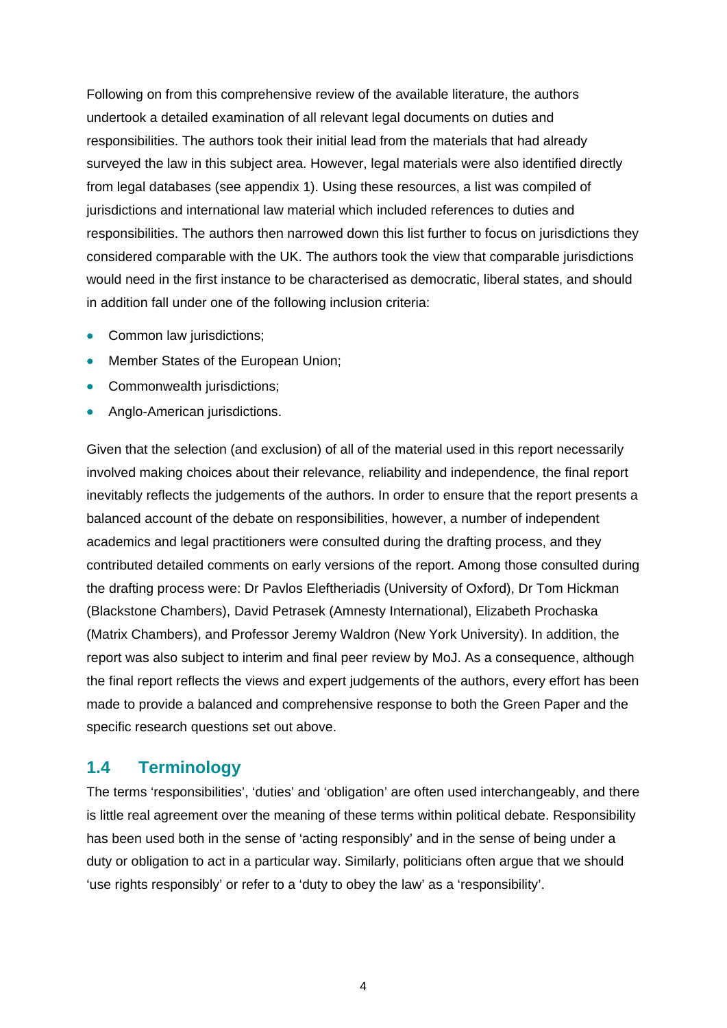Following on from this comprehensive review of the available literature, the authors undertook a detailed examination of all relevant legal documents on duties and responsibilities. The authors took their initial lead from the materials that had already surveyed the law in this subject area. However, legal materials were also identified directly from legal databases (see appendix 1). Using these resources, a list was compiled of jurisdictions and international law material which included references to duties and responsibilities. The authors then narrowed down this list further to focus on jurisdictions they considered comparable with the UK. The authors took the view that comparable jurisdictions would need in the first instance to be characterised as democratic, liberal states, and should in addition fall under one of the following inclusion criteria:

- Common law jurisdictions;
- Member States of the European Union;
- Commonwealth jurisdictions;
- Anglo-American jurisdictions.

Given that the selection (and exclusion) of all of the material used in this report necessarily involved making choices about their relevance, reliability and independence, the final report inevitably reflects the judgements of the authors. In order to ensure that the report presents a balanced account of the debate on responsibilities, however, a number of independent academics and legal practitioners were consulted during the drafting process, and they contributed detailed comments on early versions of the report. Among those consulted during the drafting process were: Dr Pavlos Eleftheriadis (University of Oxford), Dr Tom Hickman (Blackstone Chambers), David Petrasek (Amnesty International), Elizabeth Prochaska (Matrix Chambers), and Professor Jeremy Waldron (New York University). In addition, the report was also subject to interim and final peer review by MoJ. As a consequence, although the final report reflects the views and expert judgements of the authors, every effort has been made to provide a balanced and comprehensive response to both the Green Paper and the specific research questions set out above.

## 1.4 Terminology

The terms 'responsibilities', 'duties' and 'obligation' are often used interchangeably, and there is little real agreement over the meaning of these terms within political debate. Responsibility has been used both in the sense of 'acting responsibly' and in the sense of being under a duty or obligation to act in a particular way. Similarly, politicians often argue that we should 'use rights responsibly' or refer to a 'duty to obey the law' as a 'responsibility'.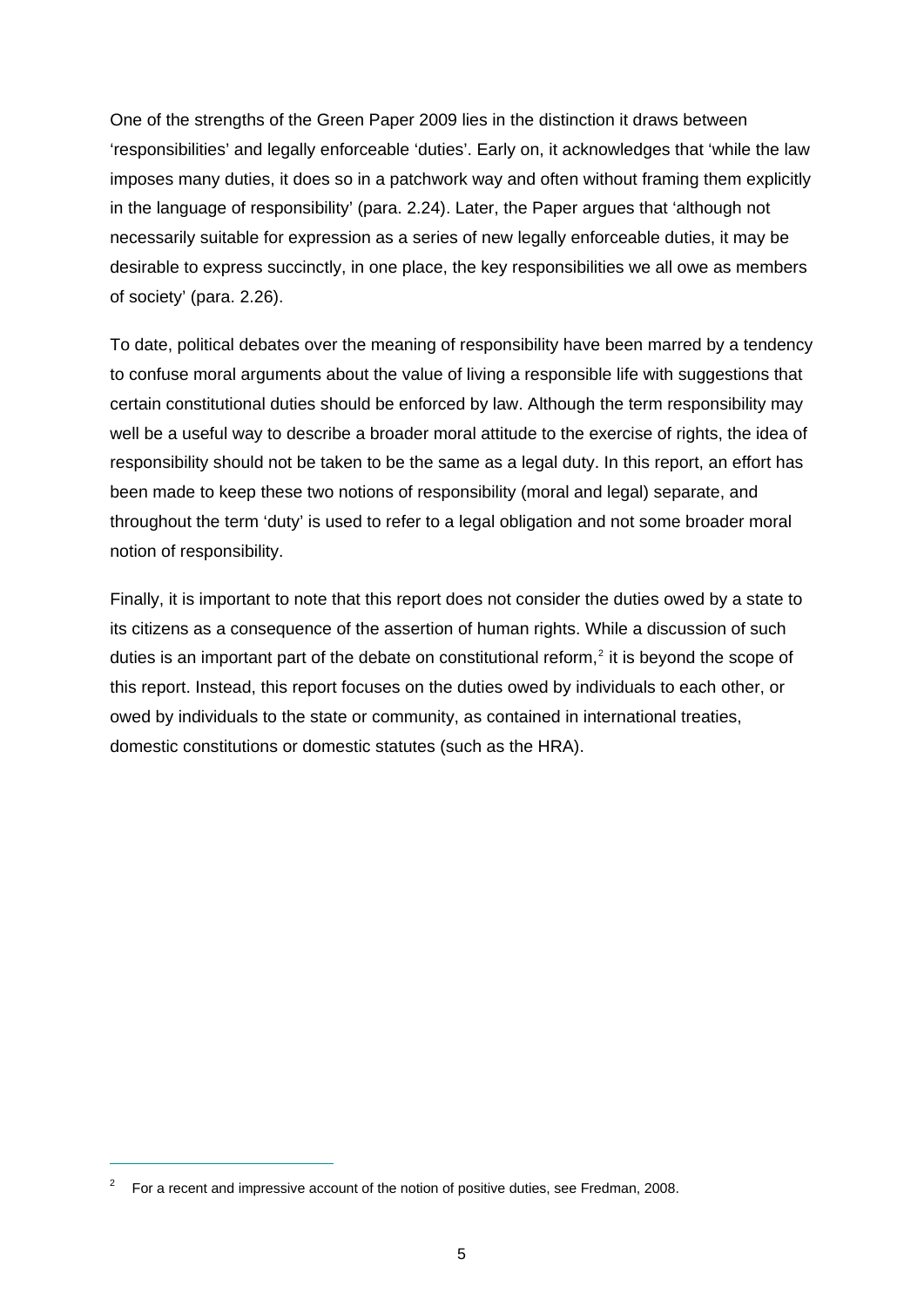One of the strengths of the Green Paper 2009 lies in the distinction it draws between 'responsibilities' and legally enforceable 'duties'. Early on, it acknowledges that 'while the law imposes many duties, it does so in a patchwork way and often without framing them explicitly in the language of responsibility' (para. 2.24). Later, the Paper argues that 'although not necessarily suitable for expression as a series of new legally enforceable duties, it may be desirable to express succinctly, in one place, the key responsibilities we all owe as members of society' (para. 2.26).

To date, political debates over the meaning of responsibility have been marred by a tendency to confuse moral arguments about the value of living a responsible life with suggestions that certain constitutional duties should be enforced by law. Although the term responsibility may well be a useful way to describe a broader moral attitude to the exercise of rights, the idea of responsibility should not be taken to be the same as a legal duty. In this report, an effort has been made to keep these two notions of responsibility (moral and legal) separate, and throughout the term 'duty' is used to refer to a legal obligation and not some broader moral notion of responsibility.

Finally, it is important to note that this report does not consider the duties owed by a state to its citizens as a consequence of the assertion of human rights. While a discussion of such duties is an important part of the debate on constitutional reform,[2] it is beyond the scope of this report. Instead, this report focuses on the duties owed by individuals to each other, or owed by individuals to the state or community, as contained in international treaties, domestic constitutions or domestic statutes (such as the HRA).

---

[2] For a recent and impressive account of the notion of positive duties, see Fredman, 2008.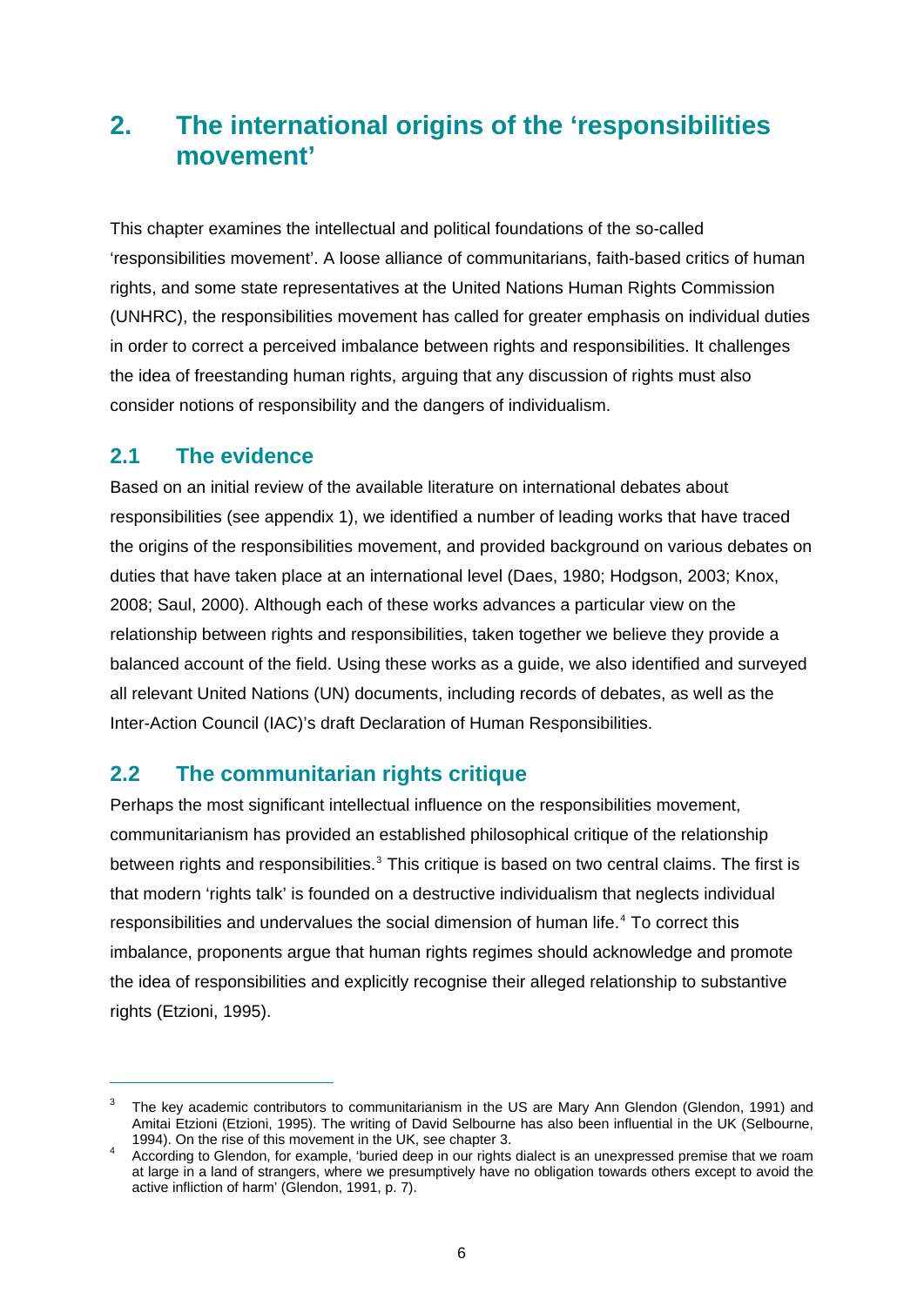# 2. The international origins of the 'responsibilities movement'

This chapter examines the intellectual and political foundations of the so-called 'responsibilities movement'. A loose alliance of communitarians, faith-based critics of human rights, and some state representatives at the United Nations Human Rights Commission (UNHRC), the responsibilities movement has called for greater emphasis on individual duties in order to correct a perceived imbalance between rights and responsibilities. It challenges the idea of freestanding human rights, arguing that any discussion of rights must also consider notions of responsibility and the dangers of individualism.

## 2.1 The evidence

Based on an initial review of the available literature on international debates about responsibilities (see appendix 1), we identified a number of leading works that have traced the origins of the responsibilities movement, and provided background on various debates on duties that have taken place at an international level (Daes, 1980; Hodgson, 2003; Knox, 2008; Saul, 2000). Although each of these works advances a particular view on the relationship between rights and responsibilities, taken together we believe they provide a balanced account of the field. Using these works as a guide, we also identified and surveyed all relevant United Nations (UN) documents, including records of debates, as well as the Inter-Action Council (IAC)'s draft Declaration of Human Responsibilities.

## 2.2 The communitarian rights critique

Perhaps the most significant intellectual influence on the responsibilities movement, communitarianism has provided an established philosophical critique of the relationship between rights and responsibilities.[3] This critique is based on two central claims. The first is that modern 'rights talk' is founded on a destructive individualism that neglects individual responsibilities and undervalues the social dimension of human life.[4] To correct this imbalance, proponents argue that human rights regimes should acknowledge and promote the idea of responsibilities and explicitly recognise their alleged relationship to substantive rights (Etzioni, 1995).

---

[3] The key academic contributors to communitarianism in the US are Mary Ann Glendon (Glendon, 1991) and Amitai Etzioni (Etzioni, 1995). The writing of David Selbourne has also been influential in the UK (Selbourne, 1994). On the rise of this movement in the UK, see chapter 3.

[4] According to Glendon, for example, 'buried deep in our rights dialect is an unexpressed premise that we roam at large in a land of strangers, where we presumptively have no obligation towards others except to avoid the active infliction of harm' (Glendon, 1991, p. 7).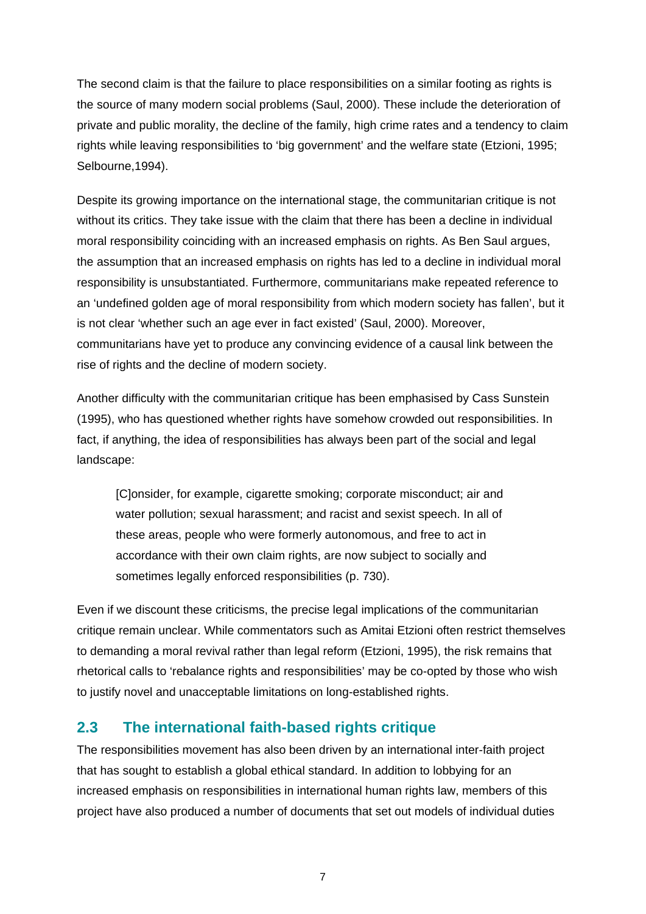The second claim is that the failure to place responsibilities on a similar footing as rights is the source of many modern social problems (Saul, 2000). These include the deterioration of private and public morality, the decline of the family, high crime rates and a tendency to claim rights while leaving responsibilities to 'big government' and the welfare state (Etzioni, 1995; Selbourne,1994).

Despite its growing importance on the international stage, the communitarian critique is not without its critics. They take issue with the claim that there has been a decline in individual moral responsibility coinciding with an increased emphasis on rights. As Ben Saul argues, the assumption that an increased emphasis on rights has led to a decline in individual moral responsibility is unsubstantiated. Furthermore, communitarians make repeated reference to an 'undefined golden age of moral responsibility from which modern society has fallen', but it is not clear 'whether such an age ever in fact existed' (Saul, 2000). Moreover, communitarians have yet to produce any convincing evidence of a causal link between the rise of rights and the decline of modern society.

Another difficulty with the communitarian critique has been emphasised by Cass Sunstein (1995), who has questioned whether rights have somehow crowded out responsibilities. In fact, if anything, the idea of responsibilities has always been part of the social and legal landscape:

> [C]onsider, for example, cigarette smoking; corporate misconduct; air and water pollution; sexual harassment; and racist and sexist speech. In all of these areas, people who were formerly autonomous, and free to act in accordance with their own claim rights, are now subject to socially and sometimes legally enforced responsibilities (p. 730).

Even if we discount these criticisms, the precise legal implications of the communitarian critique remain unclear. While commentators such as Amitai Etzioni often restrict themselves to demanding a moral revival rather than legal reform (Etzioni, 1995), the risk remains that rhetorical calls to 'rebalance rights and responsibilities' may be co-opted by those who wish to justify novel and unacceptable limitations on long-established rights.

## 2.3 The international faith-based rights critique

The responsibilities movement has also been driven by an international inter-faith project that has sought to establish a global ethical standard. In addition to lobbying for an increased emphasis on responsibilities in international human rights law, members of this project have also produced a number of documents that set out models of individual duties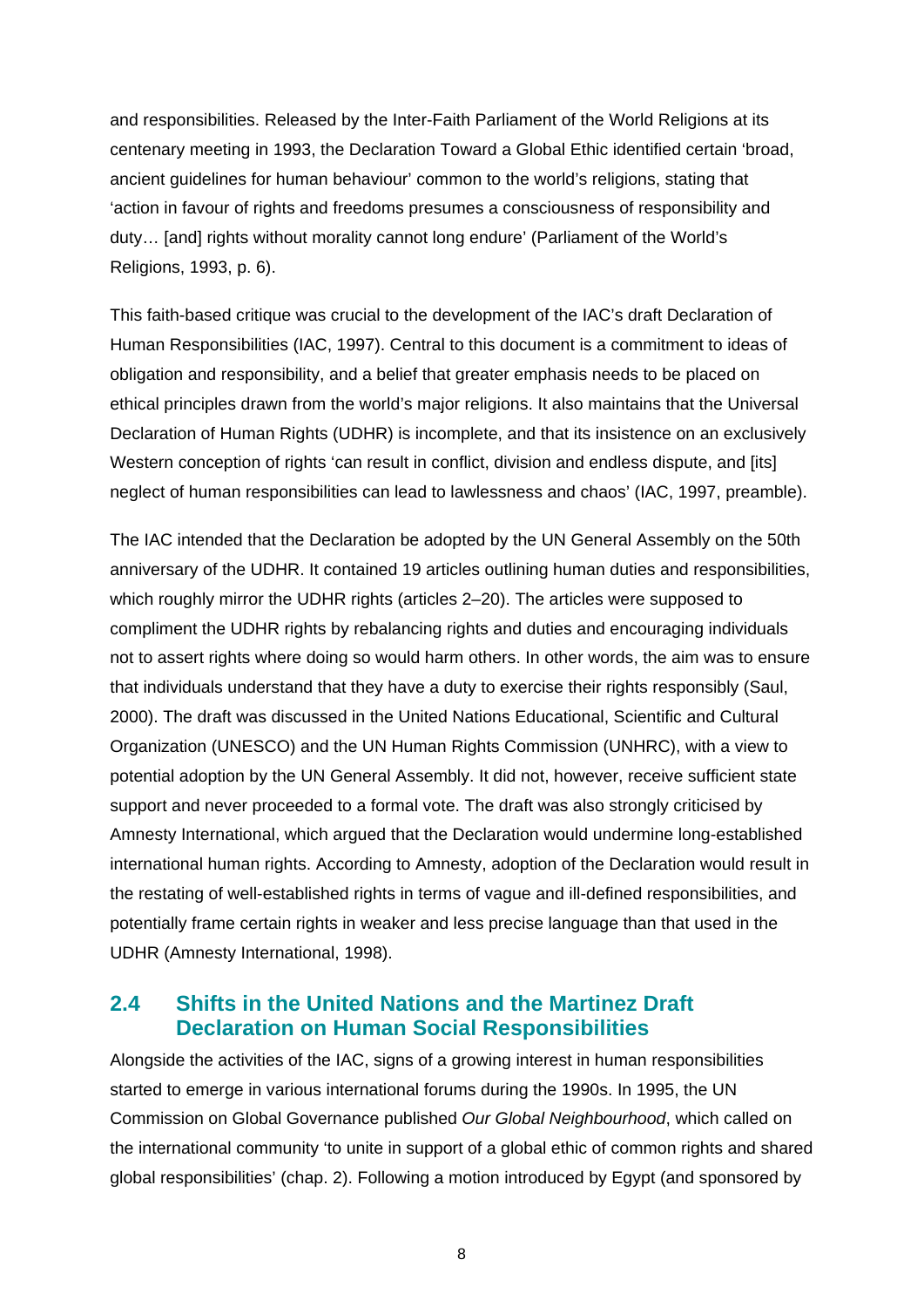and responsibilities. Released by the Inter-Faith Parliament of the World Religions at its centenary meeting in 1993, the Declaration Toward a Global Ethic identified certain 'broad, ancient guidelines for human behaviour' common to the world's religions, stating that 'action in favour of rights and freedoms presumes a consciousness of responsibility and duty… [and] rights without morality cannot long endure' (Parliament of the World's Religions, 1993, p. 6).

This faith-based critique was crucial to the development of the IAC's draft Declaration of Human Responsibilities (IAC, 1997). Central to this document is a commitment to ideas of obligation and responsibility, and a belief that greater emphasis needs to be placed on ethical principles drawn from the world's major religions. It also maintains that the Universal Declaration of Human Rights (UDHR) is incomplete, and that its insistence on an exclusively Western conception of rights 'can result in conflict, division and endless dispute, and [its] neglect of human responsibilities can lead to lawlessness and chaos' (IAC, 1997, preamble).

The IAC intended that the Declaration be adopted by the UN General Assembly on the 50th anniversary of the UDHR. It contained 19 articles outlining human duties and responsibilities, which roughly mirror the UDHR rights (articles 2–20). The articles were supposed to compliment the UDHR rights by rebalancing rights and duties and encouraging individuals not to assert rights where doing so would harm others. In other words, the aim was to ensure that individuals understand that they have a duty to exercise their rights responsibly (Saul, 2000). The draft was discussed in the United Nations Educational, Scientific and Cultural Organization (UNESCO) and the UN Human Rights Commission (UNHRC), with a view to potential adoption by the UN General Assembly. It did not, however, receive sufficient state support and never proceeded to a formal vote. The draft was also strongly criticised by Amnesty International, which argued that the Declaration would undermine long-established international human rights. According to Amnesty, adoption of the Declaration would result in the restating of well-established rights in terms of vague and ill-defined responsibilities, and potentially frame certain rights in weaker and less precise language than that used in the UDHR (Amnesty International, 1998).

## 2.4 Shifts in the United Nations and the Martinez Draft Declaration on Human Social Responsibilities

Alongside the activities of the IAC, signs of a growing interest in human responsibilities started to emerge in various international forums during the 1990s. In 1995, the UN Commission on Global Governance published *Our Global Neighbourhood*, which called on the international community 'to unite in support of a global ethic of common rights and shared global responsibilities' (chap. 2). Following a motion introduced by Egypt (and sponsored by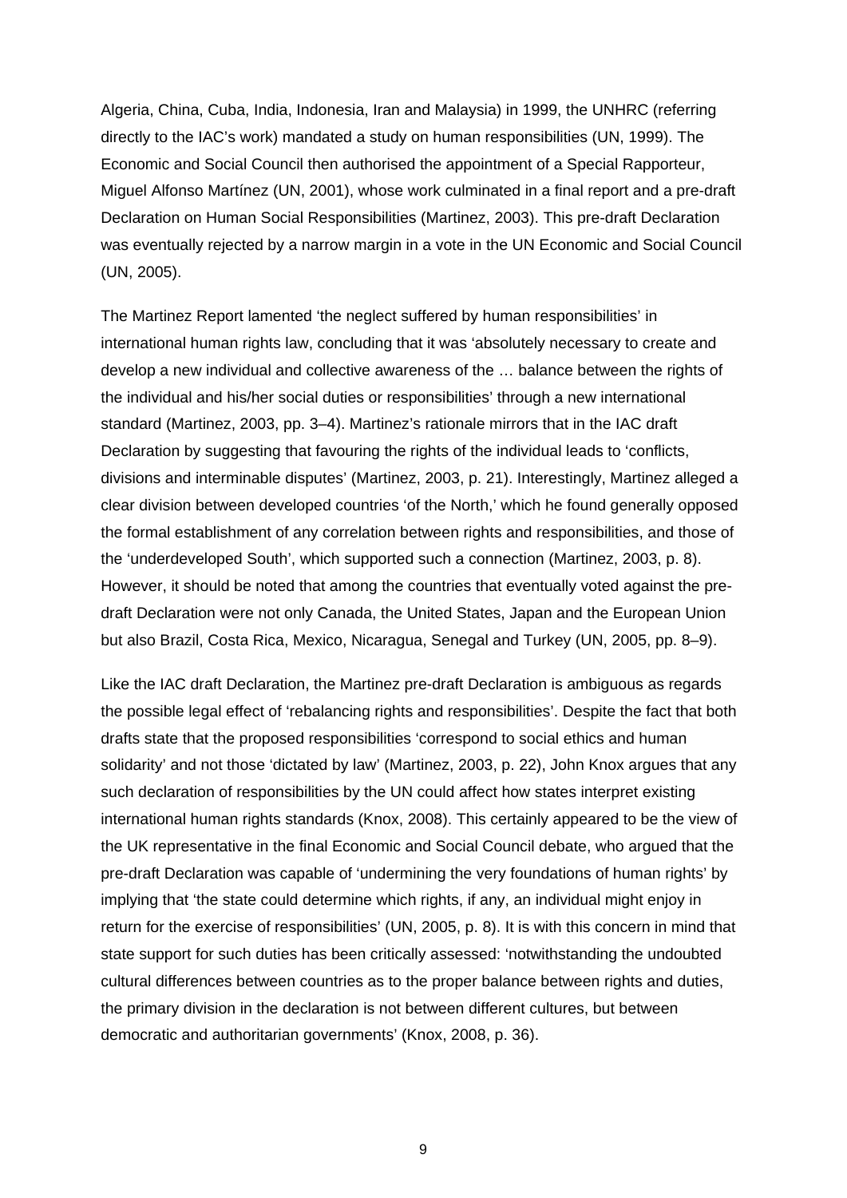Algeria, China, Cuba, India, Indonesia, Iran and Malaysia) in 1999, the UNHRC (referring directly to the IAC's work) mandated a study on human responsibilities (UN, 1999). The Economic and Social Council then authorised the appointment of a Special Rapporteur, Miguel Alfonso Martínez (UN, 2001), whose work culminated in a final report and a pre-draft Declaration on Human Social Responsibilities (Martinez, 2003). This pre-draft Declaration was eventually rejected by a narrow margin in a vote in the UN Economic and Social Council (UN, 2005).

The Martinez Report lamented 'the neglect suffered by human responsibilities' in international human rights law, concluding that it was 'absolutely necessary to create and develop a new individual and collective awareness of the … balance between the rights of the individual and his/her social duties or responsibilities' through a new international standard (Martinez, 2003, pp. 3–4). Martinez's rationale mirrors that in the IAC draft Declaration by suggesting that favouring the rights of the individual leads to 'conflicts, divisions and interminable disputes' (Martinez, 2003, p. 21). Interestingly, Martinez alleged a clear division between developed countries 'of the North,' which he found generally opposed the formal establishment of any correlation between rights and responsibilities, and those of the 'underdeveloped South', which supported such a connection (Martinez, 2003, p. 8). However, it should be noted that among the countries that eventually voted against the pre-draft Declaration were not only Canada, the United States, Japan and the European Union but also Brazil, Costa Rica, Mexico, Nicaragua, Senegal and Turkey (UN, 2005, pp. 8–9).

Like the IAC draft Declaration, the Martinez pre-draft Declaration is ambiguous as regards the possible legal effect of 'rebalancing rights and responsibilities'. Despite the fact that both drafts state that the proposed responsibilities 'correspond to social ethics and human solidarity' and not those 'dictated by law' (Martinez, 2003, p. 22), John Knox argues that any such declaration of responsibilities by the UN could affect how states interpret existing international human rights standards (Knox, 2008). This certainly appeared to be the view of the UK representative in the final Economic and Social Council debate, who argued that the pre-draft Declaration was capable of 'undermining the very foundations of human rights' by implying that 'the state could determine which rights, if any, an individual might enjoy in return for the exercise of responsibilities' (UN, 2005, p. 8). It is with this concern in mind that state support for such duties has been critically assessed: 'notwithstanding the undoubted cultural differences between countries as to the proper balance between rights and duties, the primary division in the declaration is not between different cultures, but between democratic and authoritarian governments' (Knox, 2008, p. 36).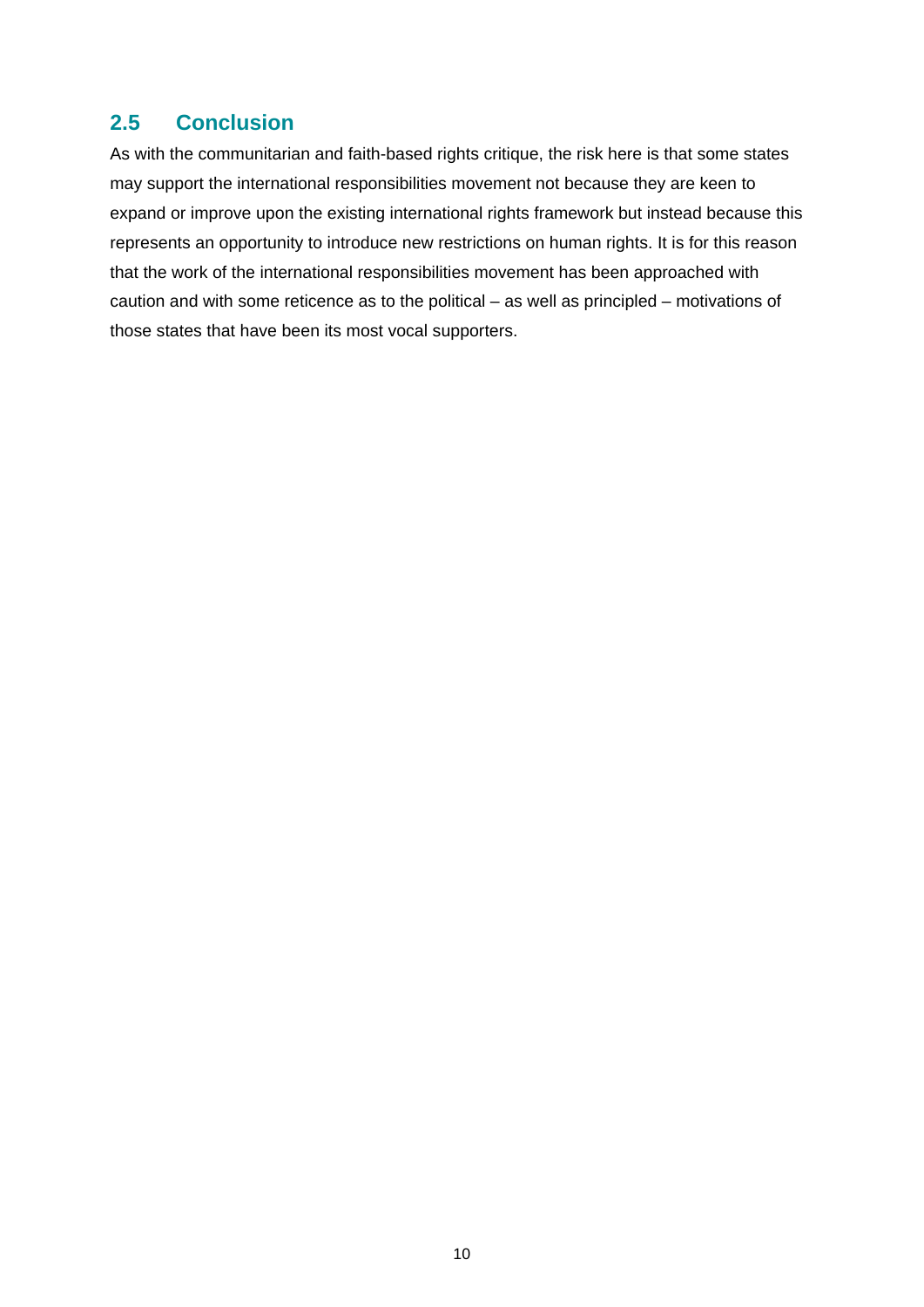## 2.5 Conclusion

As with the communitarian and faith-based rights critique, the risk here is that some states may support the international responsibilities movement not because they are keen to expand or improve upon the existing international rights framework but instead because this represents an opportunity to introduce new restrictions on human rights. It is for this reason that the work of the international responsibilities movement has been approached with caution and with some reticence as to the political – as well as principled – motivations of those states that have been its most vocal supporters.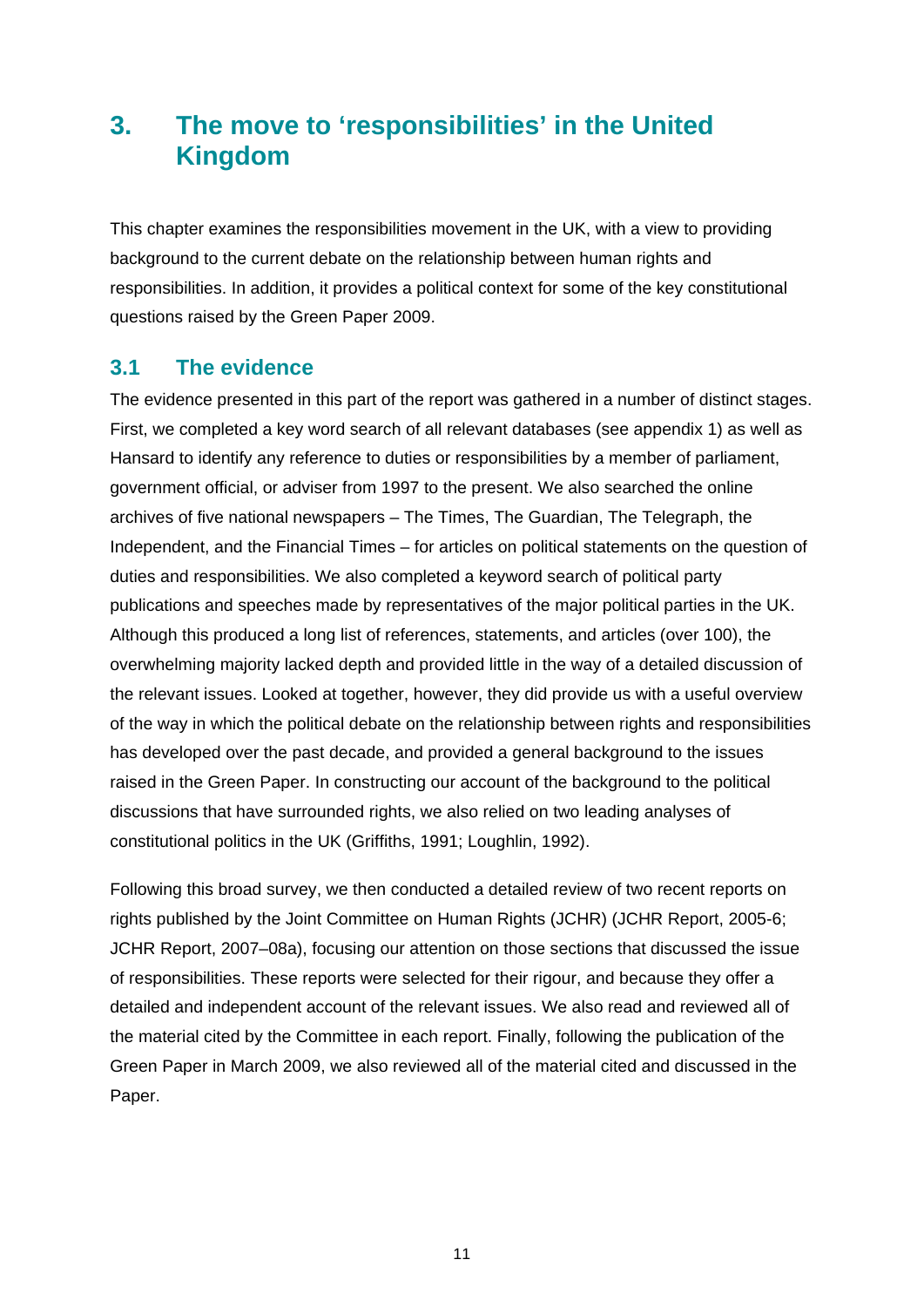# 3. The move to 'responsibilities' in the United Kingdom

This chapter examines the responsibilities movement in the UK, with a view to providing background to the current debate on the relationship between human rights and responsibilities. In addition, it provides a political context for some of the key constitutional questions raised by the Green Paper 2009.

## 3.1 The evidence

The evidence presented in this part of the report was gathered in a number of distinct stages. First, we completed a key word search of all relevant databases (see appendix 1) as well as Hansard to identify any reference to duties or responsibilities by a member of parliament, government official, or adviser from 1997 to the present. We also searched the online archives of five national newspapers – The Times, The Guardian, The Telegraph, the Independent, and the Financial Times – for articles on political statements on the question of duties and responsibilities. We also completed a keyword search of political party publications and speeches made by representatives of the major political parties in the UK. Although this produced a long list of references, statements, and articles (over 100), the overwhelming majority lacked depth and provided little in the way of a detailed discussion of the relevant issues. Looked at together, however, they did provide us with a useful overview of the way in which the political debate on the relationship between rights and responsibilities has developed over the past decade, and provided a general background to the issues raised in the Green Paper. In constructing our account of the background to the political discussions that have surrounded rights, we also relied on two leading analyses of constitutional politics in the UK (Griffiths, 1991; Loughlin, 1992).

Following this broad survey, we then conducted a detailed review of two recent reports on rights published by the Joint Committee on Human Rights (JCHR) (JCHR Report, 2005-6; JCHR Report, 2007–08a), focusing our attention on those sections that discussed the issue of responsibilities. These reports were selected for their rigour, and because they offer a detailed and independent account of the relevant issues. We also read and reviewed all of the material cited by the Committee in each report. Finally, following the publication of the Green Paper in March 2009, we also reviewed all of the material cited and discussed in the Paper.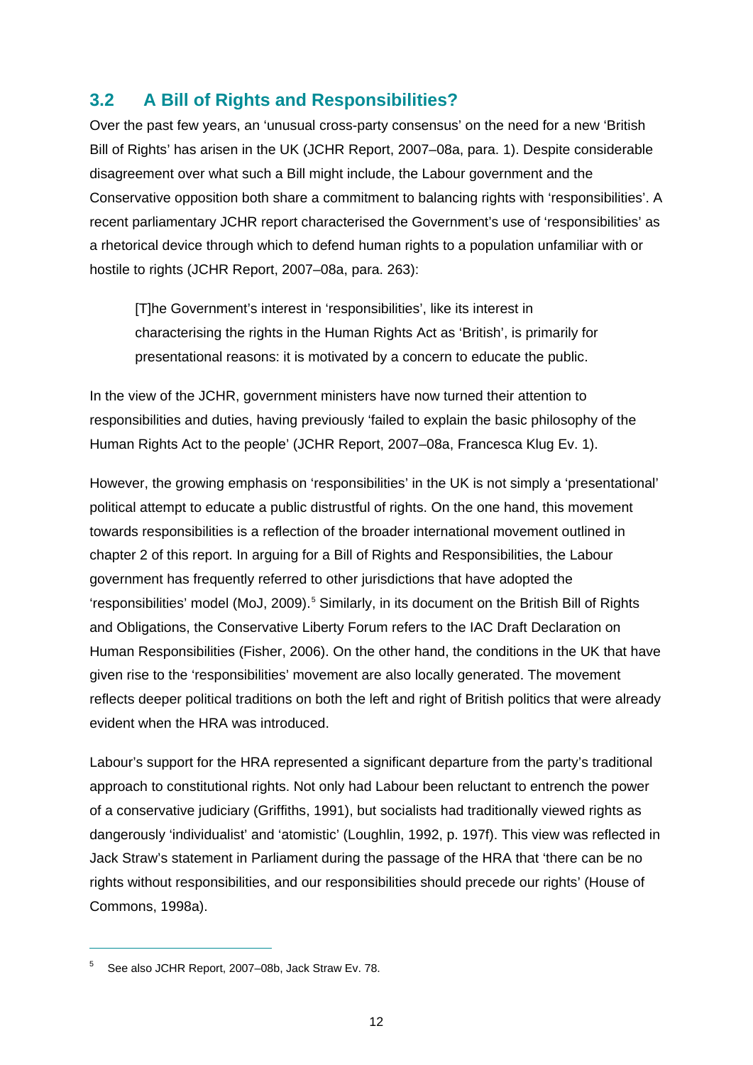## 3.2 A Bill of Rights and Responsibilities?

Over the past few years, an 'unusual cross-party consensus' on the need for a new 'British Bill of Rights' has arisen in the UK (JCHR Report, 2007–08a, para. 1). Despite considerable disagreement over what such a Bill might include, the Labour government and the Conservative opposition both share a commitment to balancing rights with 'responsibilities'. A recent parliamentary JCHR report characterised the Government's use of 'responsibilities' as a rhetorical device through which to defend human rights to a population unfamiliar with or hostile to rights (JCHR Report, 2007–08a, para. 263):

> [T]he Government's interest in 'responsibilities', like its interest in characterising the rights in the Human Rights Act as 'British', is primarily for presentational reasons: it is motivated by a concern to educate the public.

In the view of the JCHR, government ministers have now turned their attention to responsibilities and duties, having previously 'failed to explain the basic philosophy of the Human Rights Act to the people' (JCHR Report, 2007–08a, Francesca Klug Ev. 1).

However, the growing emphasis on 'responsibilities' in the UK is not simply a 'presentational' political attempt to educate a public distrustful of rights. On the one hand, this movement towards responsibilities is a reflection of the broader international movement outlined in chapter 2 of this report. In arguing for a Bill of Rights and Responsibilities, the Labour government has frequently referred to other jurisdictions that have adopted the 'responsibilities' model (MoJ, 2009).[5] Similarly, in its document on the British Bill of Rights and Obligations, the Conservative Liberty Forum refers to the IAC Draft Declaration on Human Responsibilities (Fisher, 2006). On the other hand, the conditions in the UK that have given rise to the 'responsibilities' movement are also locally generated. The movement reflects deeper political traditions on both the left and right of British politics that were already evident when the HRA was introduced.

Labour's support for the HRA represented a significant departure from the party's traditional approach to constitutional rights. Not only had Labour been reluctant to entrench the power of a conservative judiciary (Griffiths, 1991), but socialists had traditionally viewed rights as dangerously 'individualist' and 'atomistic' (Loughlin, 1992, p. 197f). This view was reflected in Jack Straw's statement in Parliament during the passage of the HRA that 'there can be no rights without responsibilities, and our responsibilities should precede our rights' (House of Commons, 1998a).

---

[5] See also JCHR Report, 2007–08b, Jack Straw Ev. 78.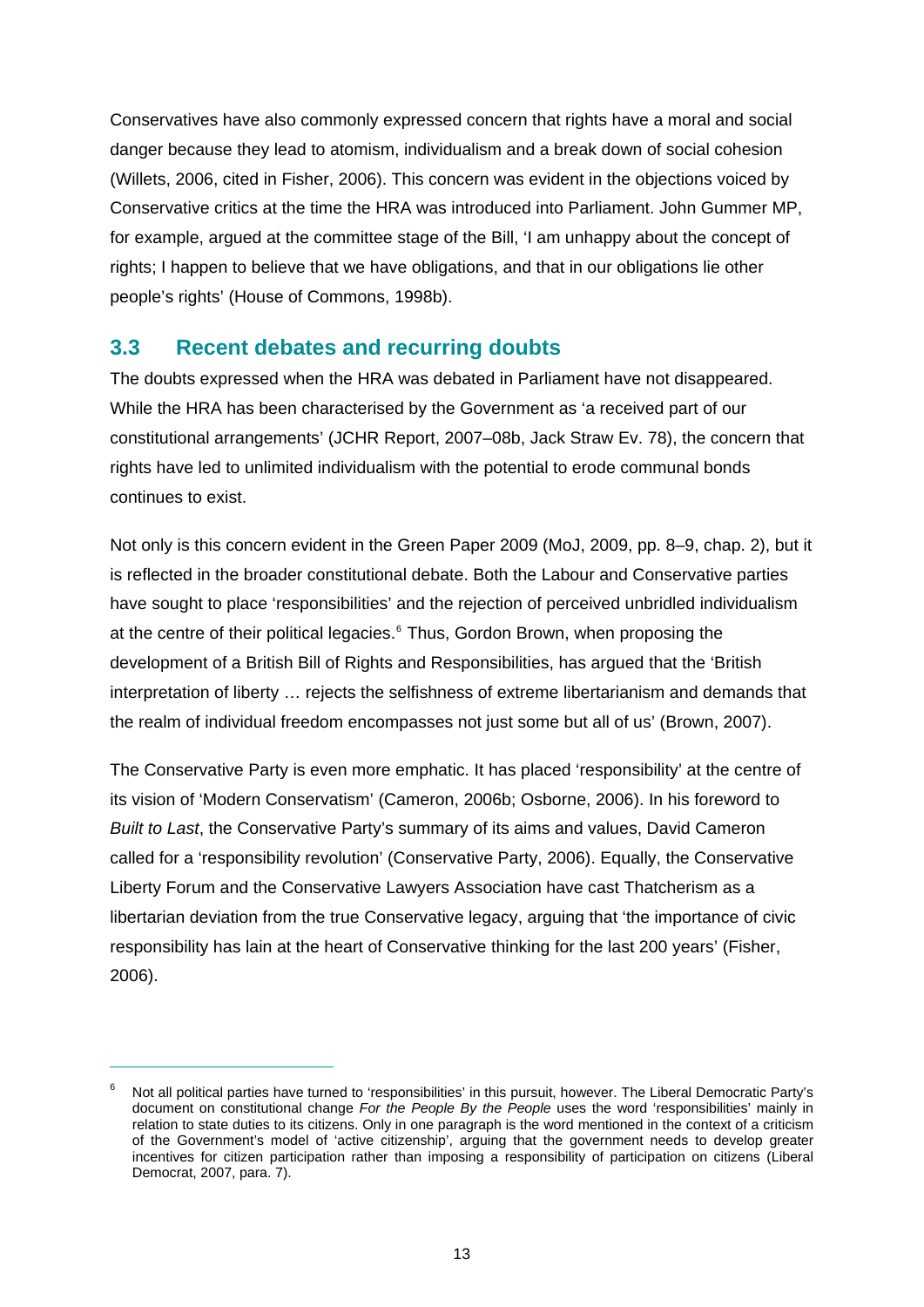Conservatives have also commonly expressed concern that rights have a moral and social danger because they lead to atomism, individualism and a break down of social cohesion (Willets, 2006, cited in Fisher, 2006). This concern was evident in the objections voiced by Conservative critics at the time the HRA was introduced into Parliament. John Gummer MP, for example, argued at the committee stage of the Bill, 'I am unhappy about the concept of rights; I happen to believe that we have obligations, and that in our obligations lie other people's rights' (House of Commons, 1998b).

## 3.3 Recent debates and recurring doubts

The doubts expressed when the HRA was debated in Parliament have not disappeared. While the HRA has been characterised by the Government as 'a received part of our constitutional arrangements' (JCHR Report, 2007–08b, Jack Straw Ev. 78), the concern that rights have led to unlimited individualism with the potential to erode communal bonds continues to exist.

Not only is this concern evident in the Green Paper 2009 (MoJ, 2009, pp. 8–9, chap. 2), but it is reflected in the broader constitutional debate. Both the Labour and Conservative parties have sought to place 'responsibilities' and the rejection of perceived unbridled individualism at the centre of their political legacies.[6] Thus, Gordon Brown, when proposing the development of a British Bill of Rights and Responsibilities, has argued that the 'British interpretation of liberty … rejects the selfishness of extreme libertarianism and demands that the realm of individual freedom encompasses not just some but all of us' (Brown, 2007).

The Conservative Party is even more emphatic. It has placed 'responsibility' at the centre of its vision of 'Modern Conservatism' (Cameron, 2006b; Osborne, 2006). In his foreword to *Built to Last*, the Conservative Party's summary of its aims and values, David Cameron called for a 'responsibility revolution' (Conservative Party, 2006). Equally, the Conservative Liberty Forum and the Conservative Lawyers Association have cast Thatcherism as a libertarian deviation from the true Conservative legacy, arguing that 'the importance of civic responsibility has lain at the heart of Conservative thinking for the last 200 years' (Fisher, 2006).

---

[6] Not all political parties have turned to 'responsibilities' in this pursuit, however. The Liberal Democratic Party's document on constitutional change *For the People By the People* uses the word 'responsibilities' mainly in relation to state duties to its citizens. Only in one paragraph is the word mentioned in the context of a criticism of the Government's model of 'active citizenship', arguing that the government needs to develop greater incentives for citizen participation rather than imposing a responsibility of participation on citizens (Liberal Democrat, 2007, para. 7).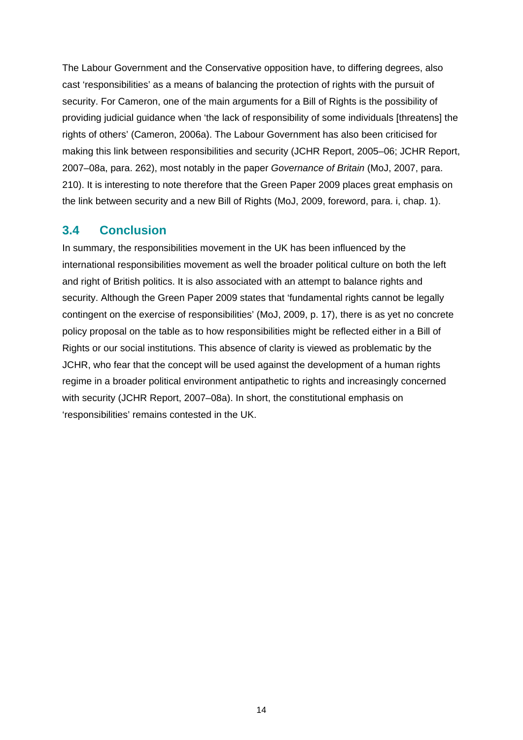The Labour Government and the Conservative opposition have, to differing degrees, also cast 'responsibilities' as a means of balancing the protection of rights with the pursuit of security. For Cameron, one of the main arguments for a Bill of Rights is the possibility of providing judicial guidance when 'the lack of responsibility of some individuals [threatens] the rights of others' (Cameron, 2006a). The Labour Government has also been criticised for making this link between responsibilities and security (JCHR Report, 2005–06; JCHR Report, 2007–08a, para. 262), most notably in the paper *Governance of Britain* (MoJ, 2007, para. 210). It is interesting to note therefore that the Green Paper 2009 places great emphasis on the link between security and a new Bill of Rights (MoJ, 2009, foreword, para. i, chap. 1).

## 3.4 Conclusion

In summary, the responsibilities movement in the UK has been influenced by the international responsibilities movement as well the broader political culture on both the left and right of British politics. It is also associated with an attempt to balance rights and security. Although the Green Paper 2009 states that 'fundamental rights cannot be legally contingent on the exercise of responsibilities' (MoJ, 2009, p. 17), there is as yet no concrete policy proposal on the table as to how responsibilities might be reflected either in a Bill of Rights or our social institutions. This absence of clarity is viewed as problematic by the JCHR, who fear that the concept will be used against the development of a human rights regime in a broader political environment antipathetic to rights and increasingly concerned with security (JCHR Report, 2007–08a). In short, the constitutional emphasis on 'responsibilities' remains contested in the UK.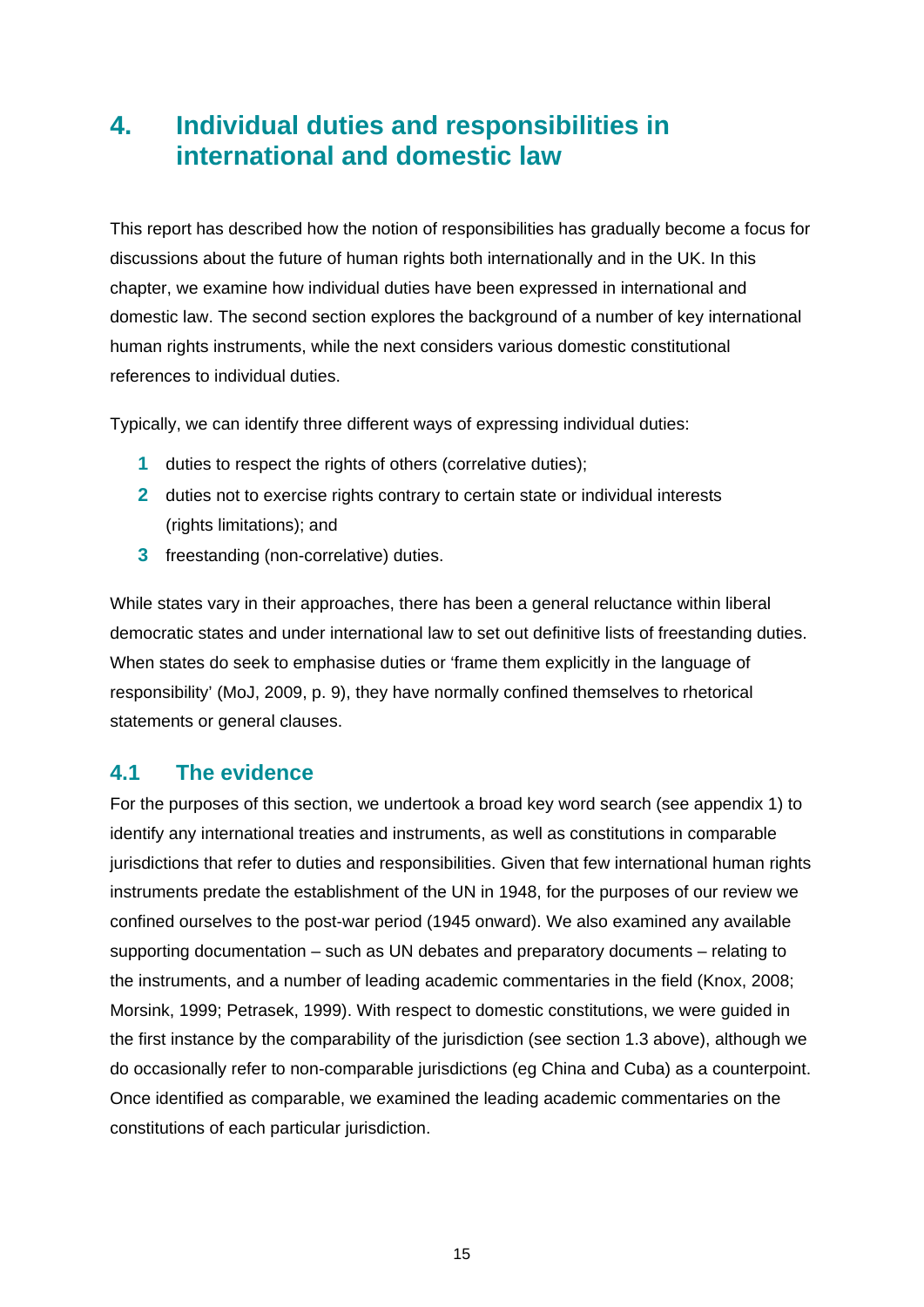# 4. Individual duties and responsibilities in international and domestic law

This report has described how the notion of responsibilities has gradually become a focus for discussions about the future of human rights both internationally and in the UK. In this chapter, we examine how individual duties have been expressed in international and domestic law. The second section explores the background of a number of key international human rights instruments, while the next considers various domestic constitutional references to individual duties.

Typically, we can identify three different ways of expressing individual duties:

1. duties to respect the rights of others (correlative duties);
2. duties not to exercise rights contrary to certain state or individual interests (rights limitations); and
3. freestanding (non-correlative) duties.

While states vary in their approaches, there has been a general reluctance within liberal democratic states and under international law to set out definitive lists of freestanding duties. When states do seek to emphasise duties or 'frame them explicitly in the language of responsibility' (MoJ, 2009, p. 9), they have normally confined themselves to rhetorical statements or general clauses.

## 4.1 The evidence

For the purposes of this section, we undertook a broad key word search (see appendix 1) to identify any international treaties and instruments, as well as constitutions in comparable jurisdictions that refer to duties and responsibilities. Given that few international human rights instruments predate the establishment of the UN in 1948, for the purposes of our review we confined ourselves to the post-war period (1945 onward). We also examined any available supporting documentation – such as UN debates and preparatory documents – relating to the instruments, and a number of leading academic commentaries in the field (Knox, 2008; Morsink, 1999; Petrasek, 1999). With respect to domestic constitutions, we were guided in the first instance by the comparability of the jurisdiction (see section 1.3 above), although we do occasionally refer to non-comparable jurisdictions (eg China and Cuba) as a counterpoint. Once identified as comparable, we examined the leading academic commentaries on the constitutions of each particular jurisdiction.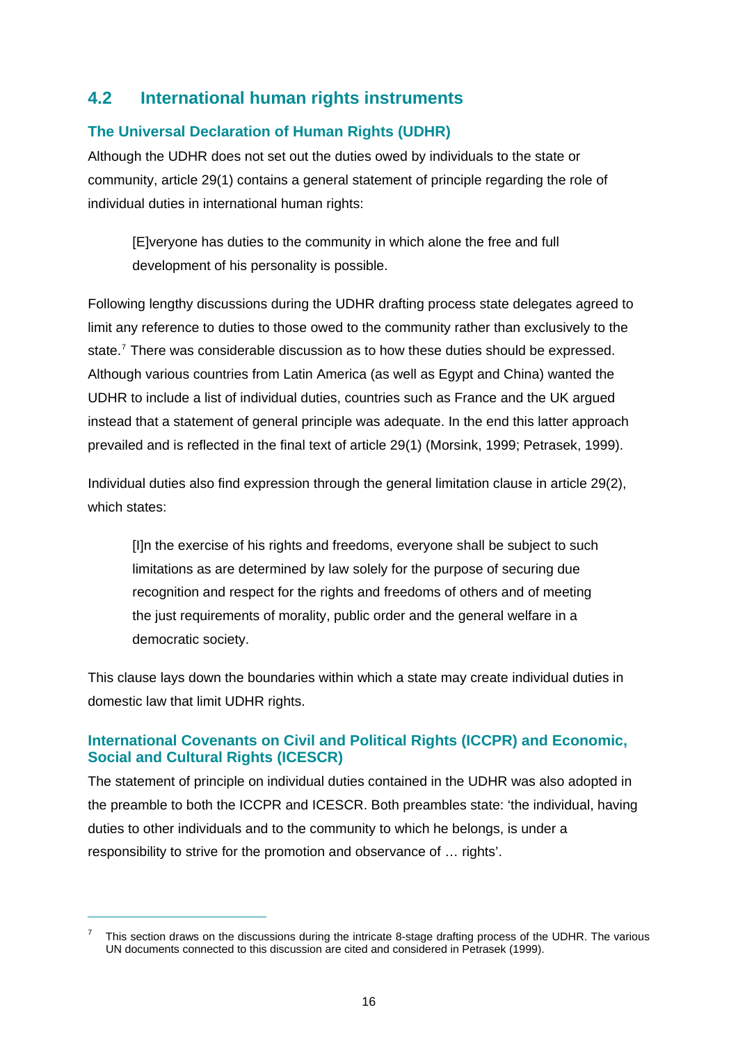## 4.2 International human rights instruments

### The Universal Declaration of Human Rights (UDHR)

Although the UDHR does not set out the duties owed by individuals to the state or community, article 29(1) contains a general statement of principle regarding the role of individual duties in international human rights:

> [E]veryone has duties to the community in which alone the free and full development of his personality is possible.

Following lengthy discussions during the UDHR drafting process state delegates agreed to limit any reference to duties to those owed to the community rather than exclusively to the state.[7] There was considerable discussion as to how these duties should be expressed. Although various countries from Latin America (as well as Egypt and China) wanted the UDHR to include a list of individual duties, countries such as France and the UK argued instead that a statement of general principle was adequate. In the end this latter approach prevailed and is reflected in the final text of article 29(1) (Morsink, 1999; Petrasek, 1999).

Individual duties also find expression through the general limitation clause in article 29(2), which states:

> [I]n the exercise of his rights and freedoms, everyone shall be subject to such limitations as are determined by law solely for the purpose of securing due recognition and respect for the rights and freedoms of others and of meeting the just requirements of morality, public order and the general welfare in a democratic society.

This clause lays down the boundaries within which a state may create individual duties in domestic law that limit UDHR rights.

### International Covenants on Civil and Political Rights (ICCPR) and Economic, Social and Cultural Rights (ICESCR)

The statement of principle on individual duties contained in the UDHR was also adopted in the preamble to both the ICCPR and ICESCR. Both preambles state: 'the individual, having duties to other individuals and to the community to which he belongs, is under a responsibility to strive for the promotion and observance of … rights'.

---

[7] This section draws on the discussions during the intricate 8-stage drafting process of the UDHR. The various UN documents connected to this discussion are cited and considered in Petrasek (1999).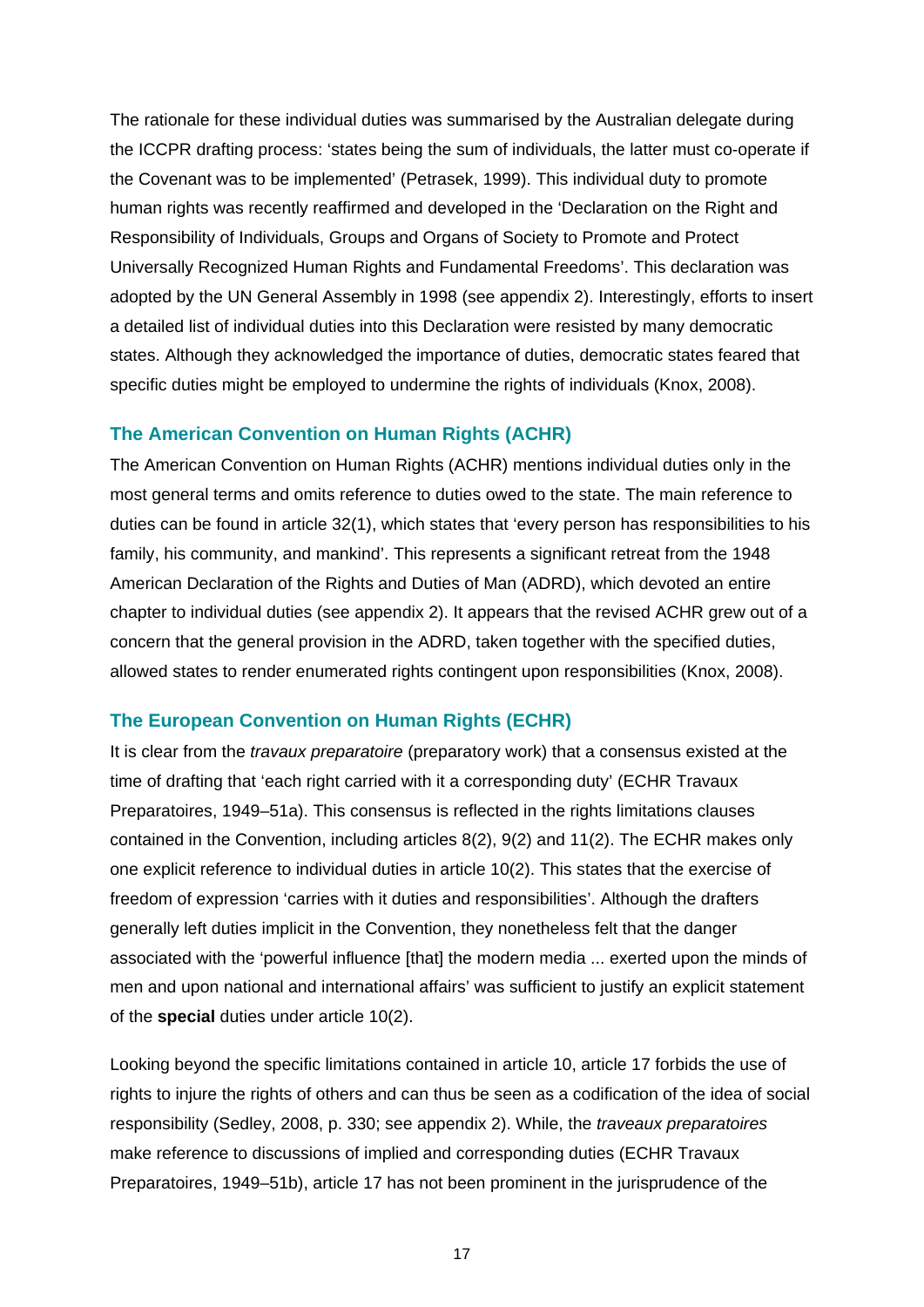The rationale for these individual duties was summarised by the Australian delegate during the ICCPR drafting process: 'states being the sum of individuals, the latter must co-operate if the Covenant was to be implemented' (Petrasek, 1999). This individual duty to promote human rights was recently reaffirmed and developed in the 'Declaration on the Right and Responsibility of Individuals, Groups and Organs of Society to Promote and Protect Universally Recognized Human Rights and Fundamental Freedoms'. This declaration was adopted by the UN General Assembly in 1998 (see appendix 2). Interestingly, efforts to insert a detailed list of individual duties into this Declaration were resisted by many democratic states. Although they acknowledged the importance of duties, democratic states feared that specific duties might be employed to undermine the rights of individuals (Knox, 2008).

### The American Convention on Human Rights (ACHR)

The American Convention on Human Rights (ACHR) mentions individual duties only in the most general terms and omits reference to duties owed to the state. The main reference to duties can be found in article 32(1), which states that 'every person has responsibilities to his family, his community, and mankind'. This represents a significant retreat from the 1948 American Declaration of the Rights and Duties of Man (ADRD), which devoted an entire chapter to individual duties (see appendix 2). It appears that the revised ACHR grew out of a concern that the general provision in the ADRD, taken together with the specified duties, allowed states to render enumerated rights contingent upon responsibilities (Knox, 2008).

### The European Convention on Human Rights (ECHR)

It is clear from the *travaux preparatoire* (preparatory work) that a consensus existed at the time of drafting that 'each right carried with it a corresponding duty' (ECHR Travaux Preparatoires, 1949–51a). This consensus is reflected in the rights limitations clauses contained in the Convention, including articles 8(2), 9(2) and 11(2). The ECHR makes only one explicit reference to individual duties in article 10(2). This states that the exercise of freedom of expression 'carries with it duties and responsibilities'. Although the drafters generally left duties implicit in the Convention, they nonetheless felt that the danger associated with the 'powerful influence [that] the modern media ... exerted upon the minds of men and upon national and international affairs' was sufficient to justify an explicit statement of the **special** duties under article 10(2).

Looking beyond the specific limitations contained in article 10, article 17 forbids the use of rights to injure the rights of others and can thus be seen as a codification of the idea of social responsibility (Sedley, 2008, p. 330; see appendix 2). While, the *traveaux preparatoires* make reference to discussions of implied and corresponding duties (ECHR Travaux Preparatoires, 1949–51b), article 17 has not been prominent in the jurisprudence of the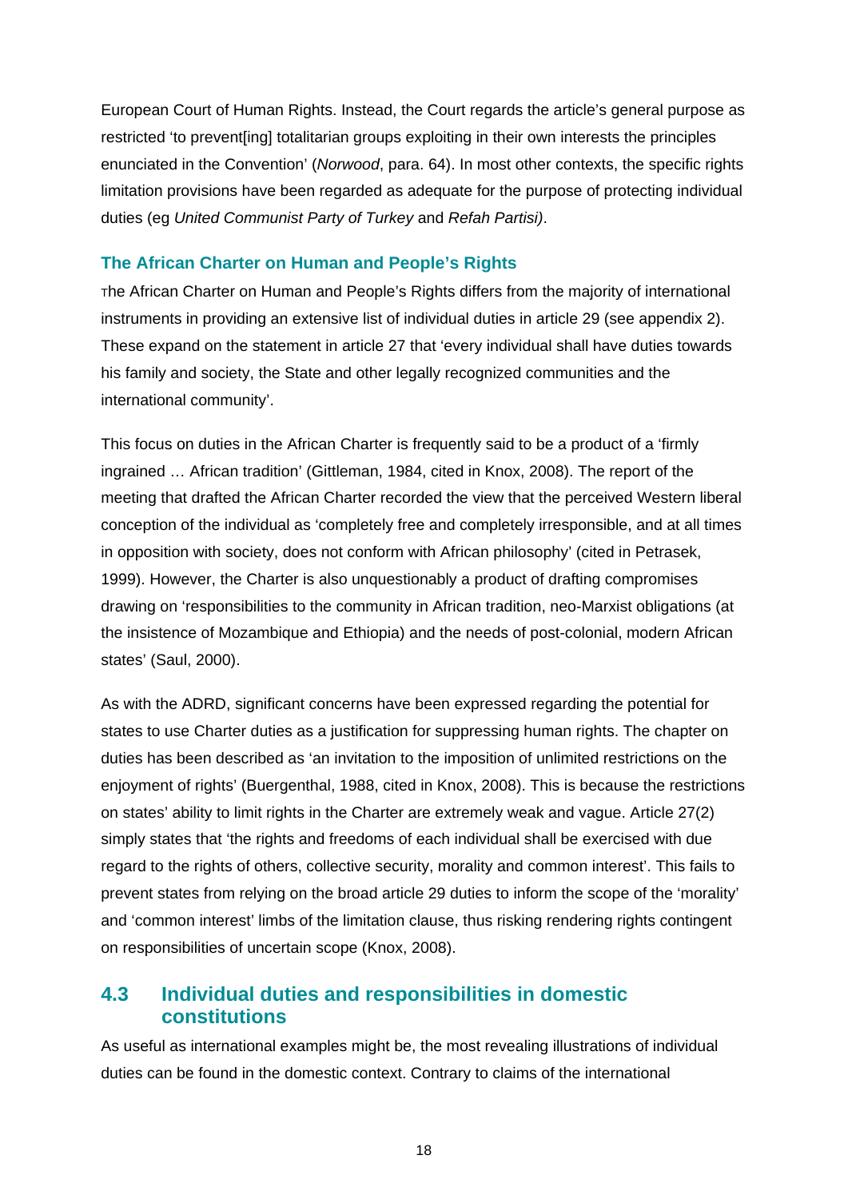European Court of Human Rights. Instead, the Court regards the article's general purpose as restricted 'to prevent[ing] totalitarian groups exploiting in their own interests the principles enunciated in the Convention' (*Norwood*, para. 64). In most other contexts, the specific rights limitation provisions have been regarded as adequate for the purpose of protecting individual duties (eg *United Communist Party of Turkey* and *Refah Partisi)*.

### The African Charter on Human and People's Rights

The African Charter on Human and People's Rights differs from the majority of international instruments in providing an extensive list of individual duties in article 29 (see appendix 2). These expand on the statement in article 27 that 'every individual shall have duties towards his family and society, the State and other legally recognized communities and the international community'.

This focus on duties in the African Charter is frequently said to be a product of a 'firmly ingrained … African tradition' (Gittleman, 1984, cited in Knox, 2008). The report of the meeting that drafted the African Charter recorded the view that the perceived Western liberal conception of the individual as 'completely free and completely irresponsible, and at all times in opposition with society, does not conform with African philosophy' (cited in Petrasek, 1999). However, the Charter is also unquestionably a product of drafting compromises drawing on 'responsibilities to the community in African tradition, neo-Marxist obligations (at the insistence of Mozambique and Ethiopia) and the needs of post-colonial, modern African states' (Saul, 2000).

As with the ADRD, significant concerns have been expressed regarding the potential for states to use Charter duties as a justification for suppressing human rights. The chapter on duties has been described as 'an invitation to the imposition of unlimited restrictions on the enjoyment of rights' (Buergenthal, 1988, cited in Knox, 2008). This is because the restrictions on states' ability to limit rights in the Charter are extremely weak and vague. Article 27(2) simply states that 'the rights and freedoms of each individual shall be exercised with due regard to the rights of others, collective security, morality and common interest'. This fails to prevent states from relying on the broad article 29 duties to inform the scope of the 'morality' and 'common interest' limbs of the limitation clause, thus risking rendering rights contingent on responsibilities of uncertain scope (Knox, 2008).

## 4.3 Individual duties and responsibilities in domestic constitutions

As useful as international examples might be, the most revealing illustrations of individual duties can be found in the domestic context. Contrary to claims of the international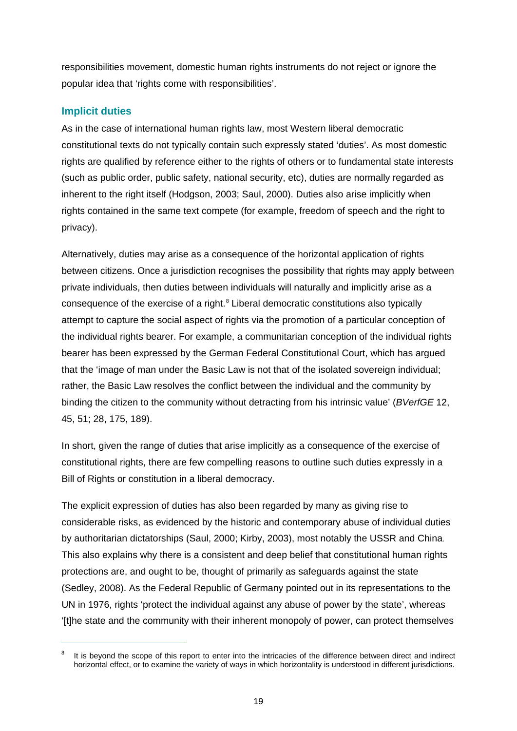responsibilities movement, domestic human rights instruments do not reject or ignore the popular idea that 'rights come with responsibilities'.

### Implicit duties

As in the case of international human rights law, most Western liberal democratic constitutional texts do not typically contain such expressly stated 'duties'. As most domestic rights are qualified by reference either to the rights of others or to fundamental state interests (such as public order, public safety, national security, etc), duties are normally regarded as inherent to the right itself (Hodgson, 2003; Saul, 2000). Duties also arise implicitly when rights contained in the same text compete (for example, freedom of speech and the right to privacy).

Alternatively, duties may arise as a consequence of the horizontal application of rights between citizens. Once a jurisdiction recognises the possibility that rights may apply between private individuals, then duties between individuals will naturally and implicitly arise as a consequence of the exercise of a right.[8] Liberal democratic constitutions also typically attempt to capture the social aspect of rights via the promotion of a particular conception of the individual rights bearer. For example, a communitarian conception of the individual rights bearer has been expressed by the German Federal Constitutional Court, which has argued that the 'image of man under the Basic Law is not that of the isolated sovereign individual; rather, the Basic Law resolves the conflict between the individual and the community by binding the citizen to the community without detracting from his intrinsic value' (*BVerfGE* 12, 45, 51; 28, 175, 189).

In short, given the range of duties that arise implicitly as a consequence of the exercise of constitutional rights, there are few compelling reasons to outline such duties expressly in a Bill of Rights or constitution in a liberal democracy.

The explicit expression of duties has also been regarded by many as giving rise to considerable risks, as evidenced by the historic and contemporary abuse of individual duties by authoritarian dictatorships (Saul, 2000; Kirby, 2003), most notably the USSR and China. This also explains why there is a consistent and deep belief that constitutional human rights protections are, and ought to be, thought of primarily as safeguards against the state (Sedley, 2008). As the Federal Republic of Germany pointed out in its representations to the UN in 1976, rights 'protect the individual against any abuse of power by the state', whereas '[t]he state and the community with their inherent monopoly of power, can protect themselves

---

[8] It is beyond the scope of this report to enter into the intricacies of the difference between direct and indirect horizontal effect, or to examine the variety of ways in which horizontality is understood in different jurisdictions.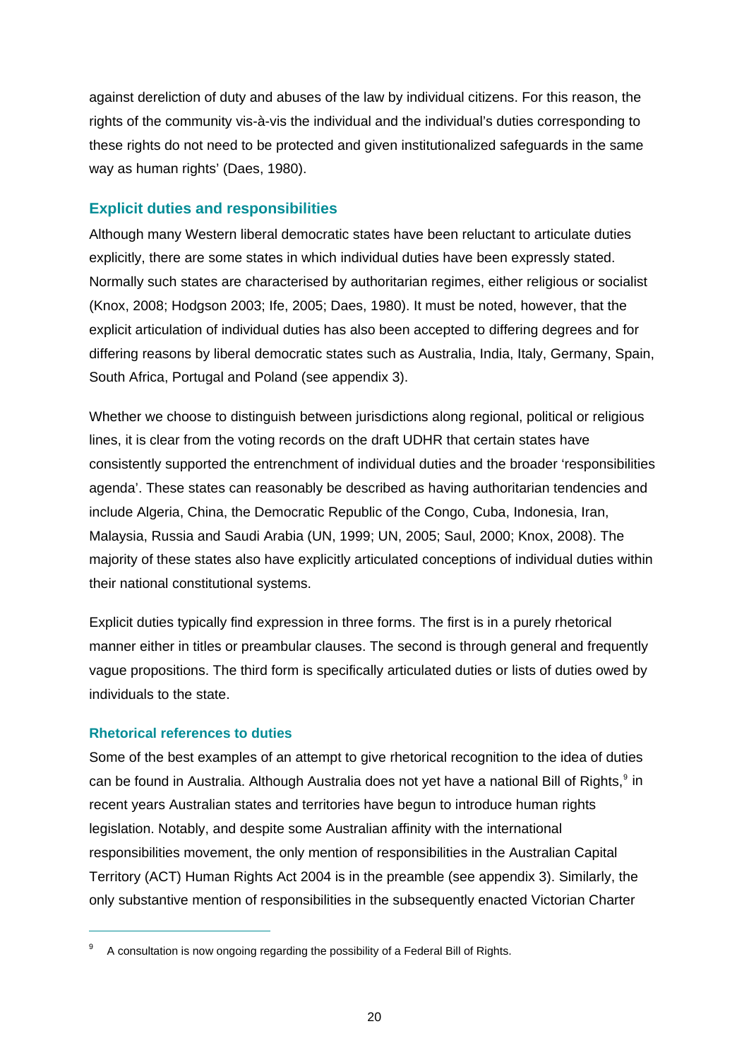against dereliction of duty and abuses of the law by individual citizens. For this reason, the rights of the community vis-à-vis the individual and the individual's duties corresponding to these rights do not need to be protected and given institutionalized safeguards in the same way as human rights' (Daes, 1980).

## Explicit duties and responsibilities

Although many Western liberal democratic states have been reluctant to articulate duties explicitly, there are some states in which individual duties have been expressly stated. Normally such states are characterised by authoritarian regimes, either religious or socialist (Knox, 2008; Hodgson 2003; Ife, 2005; Daes, 1980). It must be noted, however, that the explicit articulation of individual duties has also been accepted to differing degrees and for differing reasons by liberal democratic states such as Australia, India, Italy, Germany, Spain, South Africa, Portugal and Poland (see appendix 3).

Whether we choose to distinguish between jurisdictions along regional, political or religious lines, it is clear from the voting records on the draft UDHR that certain states have consistently supported the entrenchment of individual duties and the broader 'responsibilities agenda'. These states can reasonably be described as having authoritarian tendencies and include Algeria, China, the Democratic Republic of the Congo, Cuba, Indonesia, Iran, Malaysia, Russia and Saudi Arabia (UN, 1999; UN, 2005; Saul, 2000; Knox, 2008). The majority of these states also have explicitly articulated conceptions of individual duties within their national constitutional systems.

Explicit duties typically find expression in three forms. The first is in a purely rhetorical manner either in titles or preambular clauses. The second is through general and frequently vague propositions. The third form is specifically articulated duties or lists of duties owed by individuals to the state.

### Rhetorical references to duties

Some of the best examples of an attempt to give rhetorical recognition to the idea of duties can be found in Australia. Although Australia does not yet have a national Bill of Rights,[9] in recent years Australian states and territories have begun to introduce human rights legislation. Notably, and despite some Australian affinity with the international responsibilities movement, the only mention of responsibilities in the Australian Capital Territory (ACT) Human Rights Act 2004 is in the preamble (see appendix 3). Similarly, the only substantive mention of responsibilities in the subsequently enacted Victorian Charter

[9] A consultation is now ongoing regarding the possibility of a Federal Bill of Rights.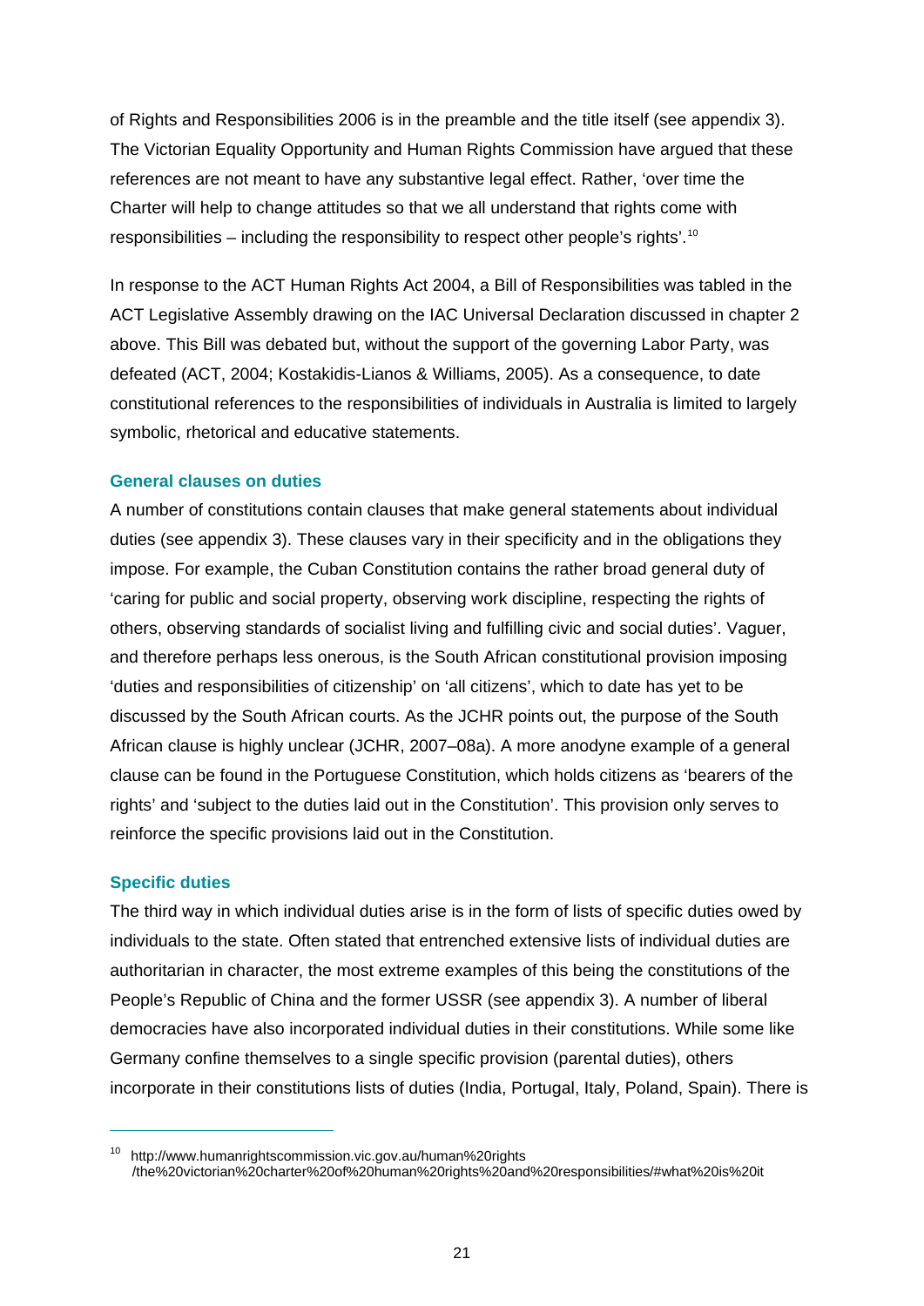of Rights and Responsibilities 2006 is in the preamble and the title itself (see appendix 3). The Victorian Equality Opportunity and Human Rights Commission have argued that these references are not meant to have any substantive legal effect. Rather, 'over time the Charter will help to change attitudes so that we all understand that rights come with responsibilities – including the responsibility to respect other people's rights'.[10]

In response to the ACT Human Rights Act 2004, a Bill of Responsibilities was tabled in the ACT Legislative Assembly drawing on the IAC Universal Declaration discussed in chapter 2 above. This Bill was debated but, without the support of the governing Labor Party, was defeated (ACT, 2004; Kostakidis-Lianos & Williams, 2005). As a consequence, to date constitutional references to the responsibilities of individuals in Australia is limited to largely symbolic, rhetorical and educative statements.

### General clauses on duties

A number of constitutions contain clauses that make general statements about individual duties (see appendix 3). These clauses vary in their specificity and in the obligations they impose. For example, the Cuban Constitution contains the rather broad general duty of 'caring for public and social property, observing work discipline, respecting the rights of others, observing standards of socialist living and fulfilling civic and social duties'. Vaguer, and therefore perhaps less onerous, is the South African constitutional provision imposing 'duties and responsibilities of citizenship' on 'all citizens', which to date has yet to be discussed by the South African courts. As the JCHR points out, the purpose of the South African clause is highly unclear (JCHR, 2007–08a). A more anodyne example of a general clause can be found in the Portuguese Constitution, which holds citizens as 'bearers of the rights' and 'subject to the duties laid out in the Constitution'. This provision only serves to reinforce the specific provisions laid out in the Constitution.

### Specific duties

The third way in which individual duties arise is in the form of lists of specific duties owed by individuals to the state. Often stated that entrenched extensive lists of individual duties are authoritarian in character, the most extreme examples of this being the constitutions of the People's Republic of China and the former USSR (see appendix 3). A number of liberal democracies have also incorporated individual duties in their constitutions. While some like Germany confine themselves to a single specific provision (parental duties), others incorporate in their constitutions lists of duties (India, Portugal, Italy, Poland, Spain). There is

---

[10] http://www.humanrightscommission.vic.gov.au/human%20rights /the%20victorian%20charter%20of%20human%20rights%20and%20responsibilities/#what%20is%20it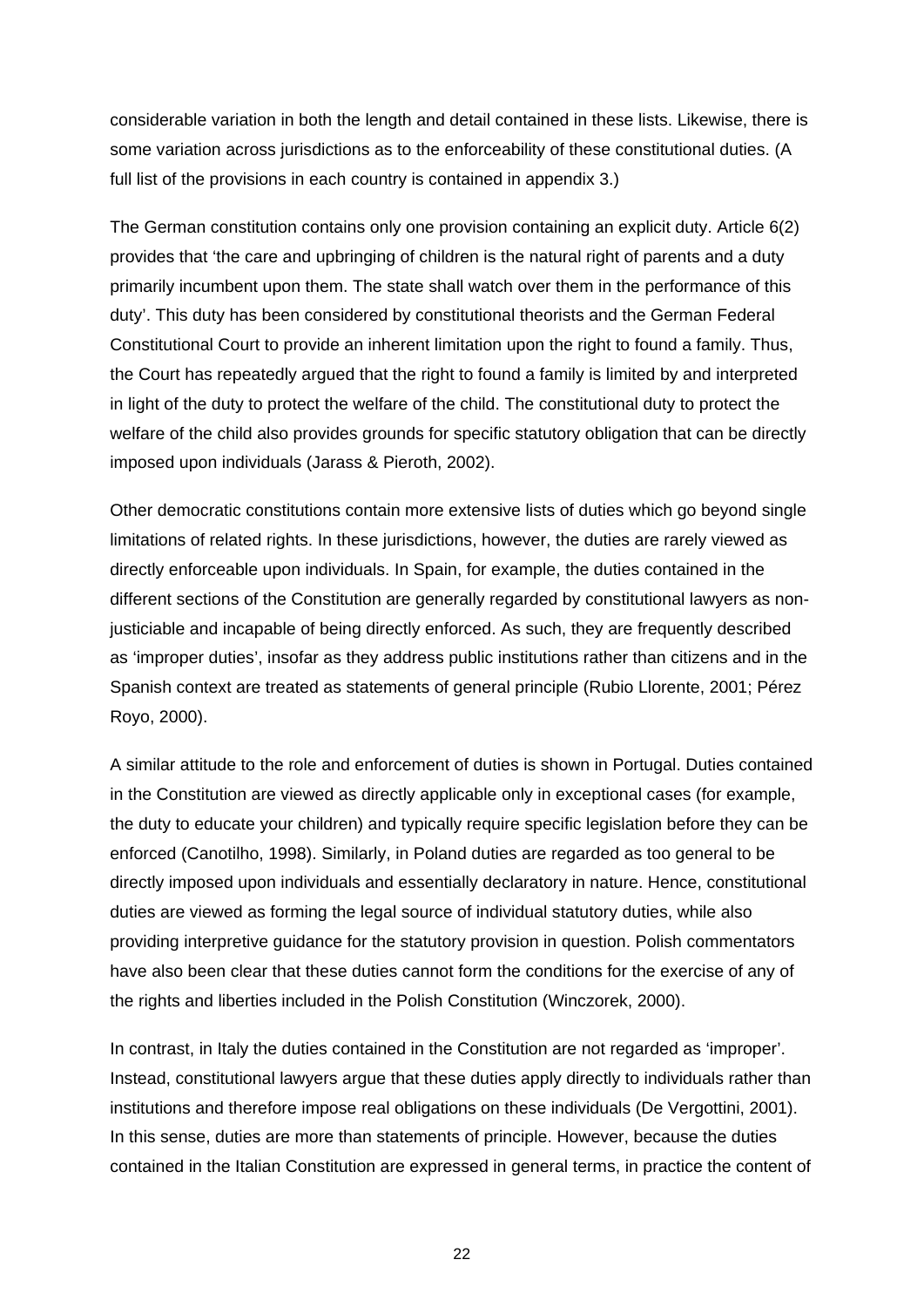considerable variation in both the length and detail contained in these lists. Likewise, there is some variation across jurisdictions as to the enforceability of these constitutional duties. (A full list of the provisions in each country is contained in appendix 3.)

The German constitution contains only one provision containing an explicit duty. Article 6(2) provides that 'the care and upbringing of children is the natural right of parents and a duty primarily incumbent upon them. The state shall watch over them in the performance of this duty'. This duty has been considered by constitutional theorists and the German Federal Constitutional Court to provide an inherent limitation upon the right to found a family. Thus, the Court has repeatedly argued that the right to found a family is limited by and interpreted in light of the duty to protect the welfare of the child. The constitutional duty to protect the welfare of the child also provides grounds for specific statutory obligation that can be directly imposed upon individuals (Jarass & Pieroth, 2002).

Other democratic constitutions contain more extensive lists of duties which go beyond single limitations of related rights. In these jurisdictions, however, the duties are rarely viewed as directly enforceable upon individuals. In Spain, for example, the duties contained in the different sections of the Constitution are generally regarded by constitutional lawyers as non-justiciable and incapable of being directly enforced. As such, they are frequently described as 'improper duties', insofar as they address public institutions rather than citizens and in the Spanish context are treated as statements of general principle (Rubio Llorente, 2001; Pérez Royo, 2000).

A similar attitude to the role and enforcement of duties is shown in Portugal. Duties contained in the Constitution are viewed as directly applicable only in exceptional cases (for example, the duty to educate your children) and typically require specific legislation before they can be enforced (Canotilho, 1998). Similarly, in Poland duties are regarded as too general to be directly imposed upon individuals and essentially declaratory in nature. Hence, constitutional duties are viewed as forming the legal source of individual statutory duties, while also providing interpretive guidance for the statutory provision in question. Polish commentators have also been clear that these duties cannot form the conditions for the exercise of any of the rights and liberties included in the Polish Constitution (Winczorek, 2000).

In contrast, in Italy the duties contained in the Constitution are not regarded as 'improper'. Instead, constitutional lawyers argue that these duties apply directly to individuals rather than institutions and therefore impose real obligations on these individuals (De Vergottini, 2001). In this sense, duties are more than statements of principle. However, because the duties contained in the Italian Constitution are expressed in general terms, in practice the content of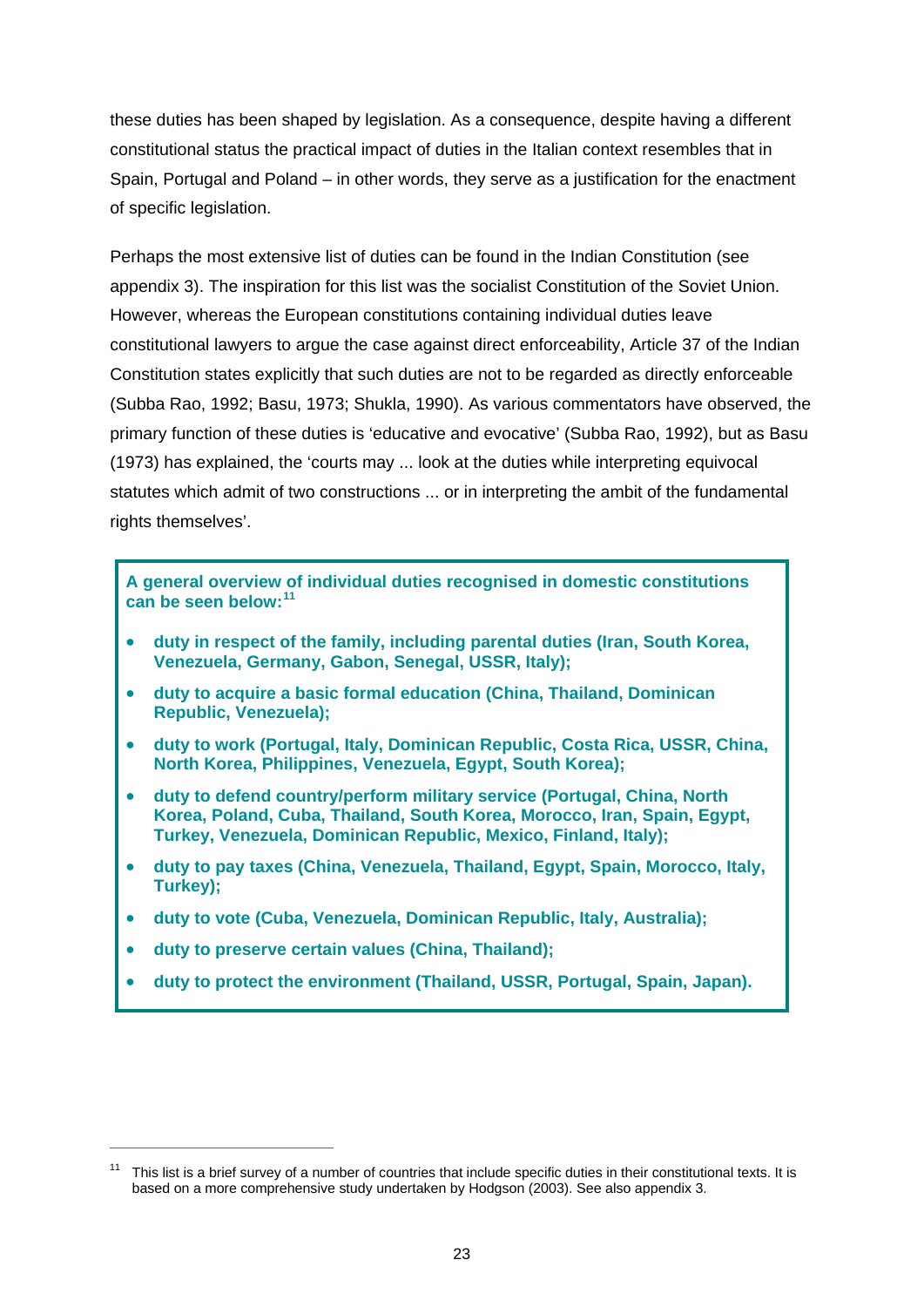these duties has been shaped by legislation. As a consequence, despite having a different constitutional status the practical impact of duties in the Italian context resembles that in Spain, Portugal and Poland – in other words, they serve as a justification for the enactment of specific legislation.

Perhaps the most extensive list of duties can be found in the Indian Constitution (see appendix 3). The inspiration for this list was the socialist Constitution of the Soviet Union. However, whereas the European constitutions containing individual duties leave constitutional lawyers to argue the case against direct enforceability, Article 37 of the Indian Constitution states explicitly that such duties are not to be regarded as directly enforceable (Subba Rao, 1992; Basu, 1973; Shukla, 1990). As various commentators have observed, the primary function of these duties is 'educative and evocative' (Subba Rao, 1992), but as Basu (1973) has explained, the 'courts may ... look at the duties while interpreting equivocal statutes which admit of two constructions ... or in interpreting the ambit of the fundamental rights themselves'.

**A general overview of individual duties recognised in domestic constitutions can be seen below:**[11]

- **duty in respect of the family, including parental duties (Iran, South Korea, Venezuela, Germany, Gabon, Senegal, USSR, Italy);**
- **duty to acquire a basic formal education (China, Thailand, Dominican Republic, Venezuela);**
- **duty to work (Portugal, Italy, Dominican Republic, Costa Rica, USSR, China, North Korea, Philippines, Venezuela, Egypt, South Korea);**
- **duty to defend country/perform military service (Portugal, China, North Korea, Poland, Cuba, Thailand, South Korea, Morocco, Iran, Spain, Egypt, Turkey, Venezuela, Dominican Republic, Mexico, Finland, Italy);**
- **duty to pay taxes (China, Venezuela, Thailand, Egypt, Spain, Morocco, Italy, Turkey);**
- **duty to vote (Cuba, Venezuela, Dominican Republic, Italy, Australia);**
- **duty to preserve certain values (China, Thailand);**
- **duty to protect the environment (Thailand, USSR, Portugal, Spain, Japan).**

---

[11] This list is a brief survey of a number of countries that include specific duties in their constitutional texts. It is based on a more comprehensive study undertaken by Hodgson (2003). See also appendix 3.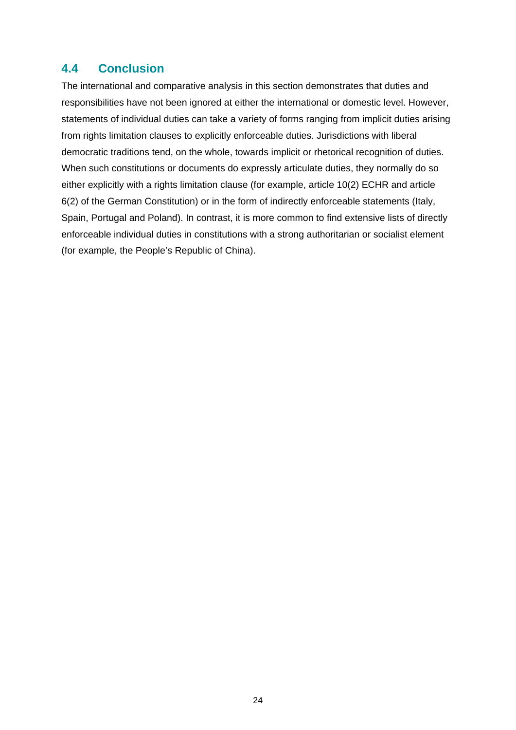## 4.4 Conclusion

The international and comparative analysis in this section demonstrates that duties and responsibilities have not been ignored at either the international or domestic level. However, statements of individual duties can take a variety of forms ranging from implicit duties arising from rights limitation clauses to explicitly enforceable duties. Jurisdictions with liberal democratic traditions tend, on the whole, towards implicit or rhetorical recognition of duties. When such constitutions or documents do expressly articulate duties, they normally do so either explicitly with a rights limitation clause (for example, article 10(2) ECHR and article 6(2) of the German Constitution) or in the form of indirectly enforceable statements (Italy, Spain, Portugal and Poland). In contrast, it is more common to find extensive lists of directly enforceable individual duties in constitutions with a strong authoritarian or socialist element (for example, the People's Republic of China).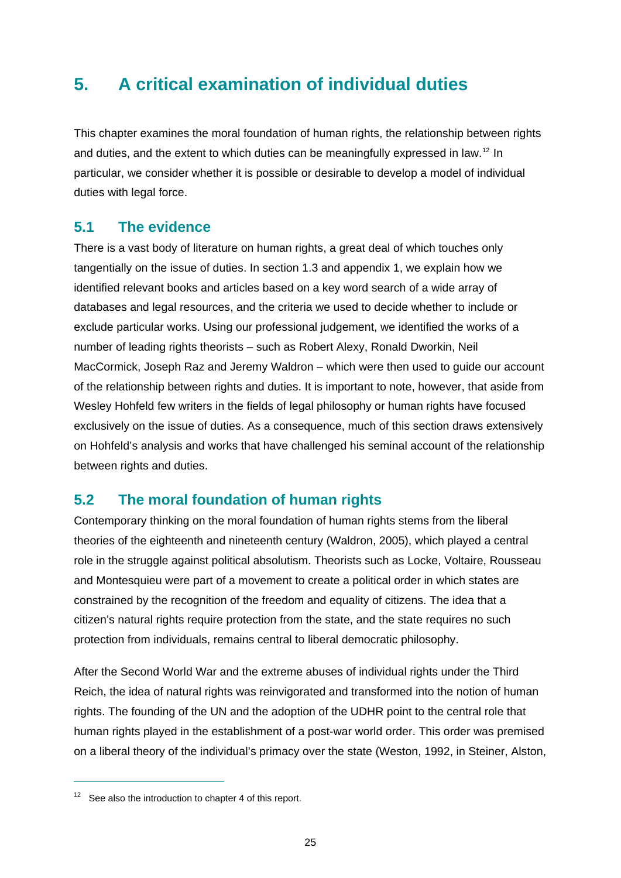# 5. A critical examination of individual duties

This chapter examines the moral foundation of human rights, the relationship between rights and duties, and the extent to which duties can be meaningfully expressed in law.[12] In particular, we consider whether it is possible or desirable to develop a model of individual duties with legal force.

## 5.1 The evidence

There is a vast body of literature on human rights, a great deal of which touches only tangentially on the issue of duties. In section 1.3 and appendix 1, we explain how we identified relevant books and articles based on a key word search of a wide array of databases and legal resources, and the criteria we used to decide whether to include or exclude particular works. Using our professional judgement, we identified the works of a number of leading rights theorists – such as Robert Alexy, Ronald Dworkin, Neil MacCormick, Joseph Raz and Jeremy Waldron – which were then used to guide our account of the relationship between rights and duties. It is important to note, however, that aside from Wesley Hohfeld few writers in the fields of legal philosophy or human rights have focused exclusively on the issue of duties. As a consequence, much of this section draws extensively on Hohfeld's analysis and works that have challenged his seminal account of the relationship between rights and duties.

## 5.2 The moral foundation of human rights

Contemporary thinking on the moral foundation of human rights stems from the liberal theories of the eighteenth and nineteenth century (Waldron, 2005), which played a central role in the struggle against political absolutism. Theorists such as Locke, Voltaire, Rousseau and Montesquieu were part of a movement to create a political order in which states are constrained by the recognition of the freedom and equality of citizens. The idea that a citizen's natural rights require protection from the state, and the state requires no such protection from individuals, remains central to liberal democratic philosophy.

After the Second World War and the extreme abuses of individual rights under the Third Reich, the idea of natural rights was reinvigorated and transformed into the notion of human rights. The founding of the UN and the adoption of the UDHR point to the central role that human rights played in the establishment of a post-war world order. This order was premised on a liberal theory of the individual's primacy over the state (Weston, 1992, in Steiner, Alston,

[12] See also the introduction to chapter 4 of this report.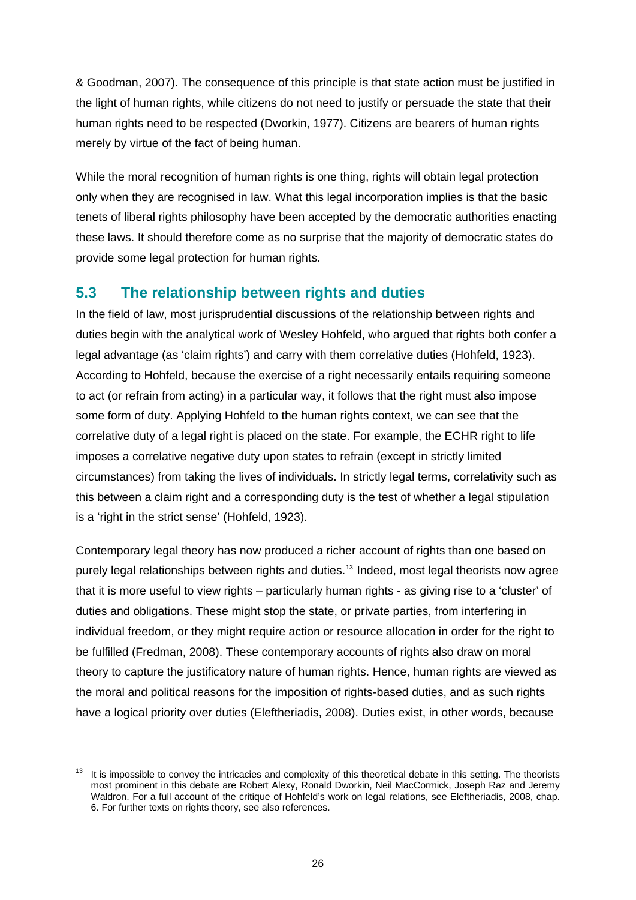& Goodman, 2007). The consequence of this principle is that state action must be justified in the light of human rights, while citizens do not need to justify or persuade the state that their human rights need to be respected (Dworkin, 1977). Citizens are bearers of human rights merely by virtue of the fact of being human.

While the moral recognition of human rights is one thing, rights will obtain legal protection only when they are recognised in law. What this legal incorporation implies is that the basic tenets of liberal rights philosophy have been accepted by the democratic authorities enacting these laws. It should therefore come as no surprise that the majority of democratic states do provide some legal protection for human rights.

## 5.3 The relationship between rights and duties

In the field of law, most jurisprudential discussions of the relationship between rights and duties begin with the analytical work of Wesley Hohfeld, who argued that rights both confer a legal advantage (as 'claim rights') and carry with them correlative duties (Hohfeld, 1923). According to Hohfeld, because the exercise of a right necessarily entails requiring someone to act (or refrain from acting) in a particular way, it follows that the right must also impose some form of duty. Applying Hohfeld to the human rights context, we can see that the correlative duty of a legal right is placed on the state. For example, the ECHR right to life imposes a correlative negative duty upon states to refrain (except in strictly limited circumstances) from taking the lives of individuals. In strictly legal terms, correlativity such as this between a claim right and a corresponding duty is the test of whether a legal stipulation is a 'right in the strict sense' (Hohfeld, 1923).

Contemporary legal theory has now produced a richer account of rights than one based on purely legal relationships between rights and duties.[13] Indeed, most legal theorists now agree that it is more useful to view rights – particularly human rights - as giving rise to a 'cluster' of duties and obligations. These might stop the state, or private parties, from interfering in individual freedom, or they might require action or resource allocation in order for the right to be fulfilled (Fredman, 2008). These contemporary accounts of rights also draw on moral theory to capture the justificatory nature of human rights. Hence, human rights are viewed as the moral and political reasons for the imposition of rights-based duties, and as such rights have a logical priority over duties (Eleftheriadis, 2008). Duties exist, in other words, because

[13] It is impossible to convey the intricacies and complexity of this theoretical debate in this setting. The theorists most prominent in this debate are Robert Alexy, Ronald Dworkin, Neil MacCormick, Joseph Raz and Jeremy Waldron. For a full account of the critique of Hohfeld's work on legal relations, see Eleftheriadis, 2008, chap. 6. For further texts on rights theory, see also references.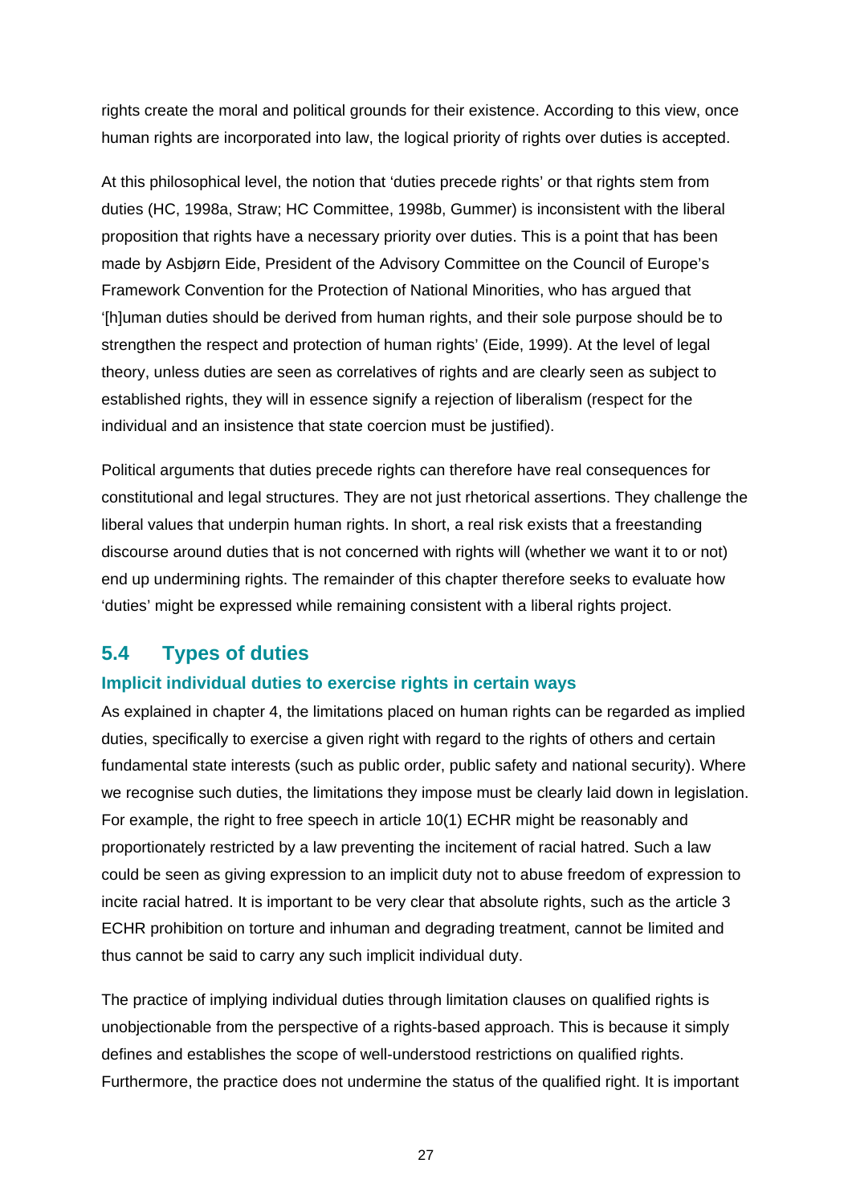rights create the moral and political grounds for their existence. According to this view, once human rights are incorporated into law, the logical priority of rights over duties is accepted.

At this philosophical level, the notion that 'duties precede rights' or that rights stem from duties (HC, 1998a, Straw; HC Committee, 1998b, Gummer) is inconsistent with the liberal proposition that rights have a necessary priority over duties. This is a point that has been made by Asbjørn Eide, President of the Advisory Committee on the Council of Europe's Framework Convention for the Protection of National Minorities, who has argued that '[h]uman duties should be derived from human rights, and their sole purpose should be to strengthen the respect and protection of human rights' (Eide, 1999). At the level of legal theory, unless duties are seen as correlatives of rights and are clearly seen as subject to established rights, they will in essence signify a rejection of liberalism (respect for the individual and an insistence that state coercion must be justified).

Political arguments that duties precede rights can therefore have real consequences for constitutional and legal structures. They are not just rhetorical assertions. They challenge the liberal values that underpin human rights. In short, a real risk exists that a freestanding discourse around duties that is not concerned with rights will (whether we want it to or not) end up undermining rights. The remainder of this chapter therefore seeks to evaluate how 'duties' might be expressed while remaining consistent with a liberal rights project.

## 5.4 Types of duties

### Implicit individual duties to exercise rights in certain ways

As explained in chapter 4, the limitations placed on human rights can be regarded as implied duties, specifically to exercise a given right with regard to the rights of others and certain fundamental state interests (such as public order, public safety and national security). Where we recognise such duties, the limitations they impose must be clearly laid down in legislation. For example, the right to free speech in article 10(1) ECHR might be reasonably and proportionately restricted by a law preventing the incitement of racial hatred. Such a law could be seen as giving expression to an implicit duty not to abuse freedom of expression to incite racial hatred. It is important to be very clear that absolute rights, such as the article 3 ECHR prohibition on torture and inhuman and degrading treatment, cannot be limited and thus cannot be said to carry any such implicit individual duty.

The practice of implying individual duties through limitation clauses on qualified rights is unobjectionable from the perspective of a rights-based approach. This is because it simply defines and establishes the scope of well-understood restrictions on qualified rights. Furthermore, the practice does not undermine the status of the qualified right. It is important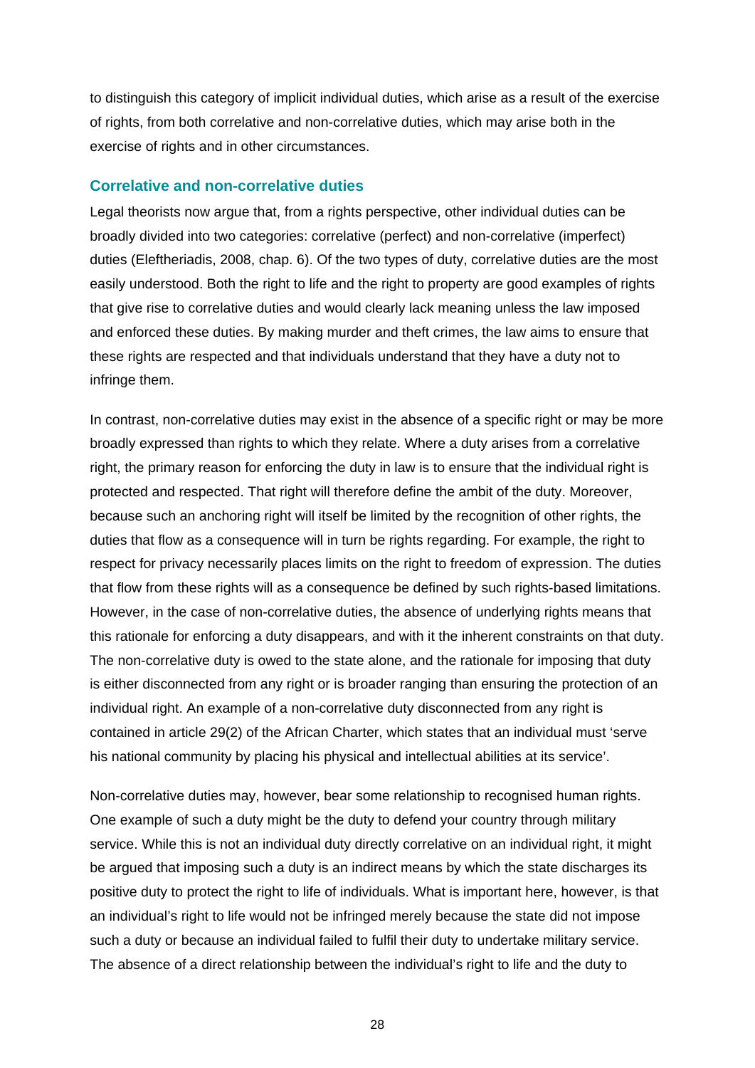to distinguish this category of implicit individual duties, which arise as a result of the exercise of rights, from both correlative and non-correlative duties, which may arise both in the exercise of rights and in other circumstances.

### Correlative and non-correlative duties

Legal theorists now argue that, from a rights perspective, other individual duties can be broadly divided into two categories: correlative (perfect) and non-correlative (imperfect) duties (Eleftheriadis, 2008, chap. 6). Of the two types of duty, correlative duties are the most easily understood. Both the right to life and the right to property are good examples of rights that give rise to correlative duties and would clearly lack meaning unless the law imposed and enforced these duties. By making murder and theft crimes, the law aims to ensure that these rights are respected and that individuals understand that they have a duty not to infringe them.

In contrast, non-correlative duties may exist in the absence of a specific right or may be more broadly expressed than rights to which they relate. Where a duty arises from a correlative right, the primary reason for enforcing the duty in law is to ensure that the individual right is protected and respected. That right will therefore define the ambit of the duty. Moreover, because such an anchoring right will itself be limited by the recognition of other rights, the duties that flow as a consequence will in turn be rights regarding. For example, the right to respect for privacy necessarily places limits on the right to freedom of expression. The duties that flow from these rights will as a consequence be defined by such rights-based limitations. However, in the case of non-correlative duties, the absence of underlying rights means that this rationale for enforcing a duty disappears, and with it the inherent constraints on that duty. The non-correlative duty is owed to the state alone, and the rationale for imposing that duty is either disconnected from any right or is broader ranging than ensuring the protection of an individual right. An example of a non-correlative duty disconnected from any right is contained in article 29(2) of the African Charter, which states that an individual must 'serve his national community by placing his physical and intellectual abilities at its service'.

Non-correlative duties may, however, bear some relationship to recognised human rights. One example of such a duty might be the duty to defend your country through military service. While this is not an individual duty directly correlative on an individual right, it might be argued that imposing such a duty is an indirect means by which the state discharges its positive duty to protect the right to life of individuals. What is important here, however, is that an individual's right to life would not be infringed merely because the state did not impose such a duty or because an individual failed to fulfil their duty to undertake military service. The absence of a direct relationship between the individual's right to life and the duty to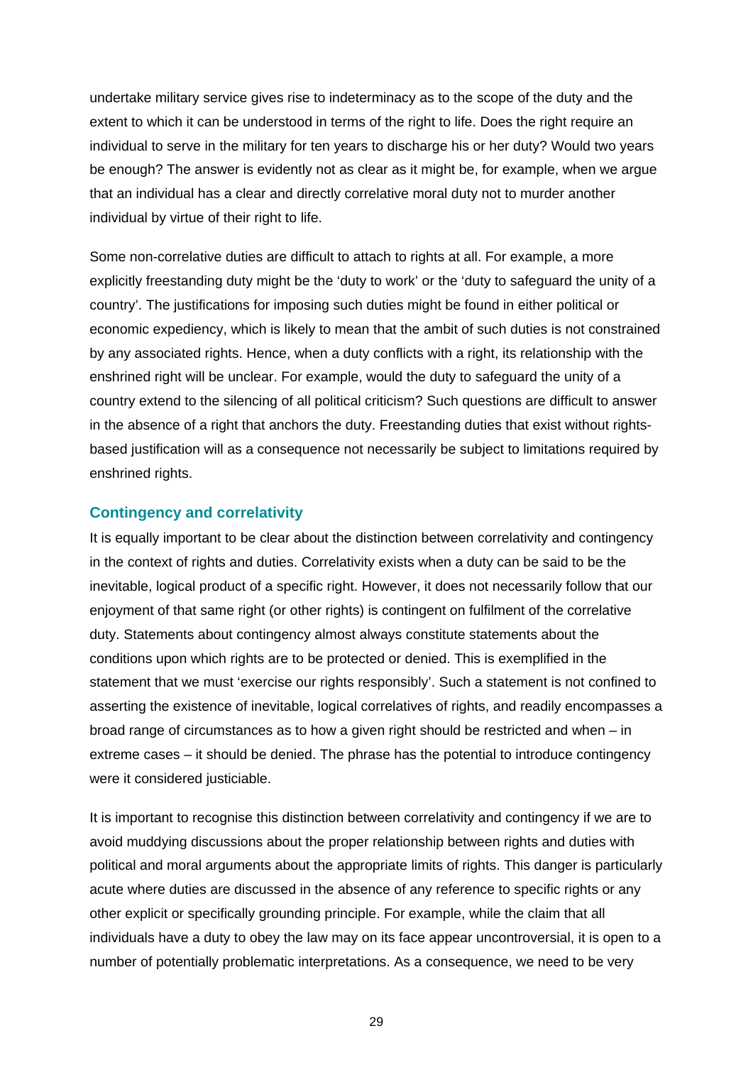undertake military service gives rise to indeterminacy as to the scope of the duty and the extent to which it can be understood in terms of the right to life. Does the right require an individual to serve in the military for ten years to discharge his or her duty? Would two years be enough? The answer is evidently not as clear as it might be, for example, when we argue that an individual has a clear and directly correlative moral duty not to murder another individual by virtue of their right to life.

Some non-correlative duties are difficult to attach to rights at all. For example, a more explicitly freestanding duty might be the 'duty to work' or the 'duty to safeguard the unity of a country'. The justifications for imposing such duties might be found in either political or economic expediency, which is likely to mean that the ambit of such duties is not constrained by any associated rights. Hence, when a duty conflicts with a right, its relationship with the enshrined right will be unclear. For example, would the duty to safeguard the unity of a country extend to the silencing of all political criticism? Such questions are difficult to answer in the absence of a right that anchors the duty. Freestanding duties that exist without rights-based justification will as a consequence not necessarily be subject to limitations required by enshrined rights.

### Contingency and correlativity

It is equally important to be clear about the distinction between correlativity and contingency in the context of rights and duties. Correlativity exists when a duty can be said to be the inevitable, logical product of a specific right. However, it does not necessarily follow that our enjoyment of that same right (or other rights) is contingent on fulfilment of the correlative duty. Statements about contingency almost always constitute statements about the conditions upon which rights are to be protected or denied. This is exemplified in the statement that we must 'exercise our rights responsibly'. Such a statement is not confined to asserting the existence of inevitable, logical correlatives of rights, and readily encompasses a broad range of circumstances as to how a given right should be restricted and when – in extreme cases – it should be denied. The phrase has the potential to introduce contingency were it considered justiciable.

It is important to recognise this distinction between correlativity and contingency if we are to avoid muddying discussions about the proper relationship between rights and duties with political and moral arguments about the appropriate limits of rights. This danger is particularly acute where duties are discussed in the absence of any reference to specific rights or any other explicit or specifically grounding principle. For example, while the claim that all individuals have a duty to obey the law may on its face appear uncontroversial, it is open to a number of potentially problematic interpretations. As a consequence, we need to be very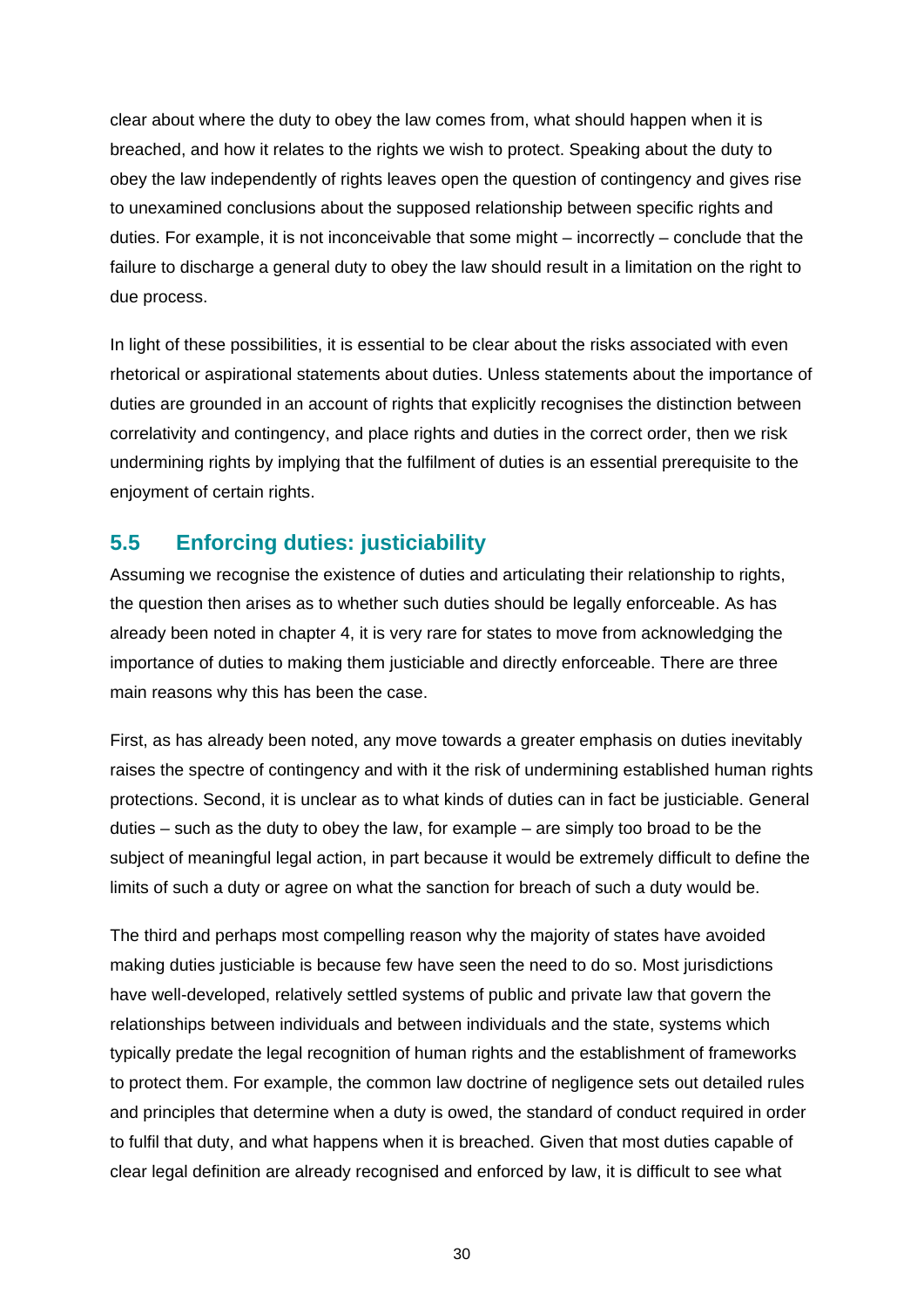clear about where the duty to obey the law comes from, what should happen when it is breached, and how it relates to the rights we wish to protect. Speaking about the duty to obey the law independently of rights leaves open the question of contingency and gives rise to unexamined conclusions about the supposed relationship between specific rights and duties. For example, it is not inconceivable that some might – incorrectly – conclude that the failure to discharge a general duty to obey the law should result in a limitation on the right to due process.

In light of these possibilities, it is essential to be clear about the risks associated with even rhetorical or aspirational statements about duties. Unless statements about the importance of duties are grounded in an account of rights that explicitly recognises the distinction between correlativity and contingency, and place rights and duties in the correct order, then we risk undermining rights by implying that the fulfilment of duties is an essential prerequisite to the enjoyment of certain rights.

## 5.5 Enforcing duties: justiciability

Assuming we recognise the existence of duties and articulating their relationship to rights, the question then arises as to whether such duties should be legally enforceable. As has already been noted in chapter 4, it is very rare for states to move from acknowledging the importance of duties to making them justiciable and directly enforceable. There are three main reasons why this has been the case.

First, as has already been noted, any move towards a greater emphasis on duties inevitably raises the spectre of contingency and with it the risk of undermining established human rights protections. Second, it is unclear as to what kinds of duties can in fact be justiciable. General duties – such as the duty to obey the law, for example – are simply too broad to be the subject of meaningful legal action, in part because it would be extremely difficult to define the limits of such a duty or agree on what the sanction for breach of such a duty would be.

The third and perhaps most compelling reason why the majority of states have avoided making duties justiciable is because few have seen the need to do so. Most jurisdictions have well-developed, relatively settled systems of public and private law that govern the relationships between individuals and between individuals and the state, systems which typically predate the legal recognition of human rights and the establishment of frameworks to protect them. For example, the common law doctrine of negligence sets out detailed rules and principles that determine when a duty is owed, the standard of conduct required in order to fulfil that duty, and what happens when it is breached. Given that most duties capable of clear legal definition are already recognised and enforced by law, it is difficult to see what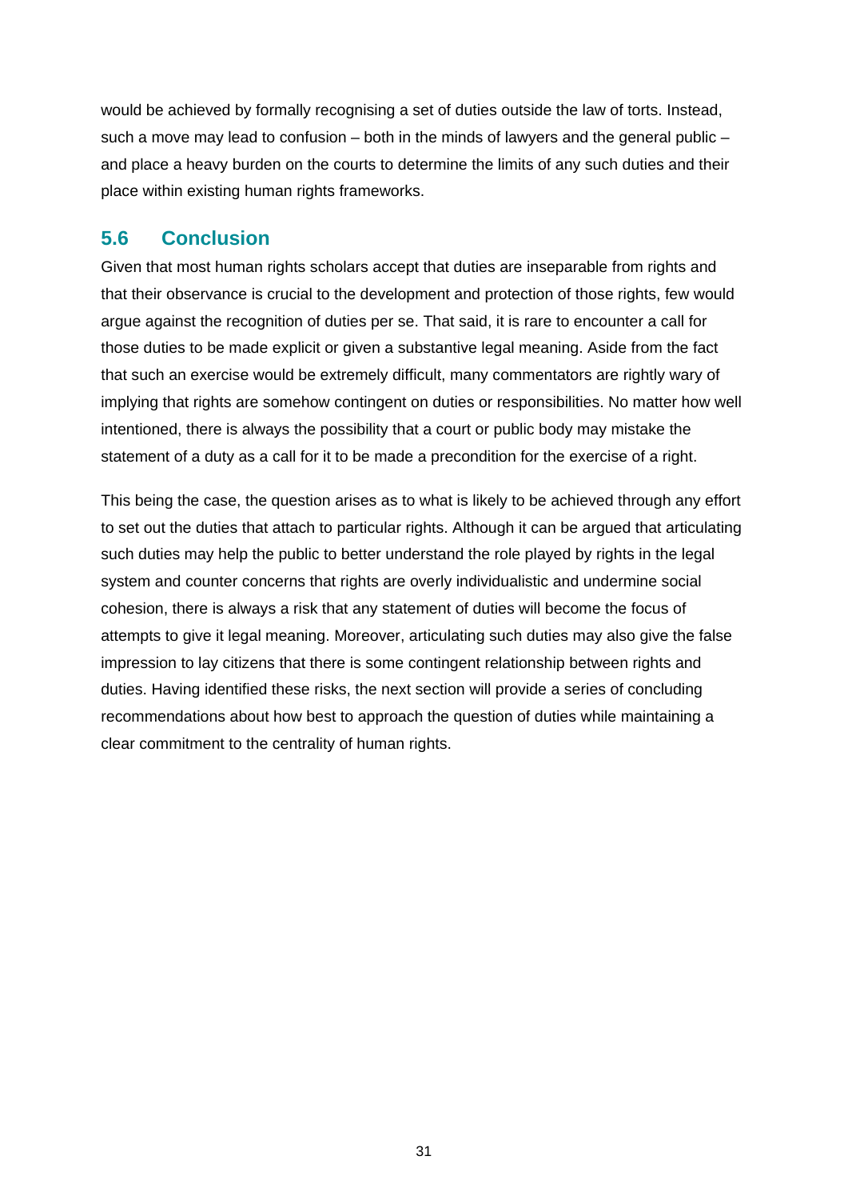would be achieved by formally recognising a set of duties outside the law of torts. Instead, such a move may lead to confusion – both in the minds of lawyers and the general public – and place a heavy burden on the courts to determine the limits of any such duties and their place within existing human rights frameworks.

## 5.6 Conclusion

Given that most human rights scholars accept that duties are inseparable from rights and that their observance is crucial to the development and protection of those rights, few would argue against the recognition of duties per se. That said, it is rare to encounter a call for those duties to be made explicit or given a substantive legal meaning. Aside from the fact that such an exercise would be extremely difficult, many commentators are rightly wary of implying that rights are somehow contingent on duties or responsibilities. No matter how well intentioned, there is always the possibility that a court or public body may mistake the statement of a duty as a call for it to be made a precondition for the exercise of a right.

This being the case, the question arises as to what is likely to be achieved through any effort to set out the duties that attach to particular rights. Although it can be argued that articulating such duties may help the public to better understand the role played by rights in the legal system and counter concerns that rights are overly individualistic and undermine social cohesion, there is always a risk that any statement of duties will become the focus of attempts to give it legal meaning. Moreover, articulating such duties may also give the false impression to lay citizens that there is some contingent relationship between rights and duties. Having identified these risks, the next section will provide a series of concluding recommendations about how best to approach the question of duties while maintaining a clear commitment to the centrality of human rights.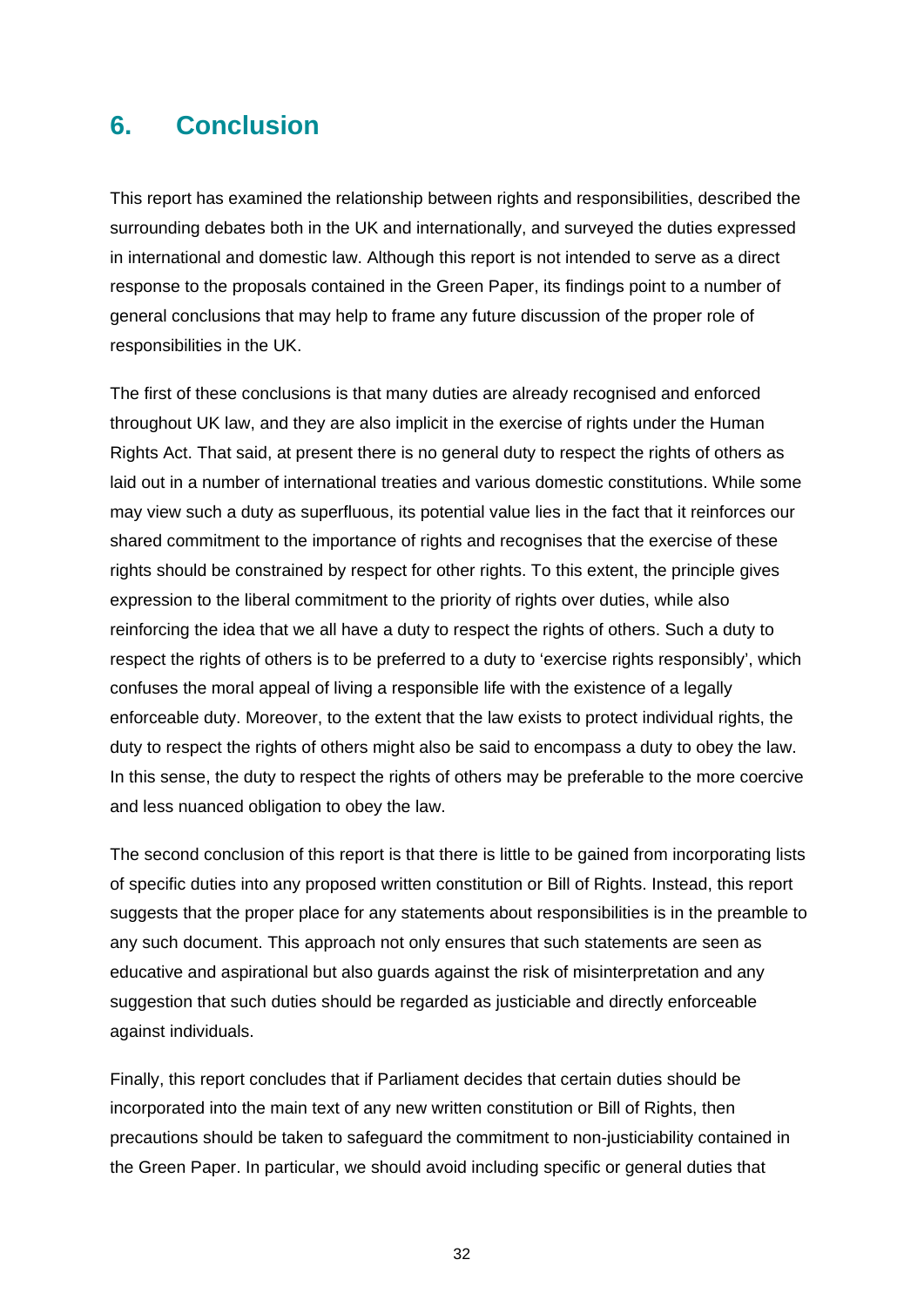## 6. Conclusion

This report has examined the relationship between rights and responsibilities, described the surrounding debates both in the UK and internationally, and surveyed the duties expressed in international and domestic law. Although this report is not intended to serve as a direct response to the proposals contained in the Green Paper, its findings point to a number of general conclusions that may help to frame any future discussion of the proper role of responsibilities in the UK.

The first of these conclusions is that many duties are already recognised and enforced throughout UK law, and they are also implicit in the exercise of rights under the Human Rights Act. That said, at present there is no general duty to respect the rights of others as laid out in a number of international treaties and various domestic constitutions. While some may view such a duty as superfluous, its potential value lies in the fact that it reinforces our shared commitment to the importance of rights and recognises that the exercise of these rights should be constrained by respect for other rights. To this extent, the principle gives expression to the liberal commitment to the priority of rights over duties, while also reinforcing the idea that we all have a duty to respect the rights of others. Such a duty to respect the rights of others is to be preferred to a duty to 'exercise rights responsibly', which confuses the moral appeal of living a responsible life with the existence of a legally enforceable duty. Moreover, to the extent that the law exists to protect individual rights, the duty to respect the rights of others might also be said to encompass a duty to obey the law. In this sense, the duty to respect the rights of others may be preferable to the more coercive and less nuanced obligation to obey the law.

The second conclusion of this report is that there is little to be gained from incorporating lists of specific duties into any proposed written constitution or Bill of Rights. Instead, this report suggests that the proper place for any statements about responsibilities is in the preamble to any such document. This approach not only ensures that such statements are seen as educative and aspirational but also guards against the risk of misinterpretation and any suggestion that such duties should be regarded as justiciable and directly enforceable against individuals.

Finally, this report concludes that if Parliament decides that certain duties should be incorporated into the main text of any new written constitution or Bill of Rights, then precautions should be taken to safeguard the commitment to non-justiciability contained in the Green Paper. In particular, we should avoid including specific or general duties that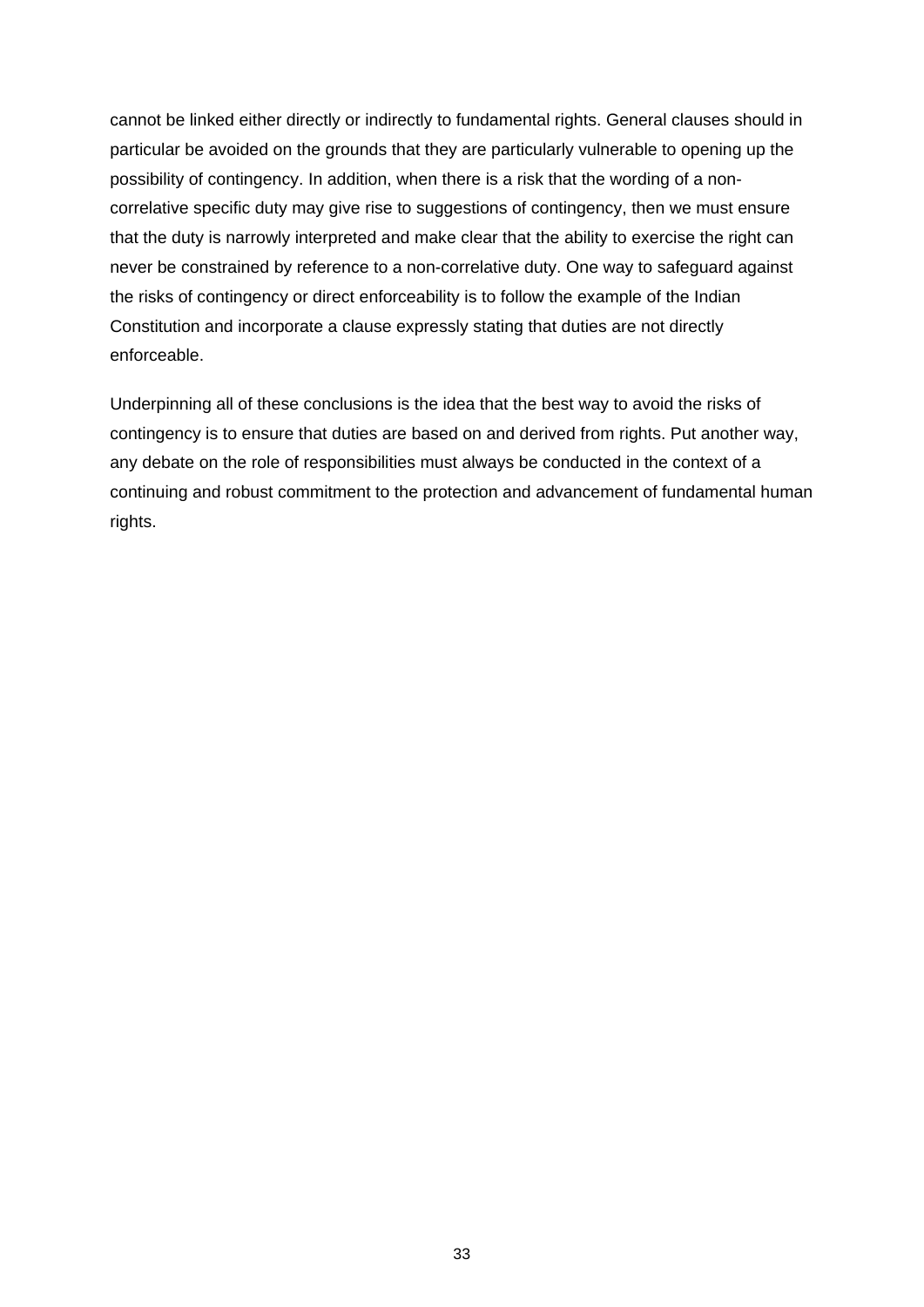cannot be linked either directly or indirectly to fundamental rights. General clauses should in particular be avoided on the grounds that they are particularly vulnerable to opening up the possibility of contingency. In addition, when there is a risk that the wording of a non-correlative specific duty may give rise to suggestions of contingency, then we must ensure that the duty is narrowly interpreted and make clear that the ability to exercise the right can never be constrained by reference to a non-correlative duty. One way to safeguard against the risks of contingency or direct enforceability is to follow the example of the Indian Constitution and incorporate a clause expressly stating that duties are not directly enforceable.

Underpinning all of these conclusions is the idea that the best way to avoid the risks of contingency is to ensure that duties are based on and derived from rights. Put another way, any debate on the role of responsibilities must always be conducted in the context of a continuing and robust commitment to the protection and advancement of fundamental human rights.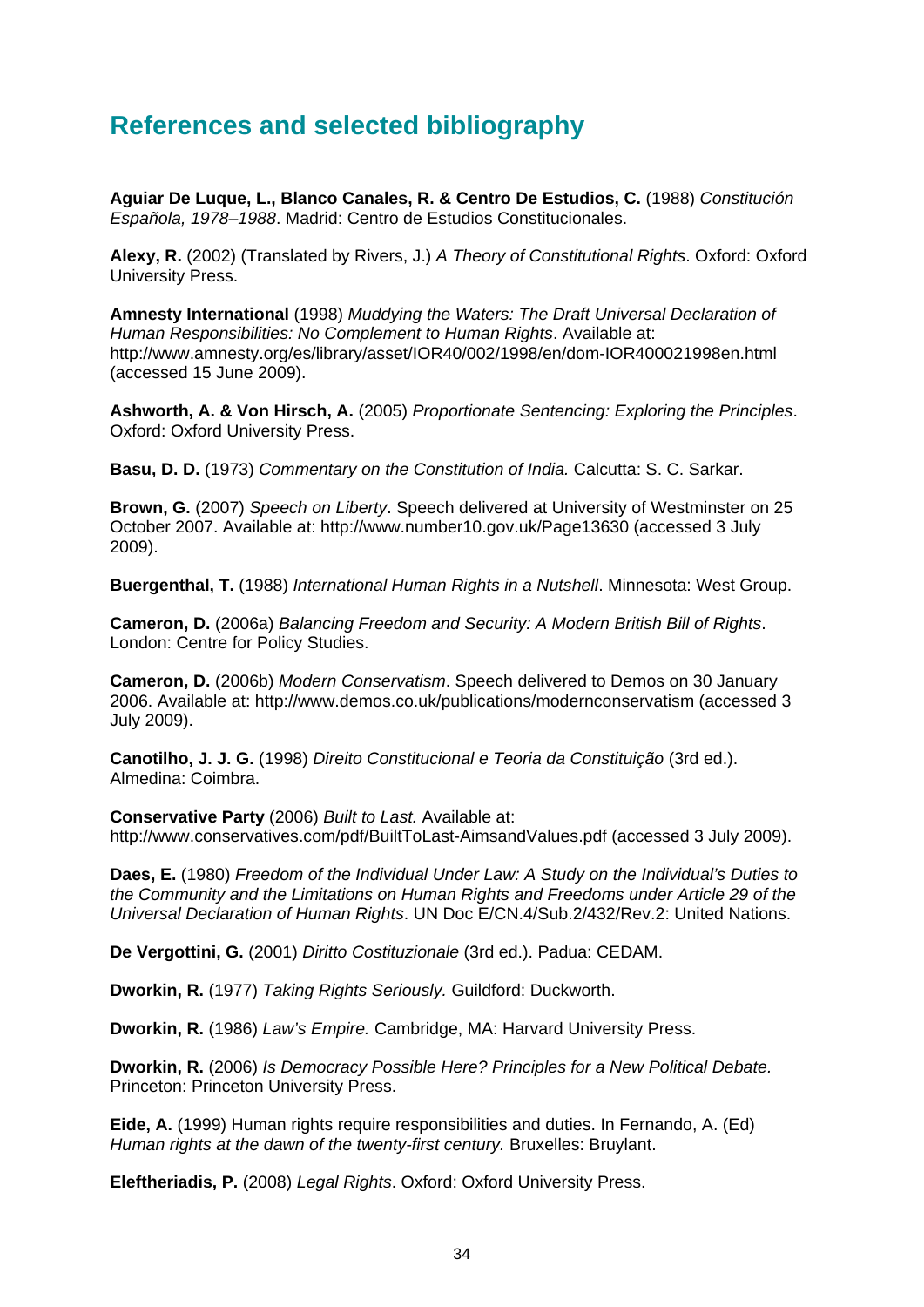# References and selected bibliography

**Aguiar De Luque, L., Blanco Canales, R. & Centro De Estudios, C.** (1988) *Constitución Española, 1978–1988*. Madrid: Centro de Estudios Constitucionales.

**Alexy, R.** (2002) (Translated by Rivers, J.) *A Theory of Constitutional Rights*. Oxford: Oxford University Press.

**Amnesty International** (1998) *Muddying the Waters: The Draft Universal Declaration of Human Responsibilities: No Complement to Human Rights*. Available at: http://www.amnesty.org/es/library/asset/IOR40/002/1998/en/dom-IOR400021998en.html (accessed 15 June 2009).

**Ashworth, A. & Von Hirsch, A.** (2005) *Proportionate Sentencing: Exploring the Principles*. Oxford: Oxford University Press.

**Basu, D. D.** (1973) *Commentary on the Constitution of India.* Calcutta: S. C. Sarkar.

**Brown, G.** (2007) *Speech on Liberty*. Speech delivered at University of Westminster on 25 October 2007. Available at: http://www.number10.gov.uk/Page13630 (accessed 3 July 2009).

**Buergenthal, T.** (1988) *International Human Rights in a Nutshell*. Minnesota: West Group.

**Cameron, D.** (2006a) *Balancing Freedom and Security: A Modern British Bill of Rights*. London: Centre for Policy Studies.

**Cameron, D.** (2006b) *Modern Conservatism*. Speech delivered to Demos on 30 January 2006. Available at: http://www.demos.co.uk/publications/modernconservatism (accessed 3 July 2009).

**Canotilho, J. J. G.** (1998) *Direito Constitucional e Teoria da Constituição* (3rd ed.). Almedina: Coimbra.

**Conservative Party** (2006) *Built to Last.* Available at: http://www.conservatives.com/pdf/BuiltToLast-AimsandValues.pdf (accessed 3 July 2009).

**Daes, E.** (1980) *Freedom of the Individual Under Law: A Study on the Individual's Duties to the Community and the Limitations on Human Rights and Freedoms under Article 29 of the Universal Declaration of Human Rights*. UN Doc E/CN.4/Sub.2/432/Rev.2: United Nations.

**De Vergottini, G.** (2001) *Diritto Costituzionale* (3rd ed.). Padua: CEDAM.

**Dworkin, R.** (1977) *Taking Rights Seriously.* Guildford: Duckworth.

**Dworkin, R.** (1986) *Law's Empire.* Cambridge, MA: Harvard University Press.

**Dworkin, R.** (2006) *Is Democracy Possible Here? Principles for a New Political Debate.* Princeton: Princeton University Press.

**Eide, A.** (1999) Human rights require responsibilities and duties. In Fernando, A. (Ed) *Human rights at the dawn of the twenty-first century.* Bruxelles: Bruylant.

**Eleftheriadis, P.** (2008) *Legal Rights*. Oxford: Oxford University Press.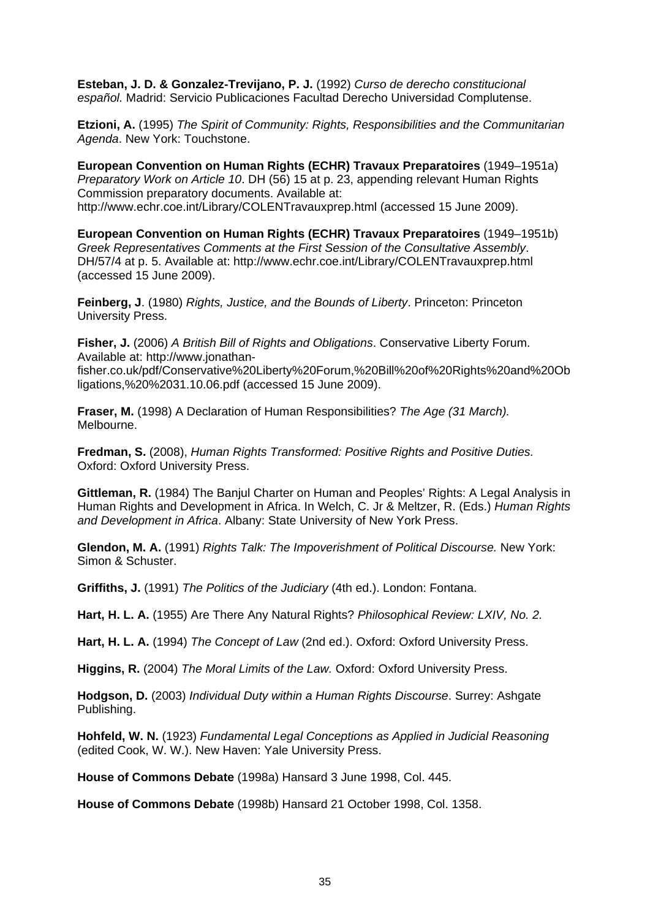**Esteban, J. D. & Gonzalez-Trevijano, P. J.** (1992) *Curso de derecho constitucional español.* Madrid: Servicio Publicaciones Facultad Derecho Universidad Complutense.

**Etzioni, A.** (1995) *The Spirit of Community: Rights, Responsibilities and the Communitarian Agenda*. New York: Touchstone.

**European Convention on Human Rights (ECHR) Travaux Preparatoires** (1949–1951a) *Preparatory Work on Article 10*. DH (56) 15 at p. 23, appending relevant Human Rights Commission preparatory documents. Available at: http://www.echr.coe.int/Library/COLENTravauxprep.html (accessed 15 June 2009).

**European Convention on Human Rights (ECHR) Travaux Preparatoires** (1949–1951b) *Greek Representatives Comments at the First Session of the Consultative Assembly*. DH/57/4 at p. 5. Available at: http://www.echr.coe.int/Library/COLENTravauxprep.html (accessed 15 June 2009).

**Feinberg, J**. (1980) *Rights, Justice, and the Bounds of Liberty*. Princeton: Princeton University Press.

**Fisher, J.** (2006) *A British Bill of Rights and Obligations*. Conservative Liberty Forum. Available at: http://www.jonathan-fisher.co.uk/pdf/Conservative%20Liberty%20Forum,%20Bill%20of%20Rights%20and%20Obligations,%20%2031.10.06.pdf (accessed 15 June 2009).

**Fraser, M.** (1998) A Declaration of Human Responsibilities? *The Age (31 March).* Melbourne.

**Fredman, S.** (2008), *Human Rights Transformed: Positive Rights and Positive Duties.* Oxford: Oxford University Press.

**Gittleman, R.** (1984) The Banjul Charter on Human and Peoples' Rights: A Legal Analysis in Human Rights and Development in Africa. In Welch, C. Jr & Meltzer, R. (Eds.) *Human Rights and Development in Africa*. Albany: State University of New York Press.

**Glendon, M. A.** (1991) *Rights Talk: The Impoverishment of Political Discourse.* New York: Simon & Schuster.

**Griffiths, J.** (1991) *The Politics of the Judiciary* (4th ed.). London: Fontana.

**Hart, H. L. A.** (1955) Are There Any Natural Rights? *Philosophical Review: LXIV, No. 2.*

**Hart, H. L. A.** (1994) *The Concept of Law* (2nd ed.). Oxford: Oxford University Press.

**Higgins, R.** (2004) *The Moral Limits of the Law.* Oxford: Oxford University Press.

**Hodgson, D.** (2003) *Individual Duty within a Human Rights Discourse*. Surrey: Ashgate Publishing.

**Hohfeld, W. N.** (1923) *Fundamental Legal Conceptions as Applied in Judicial Reasoning* (edited Cook, W. W.). New Haven: Yale University Press.

**House of Commons Debate** (1998a) Hansard 3 June 1998, Col. 445.

**House of Commons Debate** (1998b) Hansard 21 October 1998, Col. 1358.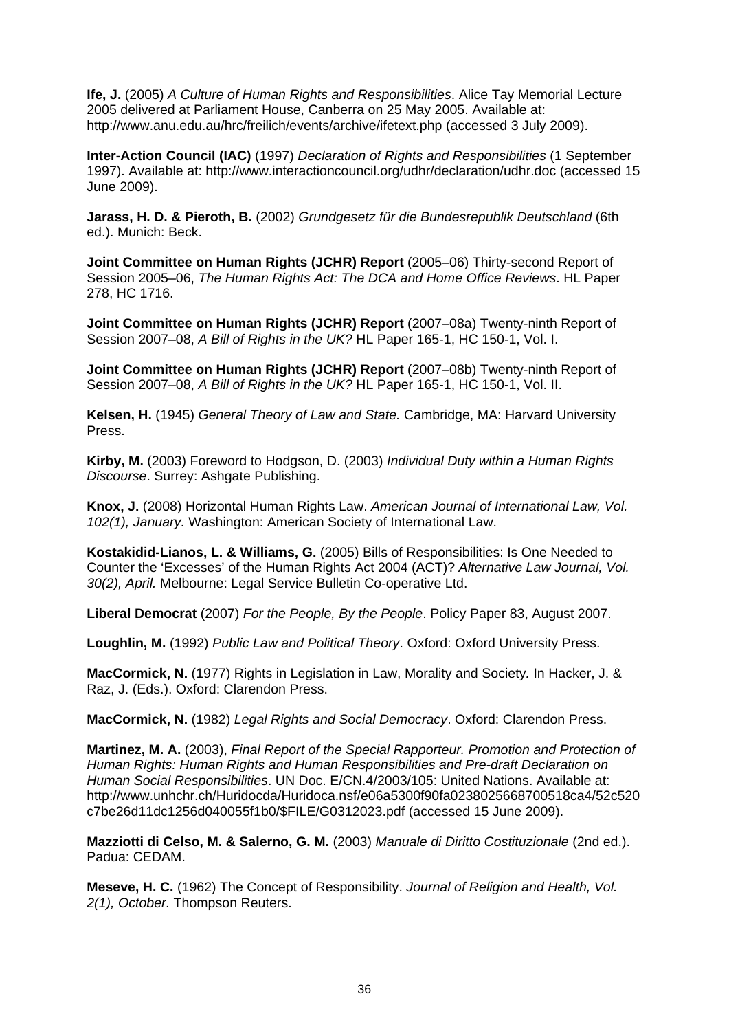**Ife, J.** (2005) *A Culture of Human Rights and Responsibilities*. Alice Tay Memorial Lecture 2005 delivered at Parliament House, Canberra on 25 May 2005. Available at: http://www.anu.edu.au/hrc/freilich/events/archive/ifetext.php (accessed 3 July 2009).

**Inter-Action Council (IAC)** (1997) *Declaration of Rights and Responsibilities* (1 September 1997). Available at: http://www.interactioncouncil.org/udhr/declaration/udhr.doc (accessed 15 June 2009).

**Jarass, H. D. & Pieroth, B.** (2002) *Grundgesetz für die Bundesrepublik Deutschland* (6th ed.). Munich: Beck.

**Joint Committee on Human Rights (JCHR) Report** (2005–06) Thirty-second Report of Session 2005–06, *The Human Rights Act: The DCA and Home Office Reviews*. HL Paper 278, HC 1716.

**Joint Committee on Human Rights (JCHR) Report** (2007–08a) Twenty-ninth Report of Session 2007–08, *A Bill of Rights in the UK?* HL Paper 165-1, HC 150-1, Vol. I.

**Joint Committee on Human Rights (JCHR) Report** (2007–08b) Twenty-ninth Report of Session 2007–08, *A Bill of Rights in the UK?* HL Paper 165-1, HC 150-1, Vol. II.

**Kelsen, H.** (1945) *General Theory of Law and State.* Cambridge, MA: Harvard University Press.

**Kirby, M.** (2003) Foreword to Hodgson, D. (2003) *Individual Duty within a Human Rights Discourse*. Surrey: Ashgate Publishing.

**Knox, J.** (2008) Horizontal Human Rights Law. *American Journal of International Law, Vol. 102(1), January.* Washington: American Society of International Law.

**Kostakidid-Lianos, L. & Williams, G.** (2005) Bills of Responsibilities: Is One Needed to Counter the 'Excesses' of the Human Rights Act 2004 (ACT)? *Alternative Law Journal, Vol. 30(2), April.* Melbourne: Legal Service Bulletin Co-operative Ltd.

**Liberal Democrat** (2007) *For the People, By the People*. Policy Paper 83, August 2007.

**Loughlin, M.** (1992) *Public Law and Political Theory*. Oxford: Oxford University Press.

**MacCormick, N.** (1977) Rights in Legislation in Law, Morality and Society*.* In Hacker, J. & Raz, J. (Eds.). Oxford: Clarendon Press.

**MacCormick, N.** (1982) *Legal Rights and Social Democracy*. Oxford: Clarendon Press.

**Martinez, M. A.** (2003), *Final Report of the Special Rapporteur. Promotion and Protection of Human Rights: Human Rights and Human Responsibilities and Pre-draft Declaration on Human Social Responsibilities*. UN Doc. E/CN.4/2003/105: United Nations. Available at: http://www.unhchr.ch/Huridocda/Huridoca.nsf/e06a5300f90fa0238025668700518ca4/52c520c7be26d11dc1256d040055f1b0/$FILE/G0312023.pdf (accessed 15 June 2009).

**Mazziotti di Celso, M. & Salerno, G. M.** (2003) *Manuale di Diritto Costituzionale* (2nd ed.). Padua: CEDAM.

**Meseve, H. C.** (1962) The Concept of Responsibility. *Journal of Religion and Health, Vol. 2(1), October.* Thompson Reuters.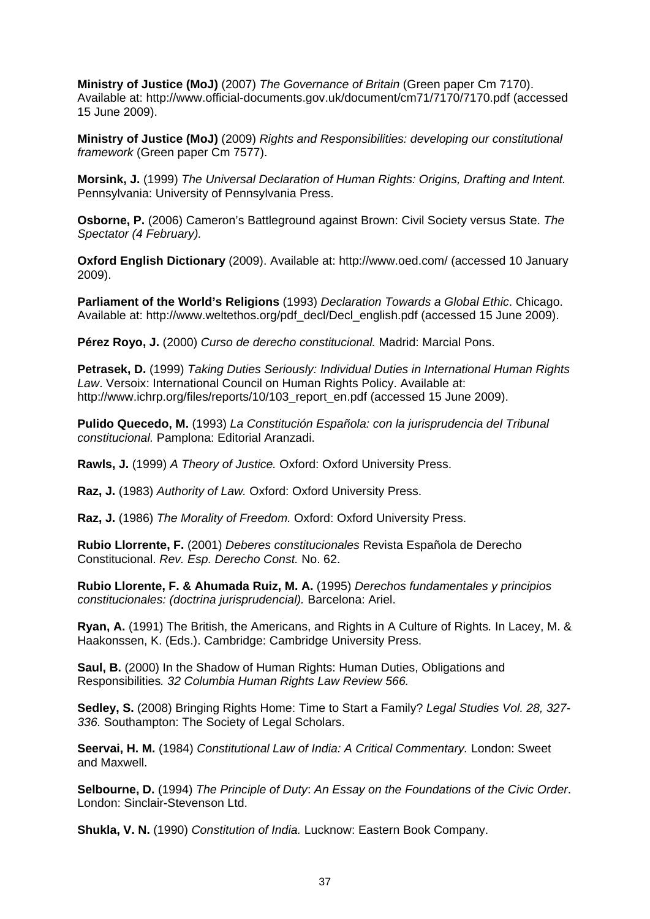**Ministry of Justice (MoJ)** (2007) *The Governance of Britain* (Green paper Cm 7170). Available at: http://www.official-documents.gov.uk/document/cm71/7170/7170.pdf (accessed 15 June 2009).

**Ministry of Justice (MoJ)** (2009) *Rights and Responsibilities: developing our constitutional framework* (Green paper Cm 7577).

**Morsink, J.** (1999) *The Universal Declaration of Human Rights: Origins, Drafting and Intent.* Pennsylvania: University of Pennsylvania Press.

**Osborne, P.** (2006) Cameron's Battleground against Brown: Civil Society versus State. *The Spectator (4 February).*

**Oxford English Dictionary** (2009). Available at: http://www.oed.com/ (accessed 10 January 2009).

**Parliament of the World's Religions** (1993) *Declaration Towards a Global Ethic*. Chicago. Available at: http://www.weltethos.org/pdf_decl/Decl_english.pdf (accessed 15 June 2009).

**Pérez Royo, J.** (2000) *Curso de derecho constitucional.* Madrid: Marcial Pons.

**Petrasek, D.** (1999) *Taking Duties Seriously: Individual Duties in International Human Rights Law*. Versoix: International Council on Human Rights Policy. Available at: http://www.ichrp.org/files/reports/10/103_report_en.pdf (accessed 15 June 2009).

**Pulido Quecedo, M.** (1993) *La Constitución Española: con la jurisprudencia del Tribunal constitucional.* Pamplona: Editorial Aranzadi.

**Rawls, J.** (1999) *A Theory of Justice.* Oxford: Oxford University Press.

**Raz, J.** (1983) *Authority of Law.* Oxford: Oxford University Press.

**Raz, J.** (1986) *The Morality of Freedom.* Oxford: Oxford University Press.

**Rubio Llorrente, F.** (2001) *Deberes constitucionales* Revista Española de Derecho Constitucional. *Rev. Esp. Derecho Const.* No. 62.

**Rubio Llorente, F. & Ahumada Ruiz, M. A.** (1995) *Derechos fundamentales y principios constitucionales: (doctrina jurisprudencial).* Barcelona: Ariel.

**Ryan, A.** (1991) The British, the Americans, and Rights in A Culture of Rights*.* In Lacey, M. & Haakonssen, K. (Eds.). Cambridge: Cambridge University Press.

**Saul, B.** (2000) In the Shadow of Human Rights: Human Duties, Obligations and Responsibilities*. 32 Columbia Human Rights Law Review 566.*

**Sedley, S.** (2008) Bringing Rights Home: Time to Start a Family? *Legal Studies Vol. 28, 327-336.* Southampton: The Society of Legal Scholars.

**Seervai, H. M.** (1984) *Constitutional Law of India: A Critical Commentary.* London: Sweet and Maxwell.

**Selbourne, D.** (1994) *The Principle of Duty*: *An Essay on the Foundations of the Civic Order*. London: Sinclair-Stevenson Ltd.

**Shukla, V. N.** (1990) *Constitution of India.* Lucknow: Eastern Book Company.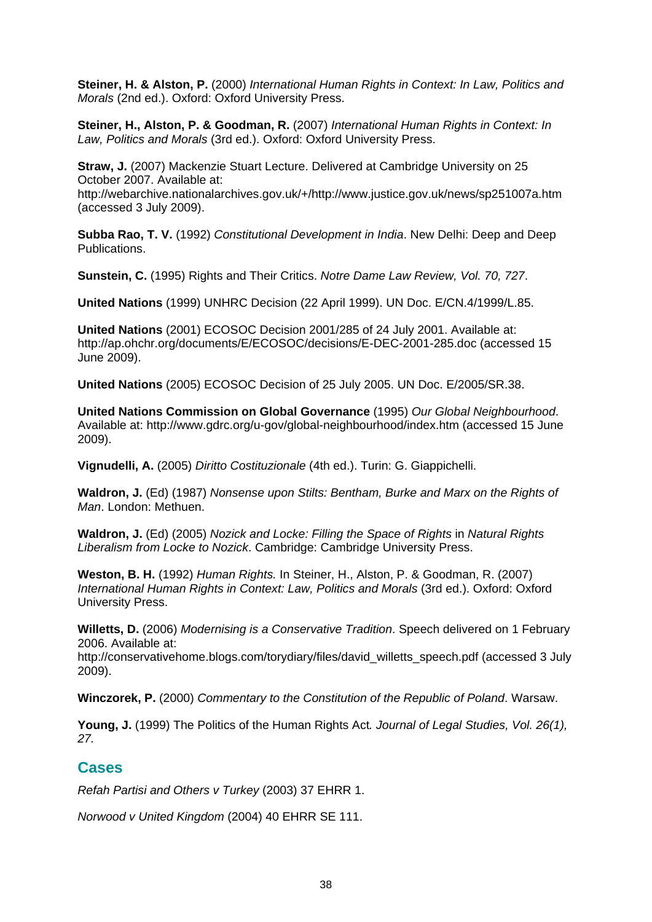**Steiner, H. & Alston, P.** (2000) *International Human Rights in Context: In Law, Politics and Morals* (2nd ed.). Oxford: Oxford University Press.

**Steiner, H., Alston, P. & Goodman, R.** (2007) *International Human Rights in Context: In Law, Politics and Morals* (3rd ed.). Oxford: Oxford University Press.

**Straw, J.** (2007) Mackenzie Stuart Lecture. Delivered at Cambridge University on 25 October 2007. Available at: http://webarchive.nationalarchives.gov.uk/+/http://www.justice.gov.uk/news/sp251007a.htm (accessed 3 July 2009).

**Subba Rao, T. V.** (1992) *Constitutional Development in India*. New Delhi: Deep and Deep Publications.

**Sunstein, C.** (1995) Rights and Their Critics. *Notre Dame Law Review, Vol. 70, 727*.

**United Nations** (1999) UNHRC Decision (22 April 1999). UN Doc. E/CN.4/1999/L.85.

**United Nations** (2001) ECOSOC Decision 2001/285 of 24 July 2001. Available at: http://ap.ohchr.org/documents/E/ECOSOC/decisions/E-DEC-2001-285.doc (accessed 15 June 2009).

**United Nations** (2005) ECOSOC Decision of 25 July 2005. UN Doc. E/2005/SR.38.

**United Nations Commission on Global Governance** (1995) *Our Global Neighbourhood*. Available at: http://www.gdrc.org/u-gov/global-neighbourhood/index.htm (accessed 15 June 2009).

**Vignudelli, A.** (2005) *Diritto Costituzionale* (4th ed.). Turin: G. Giappichelli.

**Waldron, J.** (Ed) (1987) *Nonsense upon Stilts: Bentham, Burke and Marx on the Rights of Man*. London: Methuen.

**Waldron, J.** (Ed) (2005) *Nozick and Locke: Filling the Space of Rights* in *Natural Rights Liberalism from Locke to Nozick*. Cambridge: Cambridge University Press.

**Weston, B. H.** (1992) *Human Rights.* In Steiner, H., Alston, P. & Goodman, R. (2007) *International Human Rights in Context: Law, Politics and Morals* (3rd ed.). Oxford: Oxford University Press.

**Willetts, D.** (2006) *Modernising is a Conservative Tradition*. Speech delivered on 1 February 2006. Available at: http://conservativehome.blogs.com/torydiary/files/david_willetts_speech.pdf (accessed 3 July 2009).

**Winczorek, P.** (2000) *Commentary to the Constitution of the Republic of Poland*. Warsaw.

**Young, J.** (1999) The Politics of the Human Rights Act*. Journal of Legal Studies, Vol. 26(1), 27.*

## Cases

*Refah Partisi and Others v Turkey* (2003) 37 EHRR 1.

*Norwood v United Kingdom* (2004) 40 EHRR SE 111.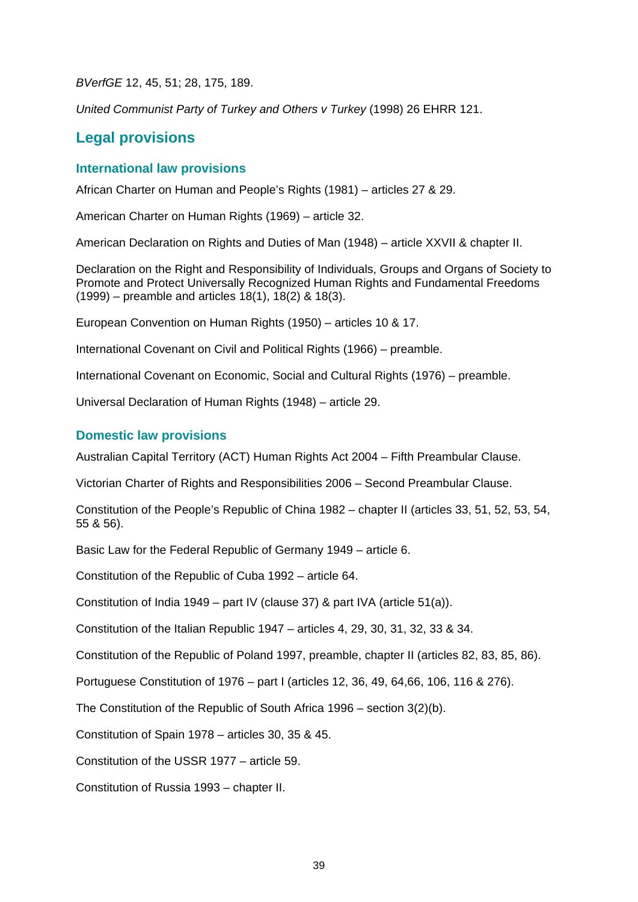*BVerfGE* 12, 45, 51; 28, 175, 189.

*United Communist Party of Turkey and Others v Turkey* (1998) 26 EHRR 121.

## Legal provisions

### International law provisions

African Charter on Human and People's Rights (1981) – articles 27 & 29.

American Charter on Human Rights (1969) – article 32.

American Declaration on Rights and Duties of Man (1948) – article XXVII & chapter II.

Declaration on the Right and Responsibility of Individuals, Groups and Organs of Society to Promote and Protect Universally Recognized Human Rights and Fundamental Freedoms (1999) – preamble and articles 18(1), 18(2) & 18(3).

European Convention on Human Rights (1950) – articles 10 & 17.

International Covenant on Civil and Political Rights (1966) – preamble.

International Covenant on Economic, Social and Cultural Rights (1976) – preamble.

Universal Declaration of Human Rights (1948) – article 29.

### Domestic law provisions

Australian Capital Territory (ACT) Human Rights Act 2004 – Fifth Preambular Clause.

Victorian Charter of Rights and Responsibilities 2006 – Second Preambular Clause.

Constitution of the People's Republic of China 1982 – chapter II (articles 33, 51, 52, 53, 54, 55 & 56).

Basic Law for the Federal Republic of Germany 1949 – article 6.

Constitution of the Republic of Cuba 1992 – article 64.

Constitution of India 1949 – part IV (clause 37) & part IVA (article 51(a)).

Constitution of the Italian Republic 1947 – articles 4, 29, 30, 31, 32, 33 & 34.

Constitution of the Republic of Poland 1997, preamble, chapter II (articles 82, 83, 85, 86).

Portuguese Constitution of 1976 – part I (articles 12, 36, 49, 64,66, 106, 116 & 276).

The Constitution of the Republic of South Africa 1996 – section 3(2)(b).

Constitution of Spain 1978 – articles 30, 35 & 45.

Constitution of the USSR 1977 – article 59.

Constitution of Russia 1993 – chapter II.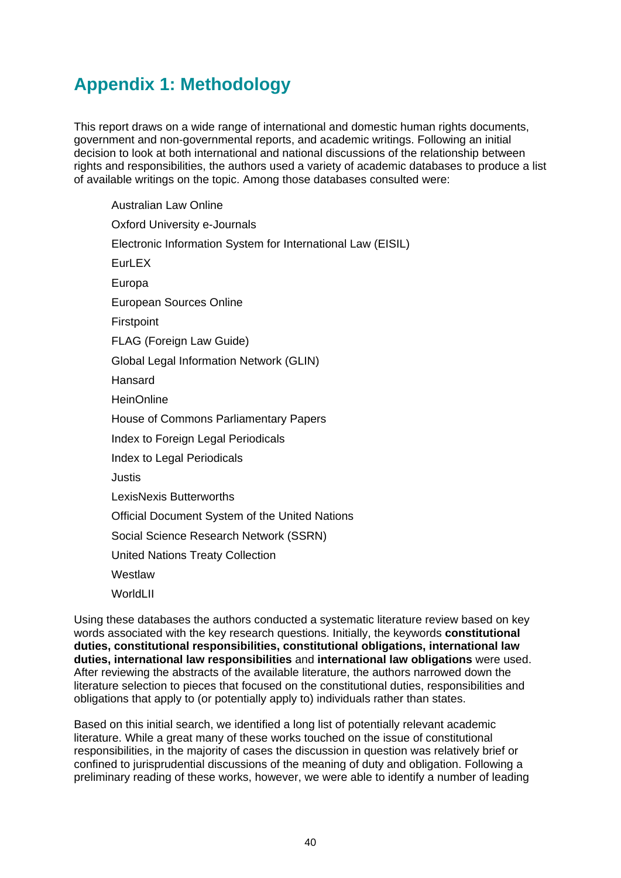## Appendix 1: Methodology

This report draws on a wide range of international and domestic human rights documents, government and non-governmental reports, and academic writings. Following an initial decision to look at both international and national discussions of the relationship between rights and responsibilities, the authors used a variety of academic databases to produce a list of available writings on the topic. Among those databases consulted were:

- Australian Law Online
- Oxford University e-Journals
- Electronic Information System for International Law (EISIL)
- EurLEX
- Europa
- European Sources Online
- Firstpoint
- FLAG (Foreign Law Guide)
- Global Legal Information Network (GLIN)
- Hansard
- HeinOnline
- House of Commons Parliamentary Papers
- Index to Foreign Legal Periodicals
- Index to Legal Periodicals
- Justis
- LexisNexis Butterworths
- Official Document System of the United Nations
- Social Science Research Network (SSRN)
- United Nations Treaty Collection
- Westlaw
- WorldLII

Using these databases the authors conducted a systematic literature review based on key words associated with the key research questions. Initially, the keywords **constitutional duties, constitutional responsibilities, constitutional obligations, international law duties, international law responsibilities** and **international law obligations** were used. After reviewing the abstracts of the available literature, the authors narrowed down the literature selection to pieces that focused on the constitutional duties, responsibilities and obligations that apply to (or potentially apply to) individuals rather than states.

Based on this initial search, we identified a long list of potentially relevant academic literature. While a great many of these works touched on the issue of constitutional responsibilities, in the majority of cases the discussion in question was relatively brief or confined to jurisprudential discussions of the meaning of duty and obligation. Following a preliminary reading of these works, however, we were able to identify a number of leading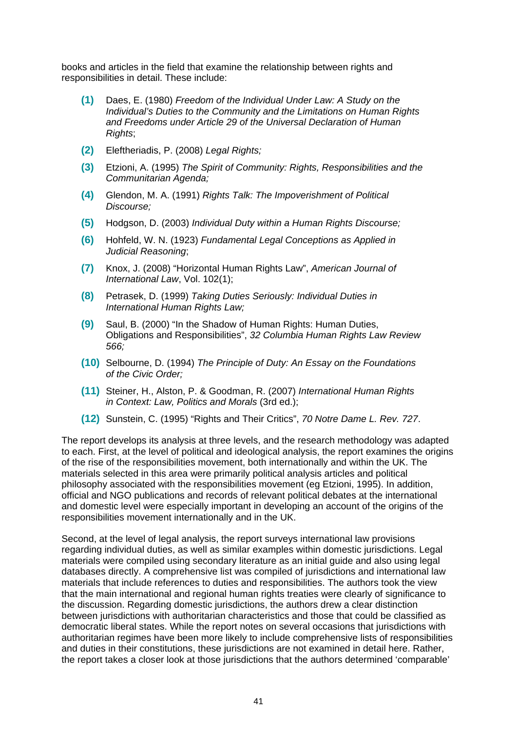books and articles in the field that examine the relationship between rights and responsibilities in detail. These include:

**(1)** Daes, E. (1980) *Freedom of the Individual Under Law: A Study on the Individual's Duties to the Community and the Limitations on Human Rights and Freedoms under Article 29 of the Universal Declaration of Human Rights*;

**(2)** Eleftheriadis, P. (2008) *Legal Rights;*

**(3)** Etzioni, A. (1995) *The Spirit of Community: Rights, Responsibilities and the Communitarian Agenda;*

**(4)** Glendon, M. A. (1991) *Rights Talk: The Impoverishment of Political Discourse;*

**(5)** Hodgson, D. (2003) *Individual Duty within a Human Rights Discourse;*

**(6)** Hohfeld, W. N. (1923) *Fundamental Legal Conceptions as Applied in Judicial Reasoning*;

**(7)** Knox, J. (2008) "Horizontal Human Rights Law", *American Journal of International Law*, Vol. 102(1);

**(8)** Petrasek, D. (1999) *Taking Duties Seriously: Individual Duties in International Human Rights Law;*

**(9)** Saul, B. (2000) "In the Shadow of Human Rights: Human Duties, Obligations and Responsibilities", *32 Columbia Human Rights Law Review 566;*

**(10)** Selbourne, D. (1994) *The Principle of Duty: An Essay on the Foundations of the Civic Order;*

**(11)** Steiner, H., Alston, P. & Goodman, R. (2007) *International Human Rights in Context: Law, Politics and Morals* (3rd ed.);

**(12)** Sunstein, C. (1995) "Rights and Their Critics", *70 Notre Dame L. Rev. 727*.

The report develops its analysis at three levels, and the research methodology was adapted to each. First, at the level of political and ideological analysis, the report examines the origins of the rise of the responsibilities movement, both internationally and within the UK. The materials selected in this area were primarily political analysis articles and political philosophy associated with the responsibilities movement (eg Etzioni, 1995). In addition, official and NGO publications and records of relevant political debates at the international and domestic level were especially important in developing an account of the origins of the responsibilities movement internationally and in the UK.

Second, at the level of legal analysis, the report surveys international law provisions regarding individual duties, as well as similar examples within domestic jurisdictions. Legal materials were compiled using secondary literature as an initial guide and also using legal databases directly. A comprehensive list was compiled of jurisdictions and international law materials that include references to duties and responsibilities. The authors took the view that the main international and regional human rights treaties were clearly of significance to the discussion. Regarding domestic jurisdictions, the authors drew a clear distinction between jurisdictions with authoritarian characteristics and those that could be classified as democratic liberal states. While the report notes on several occasions that jurisdictions with authoritarian regimes have been more likely to include comprehensive lists of responsibilities and duties in their constitutions, these jurisdictions are not examined in detail here. Rather, the report takes a closer look at those jurisdictions that the authors determined 'comparable'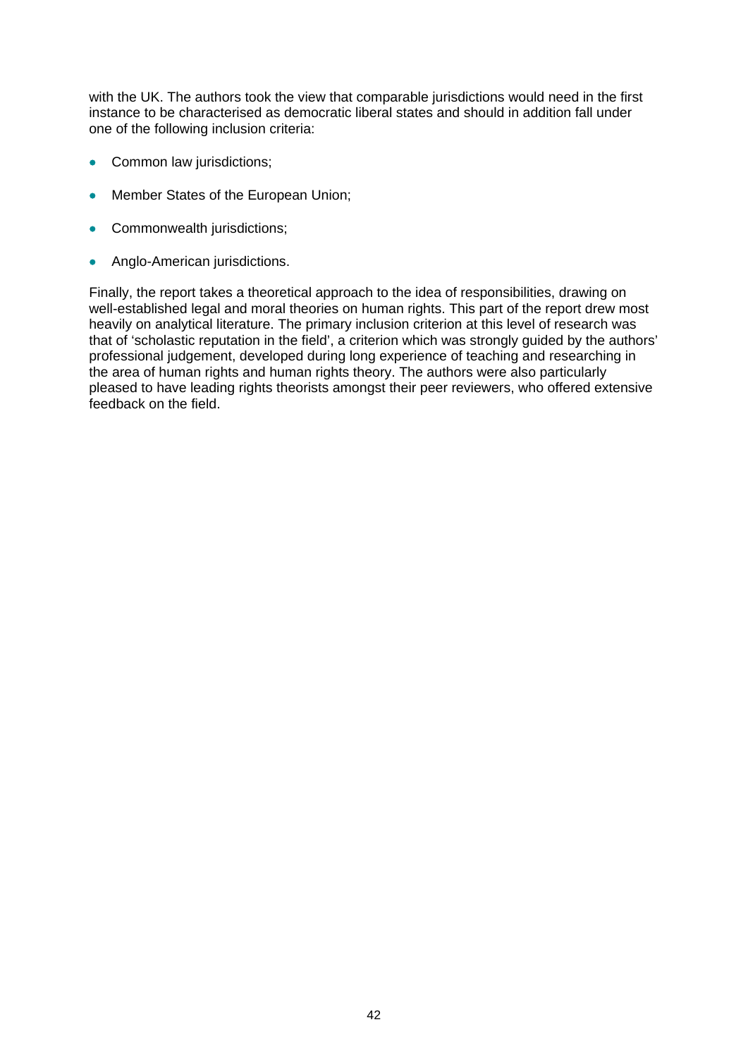with the UK. The authors took the view that comparable jurisdictions would need in the first instance to be characterised as democratic liberal states and should in addition fall under one of the following inclusion criteria:

- Common law jurisdictions;
- Member States of the European Union;
- Commonwealth jurisdictions;
- Anglo-American jurisdictions.

Finally, the report takes a theoretical approach to the idea of responsibilities, drawing on well-established legal and moral theories on human rights. This part of the report drew most heavily on analytical literature. The primary inclusion criterion at this level of research was that of 'scholastic reputation in the field', a criterion which was strongly guided by the authors' professional judgement, developed during long experience of teaching and researching in the area of human rights and human rights theory. The authors were also particularly pleased to have leading rights theorists amongst their peer reviewers, who offered extensive feedback on the field.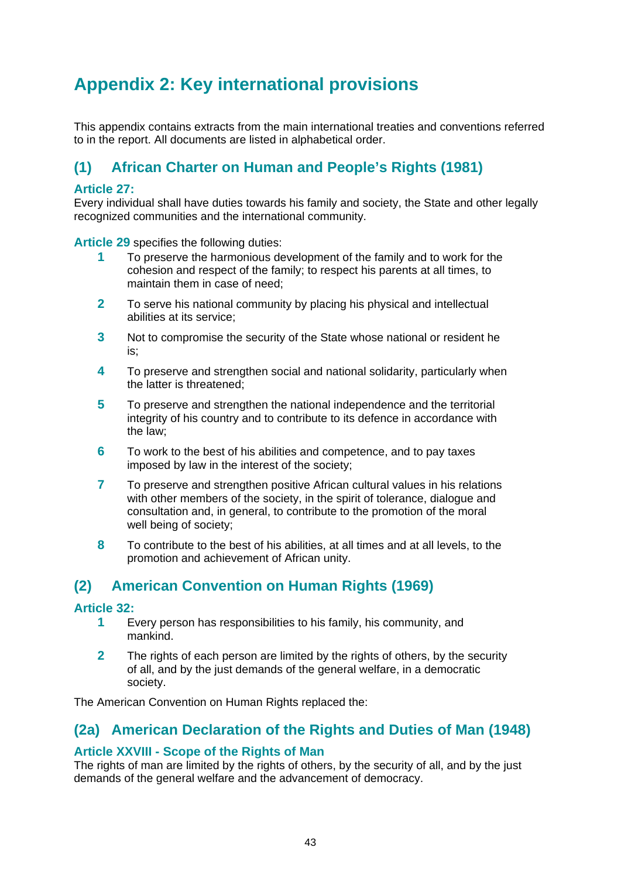# Appendix 2: Key international provisions

This appendix contains extracts from the main international treaties and conventions referred to in the report. All documents are listed in alphabetical order.

## (1) African Charter on Human and People's Rights (1981)

### Article 27:

Every individual shall have duties towards his family and society, the State and other legally recognized communities and the international community.

**Article 29** specifies the following duties:

1. To preserve the harmonious development of the family and to work for the cohesion and respect of the family; to respect his parents at all times, to maintain them in case of need;
2. To serve his national community by placing his physical and intellectual abilities at its service;
3. Not to compromise the security of the State whose national or resident he is;
4. To preserve and strengthen social and national solidarity, particularly when the latter is threatened;
5. To preserve and strengthen the national independence and the territorial integrity of his country and to contribute to its defence in accordance with the law;
6. To work to the best of his abilities and competence, and to pay taxes imposed by law in the interest of the society;
7. To preserve and strengthen positive African cultural values in his relations with other members of the society, in the spirit of tolerance, dialogue and consultation and, in general, to contribute to the promotion of the moral well being of society;
8. To contribute to the best of his abilities, at all times and at all levels, to the promotion and achievement of African unity.

## (2) American Convention on Human Rights (1969)

### Article 32:

1. Every person has responsibilities to his family, his community, and mankind.
2. The rights of each person are limited by the rights of others, by the security of all, and by the just demands of the general welfare, in a democratic society.

The American Convention on Human Rights replaced the:

## (2a) American Declaration of the Rights and Duties of Man (1948)

### Article XXVIII - Scope of the Rights of Man

The rights of man are limited by the rights of others, by the security of all, and by the just demands of the general welfare and the advancement of democracy.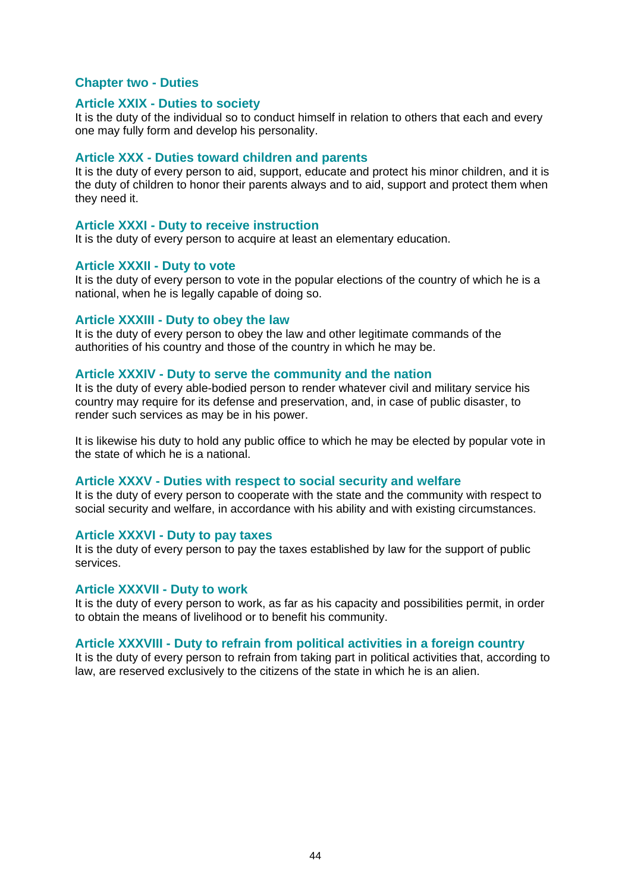## Chapter two - Duties

### Article XXIX - Duties to society

It is the duty of the individual so to conduct himself in relation to others that each and every one may fully form and develop his personality.

### Article XXX - Duties toward children and parents

It is the duty of every person to aid, support, educate and protect his minor children, and it is the duty of children to honor their parents always and to aid, support and protect them when they need it.

### Article XXXI - Duty to receive instruction

It is the duty of every person to acquire at least an elementary education.

### Article XXXII - Duty to vote

It is the duty of every person to vote in the popular elections of the country of which he is a national, when he is legally capable of doing so.

### Article XXXIII - Duty to obey the law

It is the duty of every person to obey the law and other legitimate commands of the authorities of his country and those of the country in which he may be.

### Article XXXIV - Duty to serve the community and the nation

It is the duty of every able-bodied person to render whatever civil and military service his country may require for its defense and preservation, and, in case of public disaster, to render such services as may be in his power.

It is likewise his duty to hold any public office to which he may be elected by popular vote in the state of which he is a national.

### Article XXXV - Duties with respect to social security and welfare

It is the duty of every person to cooperate with the state and the community with respect to social security and welfare, in accordance with his ability and with existing circumstances.

### Article XXXVI - Duty to pay taxes

It is the duty of every person to pay the taxes established by law for the support of public services.

### Article XXXVII - Duty to work

It is the duty of every person to work, as far as his capacity and possibilities permit, in order to obtain the means of livelihood or to benefit his community.

### Article XXXVIII - Duty to refrain from political activities in a foreign country

It is the duty of every person to refrain from taking part in political activities that, according to law, are reserved exclusively to the citizens of the state in which he is an alien.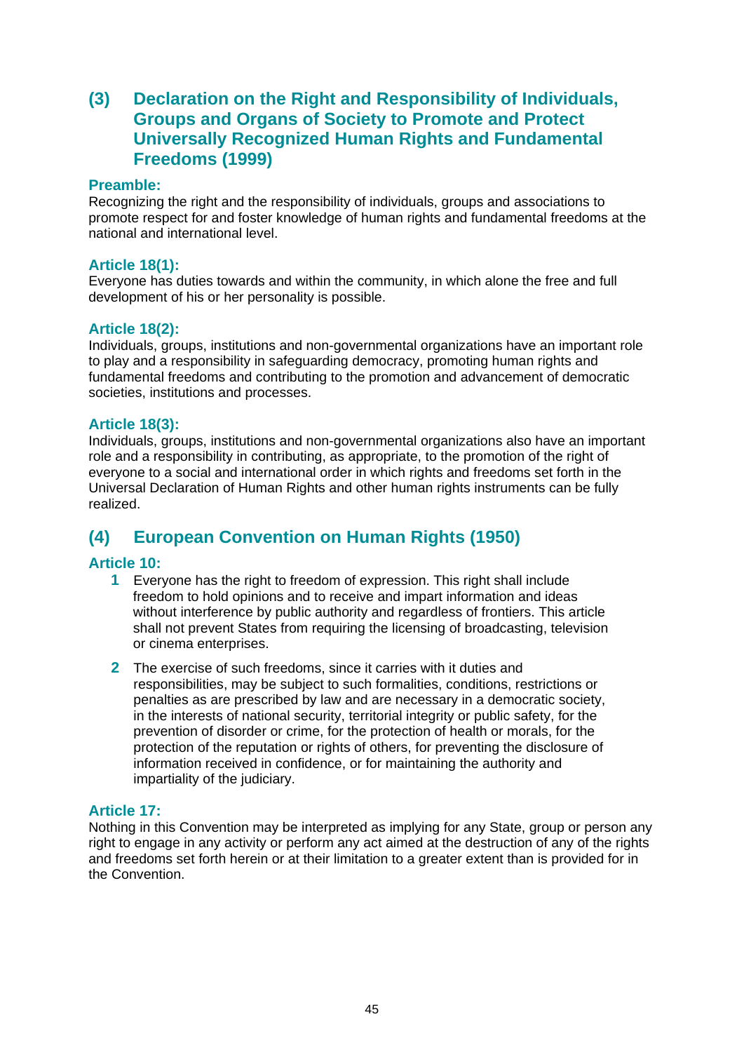## (3) Declaration on the Right and Responsibility of Individuals, Groups and Organs of Society to Promote and Protect Universally Recognized Human Rights and Fundamental Freedoms (1999)

### Preamble:

Recognizing the right and the responsibility of individuals, groups and associations to promote respect for and foster knowledge of human rights and fundamental freedoms at the national and international level.

### Article 18(1):

Everyone has duties towards and within the community, in which alone the free and full development of his or her personality is possible.

### Article 18(2):

Individuals, groups, institutions and non-governmental organizations have an important role to play and a responsibility in safeguarding democracy, promoting human rights and fundamental freedoms and contributing to the promotion and advancement of democratic societies, institutions and processes.

### Article 18(3):

Individuals, groups, institutions and non-governmental organizations also have an important role and a responsibility in contributing, as appropriate, to the promotion of the right of everyone to a social and international order in which rights and freedoms set forth in the Universal Declaration of Human Rights and other human rights instruments can be fully realized.

## (4) European Convention on Human Rights (1950)

### Article 10:

1. Everyone has the right to freedom of expression. This right shall include freedom to hold opinions and to receive and impart information and ideas without interference by public authority and regardless of frontiers. This article shall not prevent States from requiring the licensing of broadcasting, television or cinema enterprises.
2. The exercise of such freedoms, since it carries with it duties and responsibilities, may be subject to such formalities, conditions, restrictions or penalties as are prescribed by law and are necessary in a democratic society, in the interests of national security, territorial integrity or public safety, for the prevention of disorder or crime, for the protection of health or morals, for the protection of the reputation or rights of others, for preventing the disclosure of information received in confidence, or for maintaining the authority and impartiality of the judiciary.

### Article 17:

Nothing in this Convention may be interpreted as implying for any State, group or person any right to engage in any activity or perform any act aimed at the destruction of any of the rights and freedoms set forth herein or at their limitation to a greater extent than is provided for in the Convention.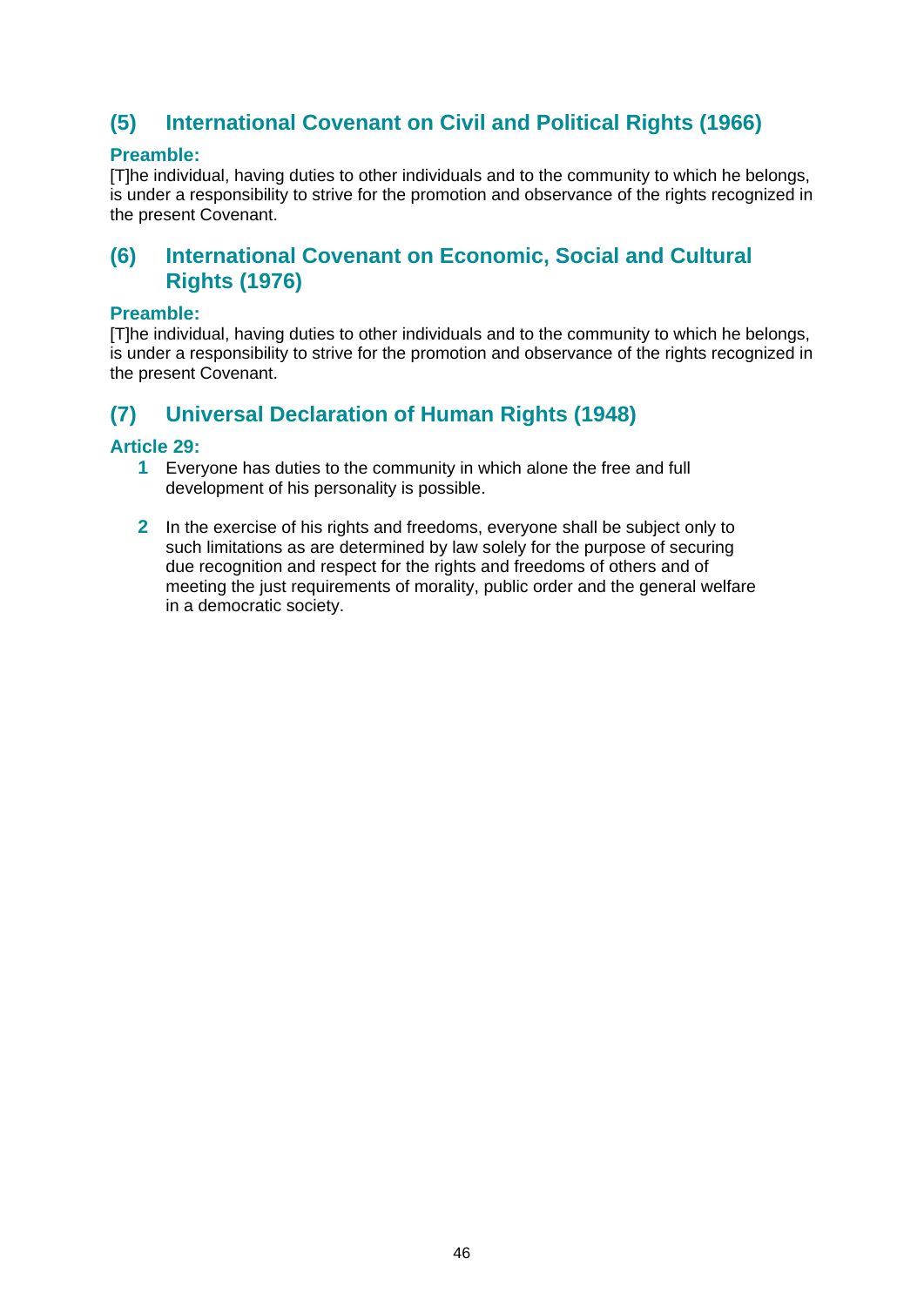## (5) International Covenant on Civil and Political Rights (1966)

**Preamble:**

[T]he individual, having duties to other individuals and to the community to which he belongs, is under a responsibility to strive for the promotion and observance of the rights recognized in the present Covenant.

## (6) International Covenant on Economic, Social and Cultural Rights (1976)

**Preamble:**

[T]he individual, having duties to other individuals and to the community to which he belongs, is under a responsibility to strive for the promotion and observance of the rights recognized in the present Covenant.

## (7) Universal Declaration of Human Rights (1948)

**Article 29:**

1. Everyone has duties to the community in which alone the free and full development of his personality is possible.

2. In the exercise of his rights and freedoms, everyone shall be subject only to such limitations as are determined by law solely for the purpose of securing due recognition and respect for the rights and freedoms of others and of meeting the just requirements of morality, public order and the general welfare in a democratic society.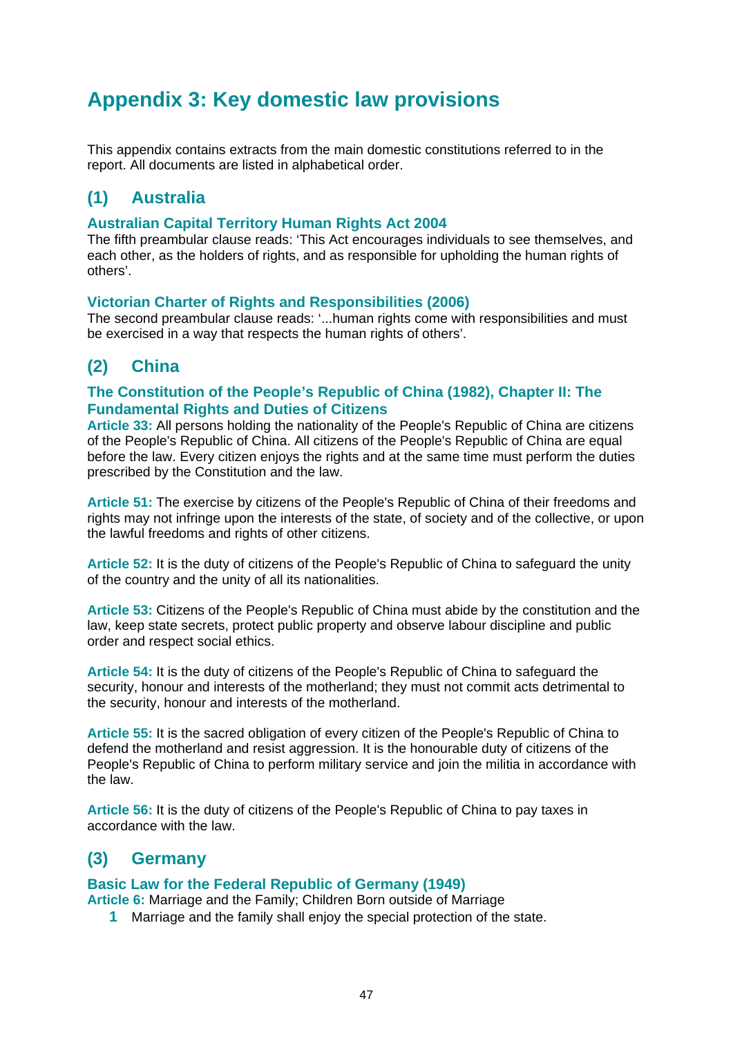# Appendix 3: Key domestic law provisions

This appendix contains extracts from the main domestic constitutions referred to in the report. All documents are listed in alphabetical order.

## (1) Australia

### Australian Capital Territory Human Rights Act 2004

The fifth preambular clause reads: 'This Act encourages individuals to see themselves, and each other, as the holders of rights, and as responsible for upholding the human rights of others'.

### Victorian Charter of Rights and Responsibilities (2006)

The second preambular clause reads: '...human rights come with responsibilities and must be exercised in a way that respects the human rights of others'.

## (2) China

### The Constitution of the People's Republic of China (1982), Chapter II: The Fundamental Rights and Duties of Citizens

**Article 33:** All persons holding the nationality of the People's Republic of China are citizens of the People's Republic of China. All citizens of the People's Republic of China are equal before the law. Every citizen enjoys the rights and at the same time must perform the duties prescribed by the Constitution and the law.

**Article 51:** The exercise by citizens of the People's Republic of China of their freedoms and rights may not infringe upon the interests of the state, of society and of the collective, or upon the lawful freedoms and rights of other citizens.

**Article 52:** It is the duty of citizens of the People's Republic of China to safeguard the unity of the country and the unity of all its nationalities.

**Article 53:** Citizens of the People's Republic of China must abide by the constitution and the law, keep state secrets, protect public property and observe labour discipline and public order and respect social ethics.

**Article 54:** It is the duty of citizens of the People's Republic of China to safeguard the security, honour and interests of the motherland; they must not commit acts detrimental to the security, honour and interests of the motherland.

**Article 55:** It is the sacred obligation of every citizen of the People's Republic of China to defend the motherland and resist aggression. It is the honourable duty of citizens of the People's Republic of China to perform military service and join the militia in accordance with the law.

**Article 56:** It is the duty of citizens of the People's Republic of China to pay taxes in accordance with the law.

## (3) Germany

### Basic Law for the Federal Republic of Germany (1949)

**Article 6:** Marriage and the Family; Children Born outside of Marriage

1. Marriage and the family shall enjoy the special protection of the state.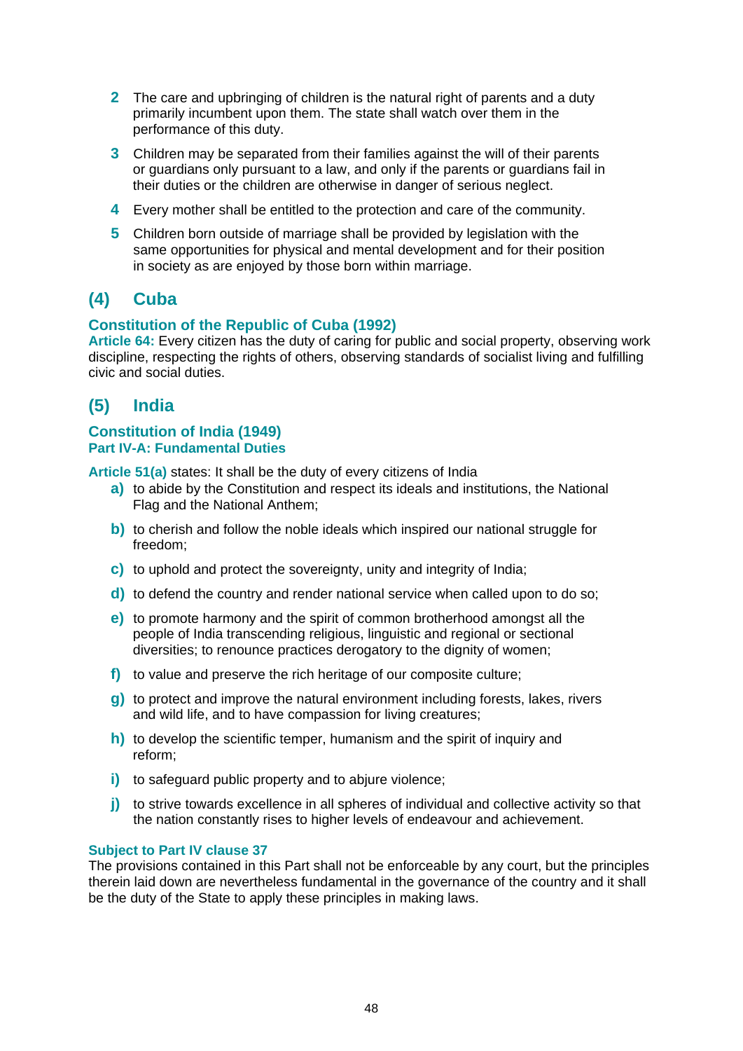2. The care and upbringing of children is the natural right of parents and a duty primarily incumbent upon them. The state shall watch over them in the performance of this duty.

3. Children may be separated from their families against the will of their parents or guardians only pursuant to a law, and only if the parents or guardians fail in their duties or the children are otherwise in danger of serious neglect.

4. Every mother shall be entitled to the protection and care of the community.

5. Children born outside of marriage shall be provided by legislation with the same opportunities for physical and mental development and for their position in society as are enjoyed by those born within marriage.

## (4) Cuba

### Constitution of the Republic of Cuba (1992)

**Article 64:** Every citizen has the duty of caring for public and social property, observing work discipline, respecting the rights of others, observing standards of socialist living and fulfilling civic and social duties.

## (5) India

### Constitution of India (1949)

#### Part IV-A: Fundamental Duties

**Article 51(a)** states: It shall be the duty of every citizens of India

a) to abide by the Constitution and respect its ideals and institutions, the National Flag and the National Anthem;

b) to cherish and follow the noble ideals which inspired our national struggle for freedom;

c) to uphold and protect the sovereignty, unity and integrity of India;

d) to defend the country and render national service when called upon to do so;

e) to promote harmony and the spirit of common brotherhood amongst all the people of India transcending religious, linguistic and regional or sectional diversities; to renounce practices derogatory to the dignity of women;

f) to value and preserve the rich heritage of our composite culture;

g) to protect and improve the natural environment including forests, lakes, rivers and wild life, and to have compassion for living creatures;

h) to develop the scientific temper, humanism and the spirit of inquiry and reform;

i) to safeguard public property and to abjure violence;

j) to strive towards excellence in all spheres of individual and collective activity so that the nation constantly rises to higher levels of endeavour and achievement.

**Subject to Part IV clause 37**

The provisions contained in this Part shall not be enforceable by any court, but the principles therein laid down are nevertheless fundamental in the governance of the country and it shall be the duty of the State to apply these principles in making laws.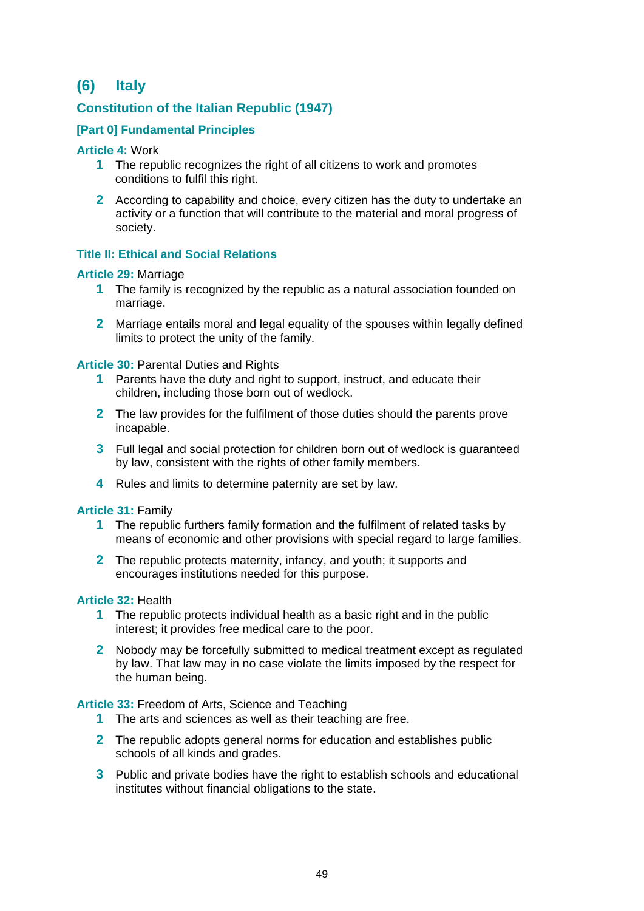## (6) Italy

### Constitution of the Italian Republic (1947)

#### [Part 0] Fundamental Principles

**Article 4:** Work

1. The republic recognizes the right of all citizens to work and promotes conditions to fulfil this right.
2. According to capability and choice, every citizen has the duty to undertake an activity or a function that will contribute to the material and moral progress of society.

#### Title II: Ethical and Social Relations

**Article 29:** Marriage

1. The family is recognized by the republic as a natural association founded on marriage.
2. Marriage entails moral and legal equality of the spouses within legally defined limits to protect the unity of the family.

**Article 30:** Parental Duties and Rights

1. Parents have the duty and right to support, instruct, and educate their children, including those born out of wedlock.
2. The law provides for the fulfilment of those duties should the parents prove incapable.
3. Full legal and social protection for children born out of wedlock is guaranteed by law, consistent with the rights of other family members.
4. Rules and limits to determine paternity are set by law.

**Article 31:** Family

1. The republic furthers family formation and the fulfilment of related tasks by means of economic and other provisions with special regard to large families.
2. The republic protects maternity, infancy, and youth; it supports and encourages institutions needed for this purpose.

**Article 32:** Health

1. The republic protects individual health as a basic right and in the public interest; it provides free medical care to the poor.
2. Nobody may be forcefully submitted to medical treatment except as regulated by law. That law may in no case violate the limits imposed by the respect for the human being.

**Article 33:** Freedom of Arts, Science and Teaching

1. The arts and sciences as well as their teaching are free.
2. The republic adopts general norms for education and establishes public schools of all kinds and grades.
3. Public and private bodies have the right to establish schools and educational institutes without financial obligations to the state.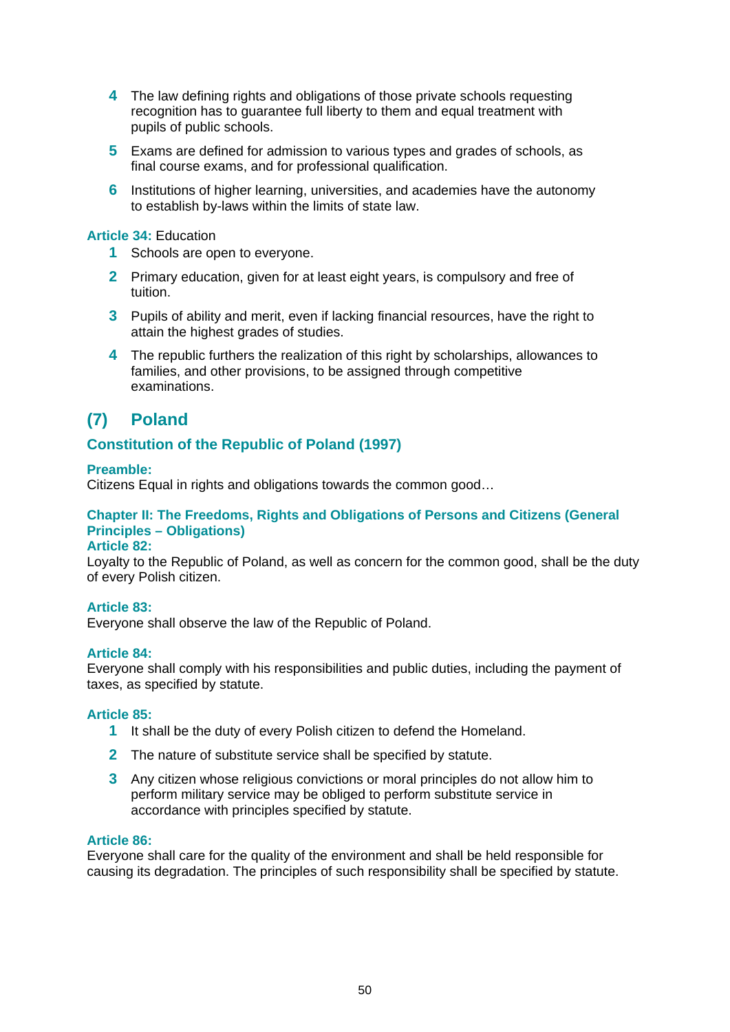4. The law defining rights and obligations of those private schools requesting recognition has to guarantee full liberty to them and equal treatment with pupils of public schools.
5. Exams are defined for admission to various types and grades of schools, as final course exams, and for professional qualification.
6. Institutions of higher learning, universities, and academies have the autonomy to establish by-laws within the limits of state law.

**Article 34:** Education

1. Schools are open to everyone.
2. Primary education, given for at least eight years, is compulsory and free of tuition.
3. Pupils of ability and merit, even if lacking financial resources, have the right to attain the highest grades of studies.
4. The republic furthers the realization of this right by scholarships, allowances to families, and other provisions, to be assigned through competitive examinations.

## (7) Poland

### Constitution of the Republic of Poland (1997)

**Preamble:**
Citizens Equal in rights and obligations towards the common good…

**Chapter II: The Freedoms, Rights and Obligations of Persons and Citizens (General Principles – Obligations)**

**Article 82:**
Loyalty to the Republic of Poland, as well as concern for the common good, shall be the duty of every Polish citizen.

**Article 83:**
Everyone shall observe the law of the Republic of Poland.

**Article 84:**
Everyone shall comply with his responsibilities and public duties, including the payment of taxes, as specified by statute.

**Article 85:**

1. It shall be the duty of every Polish citizen to defend the Homeland.
2. The nature of substitute service shall be specified by statute.
3. Any citizen whose religious convictions or moral principles do not allow him to perform military service may be obliged to perform substitute service in accordance with principles specified by statute.

**Article 86:**
Everyone shall care for the quality of the environment and shall be held responsible for causing its degradation. The principles of such responsibility shall be specified by statute.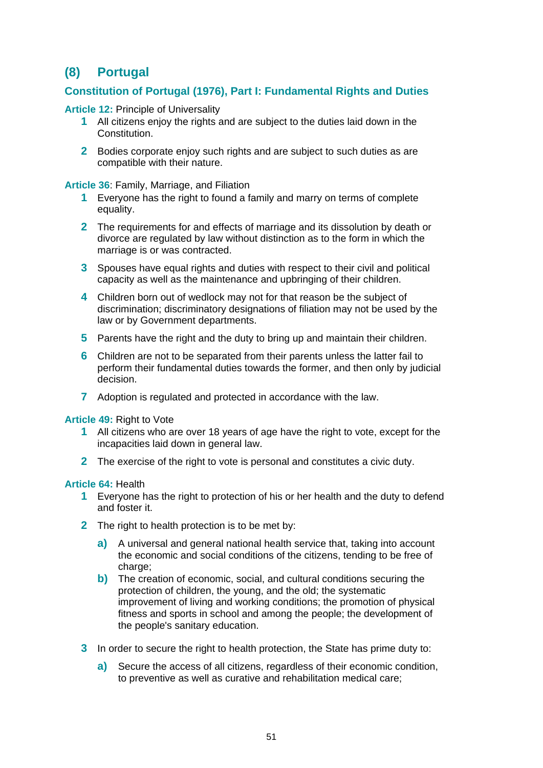## (8) Portugal

### Constitution of Portugal (1976), Part I: Fundamental Rights and Duties

**Article 12:** Principle of Universality

1. All citizens enjoy the rights and are subject to the duties laid down in the Constitution.
2. Bodies corporate enjoy such rights and are subject to such duties as are compatible with their nature.

**Article 36**: Family, Marriage, and Filiation

1. Everyone has the right to found a family and marry on terms of complete equality.
2. The requirements for and effects of marriage and its dissolution by death or divorce are regulated by law without distinction as to the form in which the marriage is or was contracted.
3. Spouses have equal rights and duties with respect to their civil and political capacity as well as the maintenance and upbringing of their children.
4. Children born out of wedlock may not for that reason be the subject of discrimination; discriminatory designations of filiation may not be used by the law or by Government departments.
5. Parents have the right and the duty to bring up and maintain their children.
6. Children are not to be separated from their parents unless the latter fail to perform their fundamental duties towards the former, and then only by judicial decision.
7. Adoption is regulated and protected in accordance with the law.

**Article 49:** Right to Vote

1. All citizens who are over 18 years of age have the right to vote, except for the incapacities laid down in general law.
2. The exercise of the right to vote is personal and constitutes a civic duty.

**Article 64:** Health

1. Everyone has the right to protection of his or her health and the duty to defend and foster it.
2. The right to health protection is to be met by:
   - **a)** A universal and general national health service that, taking into account the economic and social conditions of the citizens, tending to be free of charge;
   - **b)** The creation of economic, social, and cultural conditions securing the protection of children, the young, and the old; the systematic improvement of living and working conditions; the promotion of physical fitness and sports in school and among the people; the development of the people's sanitary education.
3. In order to secure the right to health protection, the State has prime duty to:
   - **a)** Secure the access of all citizens, regardless of their economic condition, to preventive as well as curative and rehabilitation medical care;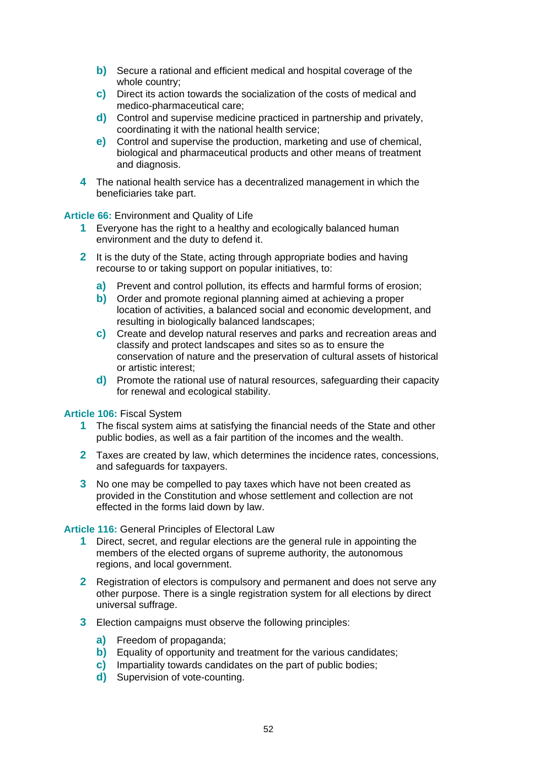- **b)** Secure a rational and efficient medical and hospital coverage of the whole country;
- **c)** Direct its action towards the socialization of the costs of medical and medico-pharmaceutical care;
- **d)** Control and supervise medicine practiced in partnership and privately, coordinating it with the national health service;
- **e)** Control and supervise the production, marketing and use of chemical, biological and pharmaceutical products and other means of treatment and diagnosis.

**4** The national health service has a decentralized management in which the beneficiaries take part.

**Article 66:** Environment and Quality of Life

**1** Everyone has the right to a healthy and ecologically balanced human environment and the duty to defend it.

**2** It is the duty of the State, acting through appropriate bodies and having recourse to or taking support on popular initiatives, to:

- **a)** Prevent and control pollution, its effects and harmful forms of erosion;
- **b)** Order and promote regional planning aimed at achieving a proper location of activities, a balanced social and economic development, and resulting in biologically balanced landscapes;
- **c)** Create and develop natural reserves and parks and recreation areas and classify and protect landscapes and sites so as to ensure the conservation of nature and the preservation of cultural assets of historical or artistic interest;
- **d)** Promote the rational use of natural resources, safeguarding their capacity for renewal and ecological stability.

**Article 106:** Fiscal System

**1** The fiscal system aims at satisfying the financial needs of the State and other public bodies, as well as a fair partition of the incomes and the wealth.

**2** Taxes are created by law, which determines the incidence rates, concessions, and safeguards for taxpayers.

**3** No one may be compelled to pay taxes which have not been created as provided in the Constitution and whose settlement and collection are not effected in the forms laid down by law.

**Article 116:** General Principles of Electoral Law

**1** Direct, secret, and regular elections are the general rule in appointing the members of the elected organs of supreme authority, the autonomous regions, and local government.

**2** Registration of electors is compulsory and permanent and does not serve any other purpose. There is a single registration system for all elections by direct universal suffrage.

**3** Election campaigns must observe the following principles:

- **a)** Freedom of propaganda;
- **b)** Equality of opportunity and treatment for the various candidates;
- **c)** Impartiality towards candidates on the part of public bodies;
- **d)** Supervision of vote-counting.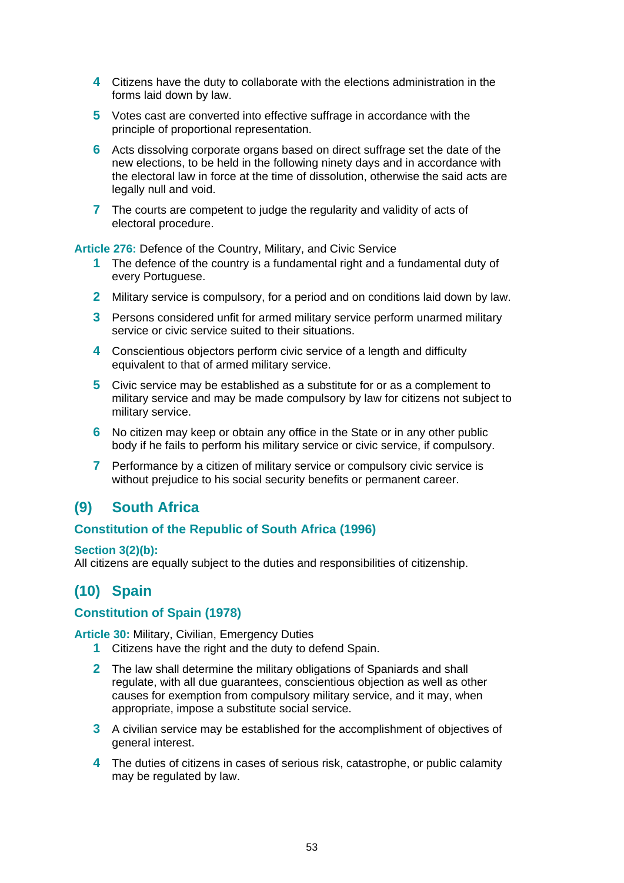4. Citizens have the duty to collaborate with the elections administration in the forms laid down by law.
5. Votes cast are converted into effective suffrage in accordance with the principle of proportional representation.
6. Acts dissolving corporate organs based on direct suffrage set the date of the new elections, to be held in the following ninety days and in accordance with the electoral law in force at the time of dissolution, otherwise the said acts are legally null and void.
7. The courts are competent to judge the regularity and validity of acts of electoral procedure.

**Article 276:** Defence of the Country, Military, and Civic Service

1. The defence of the country is a fundamental right and a fundamental duty of every Portuguese.
2. Military service is compulsory, for a period and on conditions laid down by law.
3. Persons considered unfit for armed military service perform unarmed military service or civic service suited to their situations.
4. Conscientious objectors perform civic service of a length and difficulty equivalent to that of armed military service.
5. Civic service may be established as a substitute for or as a complement to military service and may be made compulsory by law for citizens not subject to military service.
6. No citizen may keep or obtain any office in the State or in any other public body if he fails to perform his military service or civic service, if compulsory.
7. Performance by a citizen of military service or compulsory civic service is without prejudice to his social security benefits or permanent career.

## (9) South Africa

### Constitution of the Republic of South Africa (1996)

**Section 3(2)(b):**
All citizens are equally subject to the duties and responsibilities of citizenship.

## (10) Spain

### Constitution of Spain (1978)

**Article 30:** Military, Civilian, Emergency Duties

1. Citizens have the right and the duty to defend Spain.
2. The law shall determine the military obligations of Spaniards and shall regulate, with all due guarantees, conscientious objection as well as other causes for exemption from compulsory military service, and it may, when appropriate, impose a substitute social service.
3. A civilian service may be established for the accomplishment of objectives of general interest.
4. The duties of citizens in cases of serious risk, catastrophe, or public calamity may be regulated by law.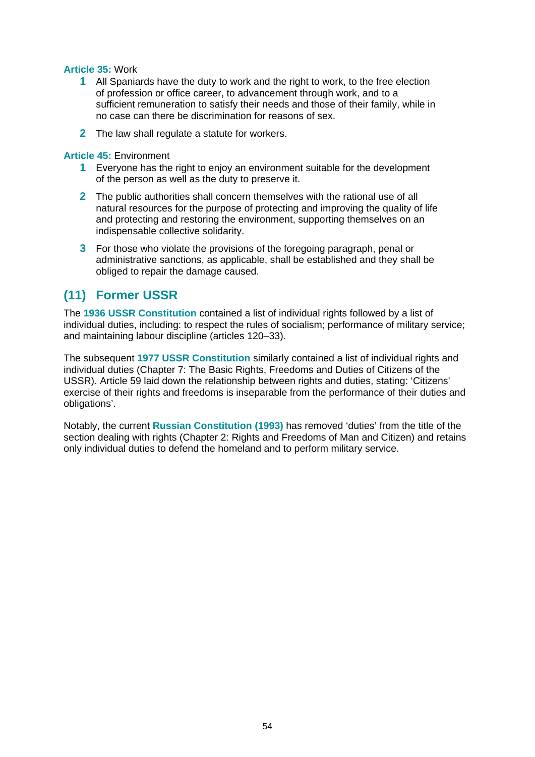**Article 35:** Work

1. All Spaniards have the duty to work and the right to work, to the free election of profession or office career, to advancement through work, and to a sufficient remuneration to satisfy their needs and those of their family, while in no case can there be discrimination for reasons of sex.
2. The law shall regulate a statute for workers.

**Article 45:** Environment

1. Everyone has the right to enjoy an environment suitable for the development of the person as well as the duty to preserve it.
2. The public authorities shall concern themselves with the rational use of all natural resources for the purpose of protecting and improving the quality of life and protecting and restoring the environment, supporting themselves on an indispensable collective solidarity.
3. For those who violate the provisions of the foregoing paragraph, penal or administrative sanctions, as applicable, shall be established and they shall be obliged to repair the damage caused.

## (11) Former USSR

The **1936 USSR Constitution** contained a list of individual rights followed by a list of individual duties, including: to respect the rules of socialism; performance of military service; and maintaining labour discipline (articles 120–33).

The subsequent **1977 USSR Constitution** similarly contained a list of individual rights and individual duties (Chapter 7: The Basic Rights, Freedoms and Duties of Citizens of the USSR). Article 59 laid down the relationship between rights and duties, stating: 'Citizens' exercise of their rights and freedoms is inseparable from the performance of their duties and obligations'.

Notably, the current **Russian Constitution (1993)** has removed 'duties' from the title of the section dealing with rights (Chapter 2: Rights and Freedoms of Man and Citizen) and retains only individual duties to defend the homeland and to perform military service.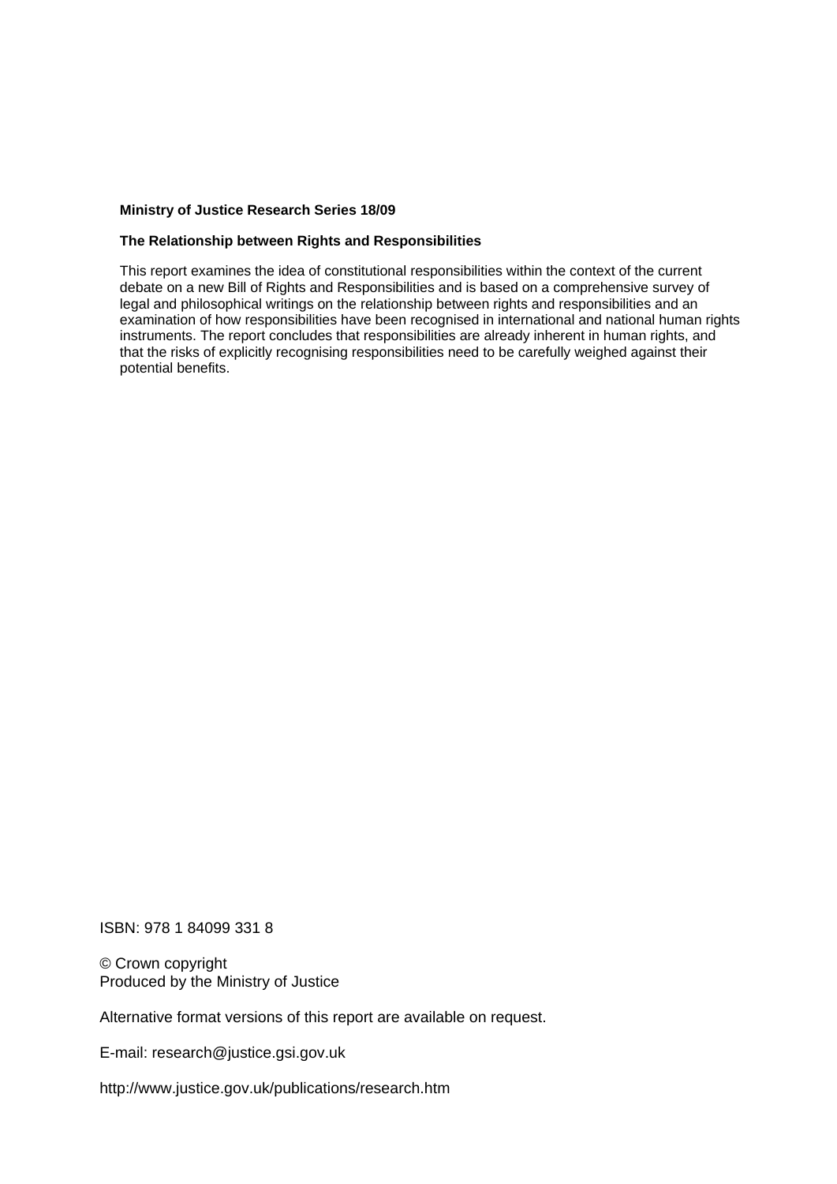**Ministry of Justice Research Series 18/09**

**The Relationship between Rights and Responsibilities**

This report examines the idea of constitutional responsibilities within the context of the current debate on a new Bill of Rights and Responsibilities and is based on a comprehensive survey of legal and philosophical writings on the relationship between rights and responsibilities and an examination of how responsibilities have been recognised in international and national human rights instruments. The report concludes that responsibilities are already inherent in human rights, and that the risks of explicitly recognising responsibilities need to be carefully weighed against their potential benefits.

ISBN: 978 1 84099 331 8

© Crown copyright
Produced by the Ministry of Justice

Alternative format versions of this report are available on request.

E-mail: research@justice.gsi.gov.uk

http://www.justice.gov.uk/publications/research.htm